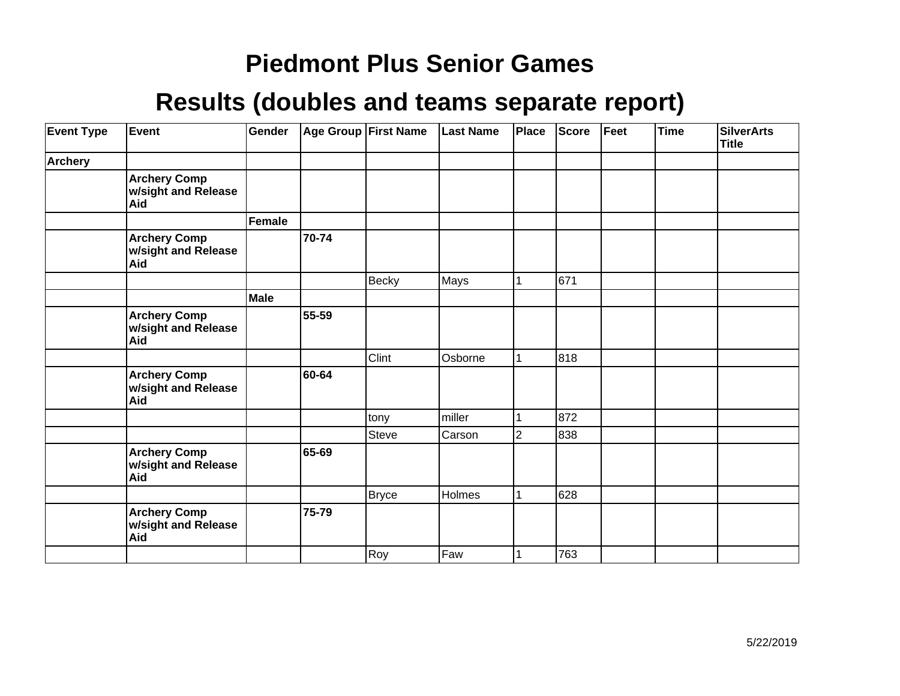# Piedmont Plus Senior Games

## Results (doubles and teams separate report)

| Event Type | Event | Gender | Age Group | First Name | Last Name | Place | Score | Feet | Time | SilverArts Title |
|---|---|---|---|---|---|---|---|---|---|---|
| **Archery** | | | | | | | | | | |
| | **Archery Comp w/sight and Release Aid** | | | | | | | | | |
| | | **Female** | | | | | | | | |
| | **Archery Comp w/sight and Release Aid** | | **70-74** | | | | | | | |
| | | | | Becky | Mays | 1 | 671 | | | |
| | | **Male** | | | | | | | | |
| | **Archery Comp w/sight and Release Aid** | | **55-59** | | | | | | | |
| | | | | Clint | Osborne | 1 | 818 | | | |
| | **Archery Comp w/sight and Release Aid** | | **60-64** | | | | | | | |
| | | | | tony | miller | 1 | 872 | | | |
| | | | | Steve | Carson | 2 | 838 | | | |
| | **Archery Comp w/sight and Release Aid** | | **65-69** | | | | | | | |
| | | | | Bryce | Holmes | 1 | 628 | | | |
| | **Archery Comp w/sight and Release Aid** | | **75-79** | | | | | | | |
| | | | | Roy | Faw | 1 | 763 | | | |

5/22/2019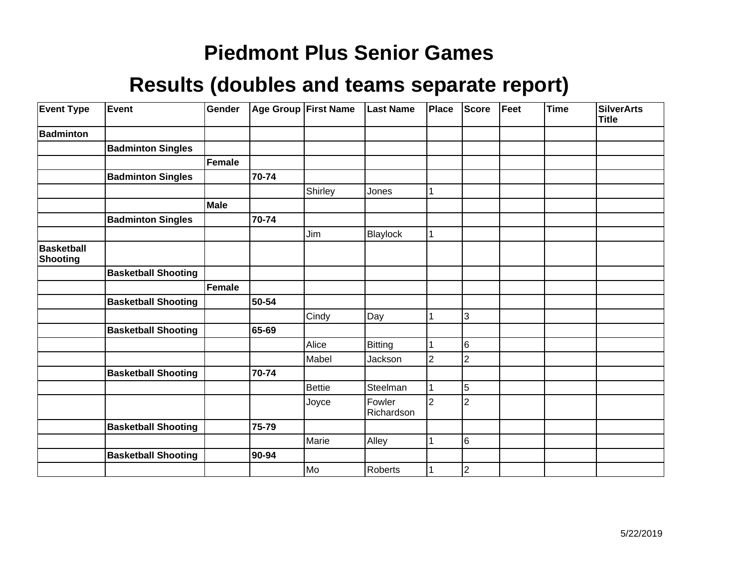# Piedmont Plus Senior Games

## Results (doubles and teams separate report)

| Event Type | Event | Gender | Age Group | First Name | Last Name | Place | Score | Feet | Time | SilverArts Title |
|---|---|---|---|---|---|---|---|---|---|---|
| **Badminton** | | | | | | | | | | |
| | **Badminton Singles** | | | | | | | | | |
| | | **Female** | | | | | | | | |
| | **Badminton Singles** | | **70-74** | | | | | | | |
| | | | | Shirley | Jones | 1 | | | | |
| | | **Male** | | | | | | | | |
| | **Badminton Singles** | | **70-74** | | | | | | | |
| | | | | Jim | Blaylock | 1 | | | | |
| **Basketball Shooting** | | | | | | | | | | |
| | **Basketball Shooting** | | | | | | | | | |
| | | **Female** | | | | | | | | |
| | **Basketball Shooting** | | **50-54** | | | | | | | |
| | | | | Cindy | Day | 1 | 3 | | | |
| | **Basketball Shooting** | | **65-69** | | | | | | | |
| | | | | Alice | Bitting | 1 | 6 | | | |
| | | | | Mabel | Jackson | 2 | 2 | | | |
| | **Basketball Shooting** | | **70-74** | | | | | | | |
| | | | | Bettie | Steelman | 1 | 5 | | | |
| | | | | Joyce | Fowler Richardson | 2 | 2 | | | |
| | **Basketball Shooting** | | **75-79** | | | | | | | |
| | | | | Marie | Alley | 1 | 6 | | | |
| | **Basketball Shooting** | | **90-94** | | | | | | | |
| | | | | Mo | Roberts | 1 | 2 | | | |

5/22/2019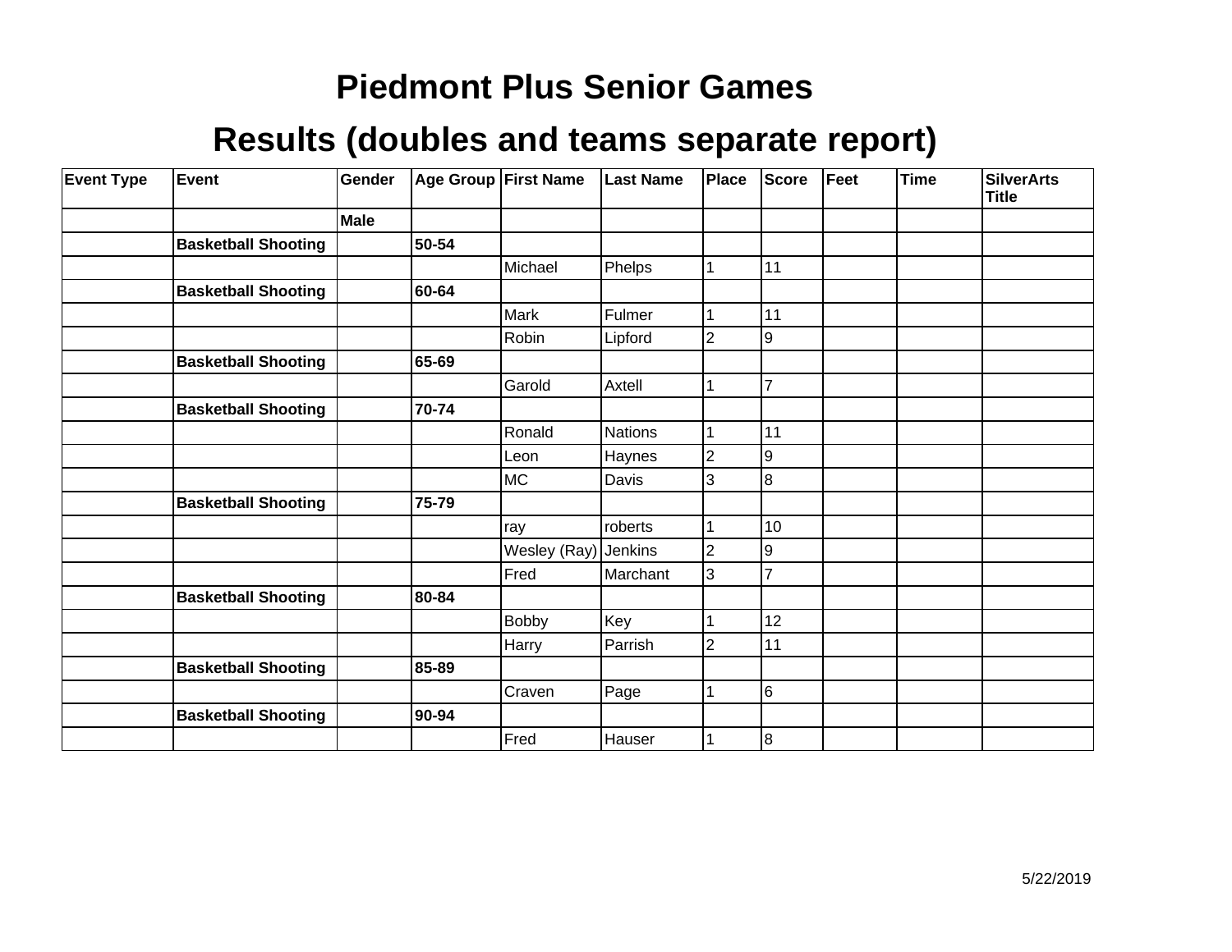# Piedmont Plus Senior Games

## Results (doubles and teams separate report)

| Event Type | Event | Gender | Age Group | First Name | Last Name | Place | Score | Feet | Time | SilverArts Title |
|---|---|---|---|---|---|---|---|---|---|---|
| | | **Male** | | | | | | | | |
| | **Basketball Shooting** | | **50-54** | | | | | | | |
| | | | | Michael | Phelps | 1 | 11 | | | |
| | **Basketball Shooting** | | **60-64** | | | | | | | |
| | | | | Mark | Fulmer | 1 | 11 | | | |
| | | | | Robin | Lipford | 2 | 9 | | | |
| | **Basketball Shooting** | | **65-69** | | | | | | | |
| | | | | Garold | Axtell | 1 | 7 | | | |
| | **Basketball Shooting** | | **70-74** | | | | | | | |
| | | | | Ronald | Nations | 1 | 11 | | | |
| | | | | Leon | Haynes | 2 | 9 | | | |
| | | | | MC | Davis | 3 | 8 | | | |
| | **Basketball Shooting** | | **75-79** | | | | | | | |
| | | | | ray | roberts | 1 | 10 | | | |
| | | | | Wesley (Ray) | Jenkins | 2 | 9 | | | |
| | | | | Fred | Marchant | 3 | 7 | | | |
| | **Basketball Shooting** | | **80-84** | | | | | | | |
| | | | | Bobby | Key | 1 | 12 | | | |
| | | | | Harry | Parrish | 2 | 11 | | | |
| | **Basketball Shooting** | | **85-89** | | | | | | | |
| | | | | Craven | Page | 1 | 6 | | | |
| | **Basketball Shooting** | | **90-94** | | | | | | | |
| | | | | Fred | Hauser | 1 | 8 | | | |

5/22/2019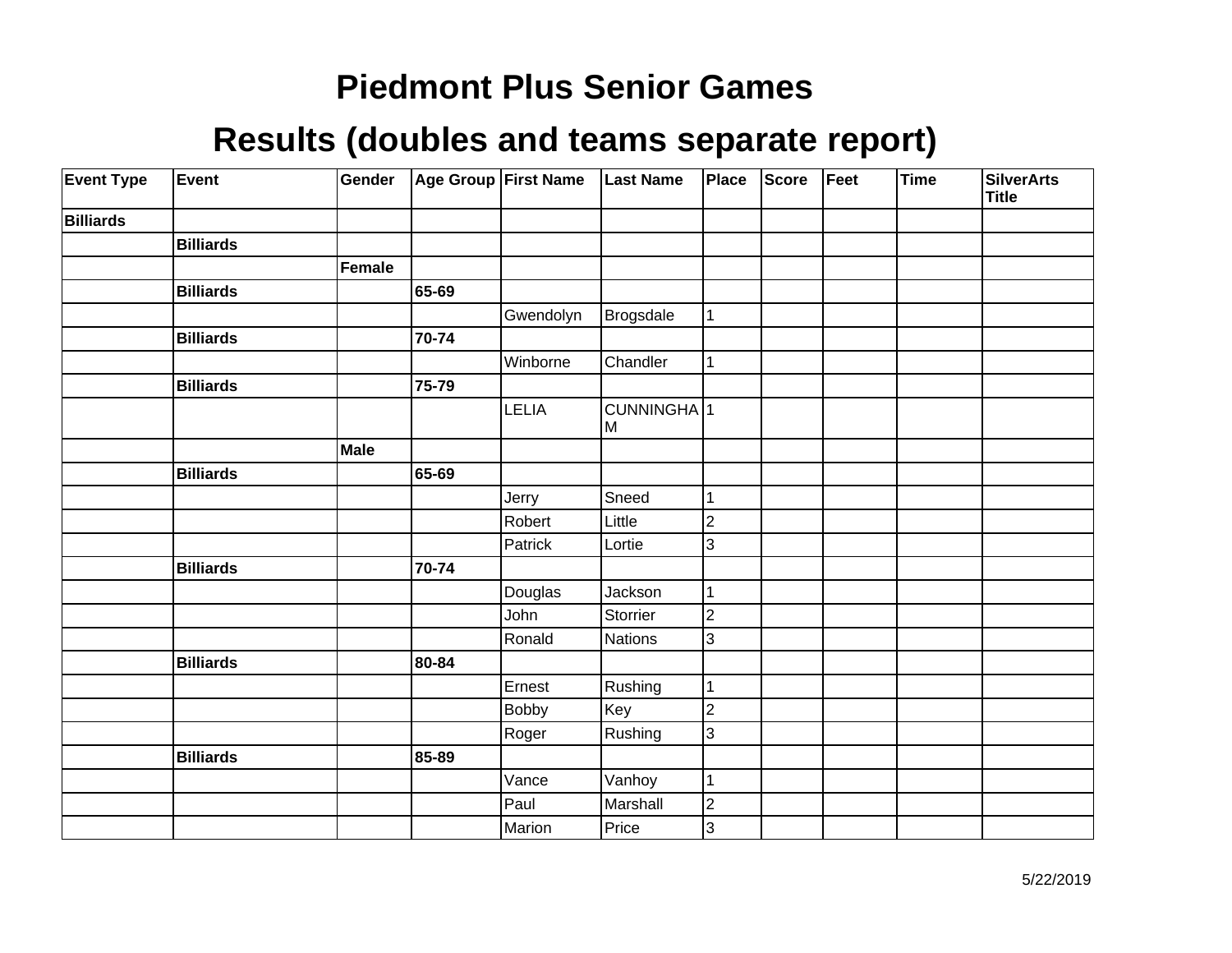# Piedmont Plus Senior Games

## Results (doubles and teams separate report)

| Event Type | Event | Gender | Age Group | First Name | Last Name | Place | Score | Feet | Time | SilverArts Title |
|---|---|---|---|---|---|---|---|---|---|---|
| **Billiards** | | | | | | | | | | |
| | **Billiards** | | | | | | | | | |
| | | **Female** | | | | | | | | |
| | **Billiards** | | **65-69** | | | | | | | |
| | | | | Gwendolyn | Brogsdale | 1 | | | | |
| | **Billiards** | | **70-74** | | | | | | | |
| | | | | Winborne | Chandler | 1 | | | | |
| | **Billiards** | | **75-79** | | | | | | | |
| | | | | LELIA | CUNNINGHAM | 1 | | | | |
| | | **Male** | | | | | | | | |
| | **Billiards** | | **65-69** | | | | | | | |
| | | | | Jerry | Sneed | 1 | | | | |
| | | | | Robert | Little | 2 | | | | |
| | | | | Patrick | Lortie | 3 | | | | |
| | **Billiards** | | **70-74** | | | | | | | |
| | | | | Douglas | Jackson | 1 | | | | |
| | | | | John | Storrier | 2 | | | | |
| | | | | Ronald | Nations | 3 | | | | |
| | **Billiards** | | **80-84** | | | | | | | |
| | | | | Ernest | Rushing | 1 | | | | |
| | | | | Bobby | Key | 2 | | | | |
| | | | | Roger | Rushing | 3 | | | | |
| | **Billiards** | | **85-89** | | | | | | | |
| | | | | Vance | Vanhoy | 1 | | | | |
| | | | | Paul | Marshall | 2 | | | | |
| | | | | Marion | Price | 3 | | | | |

5/22/2019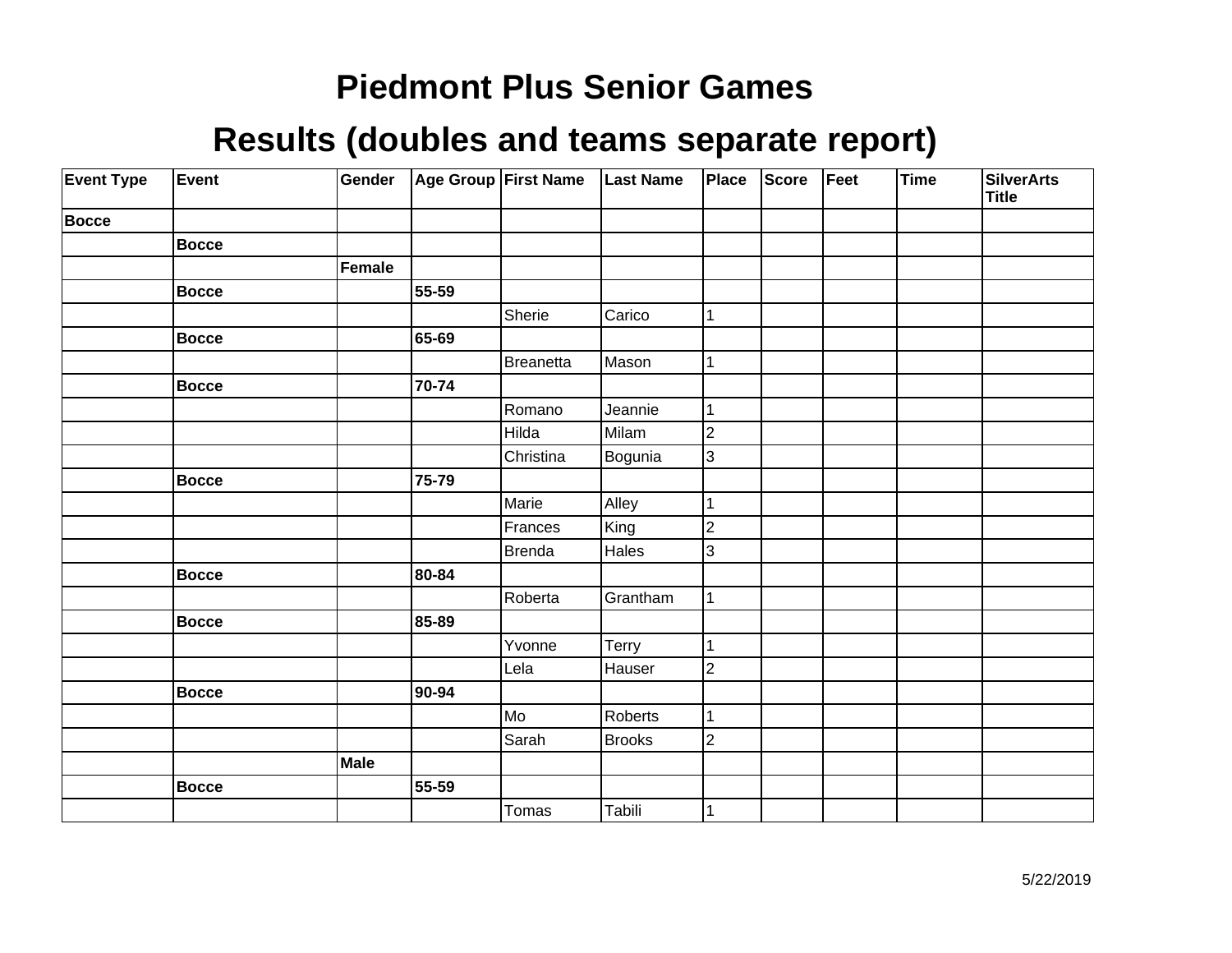# Piedmont Plus Senior Games

## Results (doubles and teams separate report)

| Event Type | Event | Gender | Age Group | First Name | Last Name | Place | Score | Feet | Time | SilverArts Title |
|---|---|---|---|---|---|---|---|---|---|---|
| **Bocce** | | | | | | | | | | |
| | **Bocce** | | | | | | | | | |
| | | **Female** | | | | | | | | |
| | **Bocce** | | **55-59** | | | | | | | |
| | | | | Sherie | Carico | 1 | | | | |
| | **Bocce** | | **65-69** | | | | | | | |
| | | | | Breanetta | Mason | 1 | | | | |
| | **Bocce** | | **70-74** | | | | | | | |
| | | | | Romano | Jeannie | 1 | | | | |
| | | | | Hilda | Milam | 2 | | | | |
| | | | | Christina | Bogunia | 3 | | | | |
| | **Bocce** | | **75-79** | | | | | | | |
| | | | | Marie | Alley | 1 | | | | |
| | | | | Frances | King | 2 | | | | |
| | | | | Brenda | Hales | 3 | | | | |
| | **Bocce** | | **80-84** | | | | | | | |
| | | | | Roberta | Grantham | 1 | | | | |
| | **Bocce** | | **85-89** | | | | | | | |
| | | | | Yvonne | Terry | 1 | | | | |
| | | | | Lela | Hauser | 2 | | | | |
| | **Bocce** | | **90-94** | | | | | | | |
| | | | | Mo | Roberts | 1 | | | | |
| | | | | Sarah | Brooks | 2 | | | | |
| | | **Male** | | | | | | | | |
| | **Bocce** | | **55-59** | | | | | | | |
| | | | | Tomas | Tabili | 1 | | | | |

5/22/2019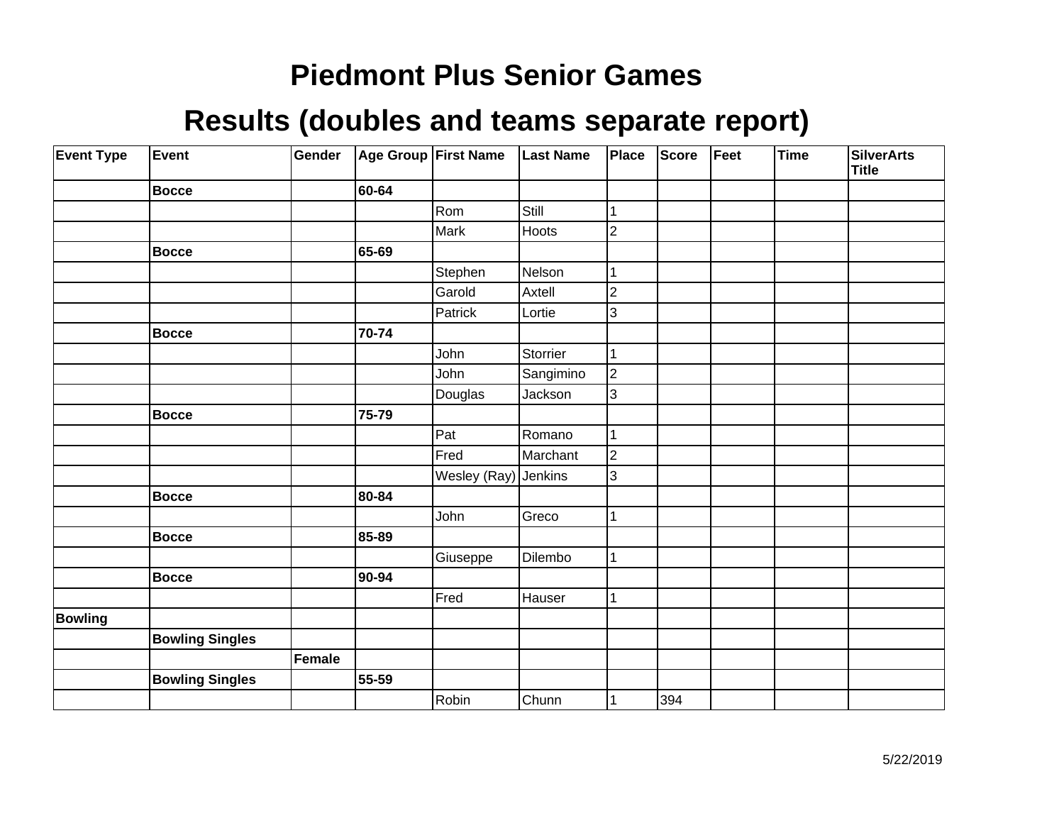# Piedmont Plus Senior Games

## Results (doubles and teams separate report)

| Event Type | Event | Gender | Age Group | First Name | Last Name | Place | Score | Feet | Time | SilverArts Title |
|---|---|---|---|---|---|---|---|---|---|---|
| | **Bocce** | | **60-64** | | | | | | | |
| | | | | Rom | Still | 1 | | | | |
| | | | | Mark | Hoots | 2 | | | | |
| | **Bocce** | | **65-69** | | | | | | | |
| | | | | Stephen | Nelson | 1 | | | | |
| | | | | Garold | Axtell | 2 | | | | |
| | | | | Patrick | Lortie | 3 | | | | |
| | **Bocce** | | **70-74** | | | | | | | |
| | | | | John | Storrier | 1 | | | | |
| | | | | John | Sangimino | 2 | | | | |
| | | | | Douglas | Jackson | 3 | | | | |
| | **Bocce** | | **75-79** | | | | | | | |
| | | | | Pat | Romano | 1 | | | | |
| | | | | Fred | Marchant | 2 | | | | |
| | | | | Wesley (Ray) | Jenkins | 3 | | | | |
| | **Bocce** | | **80-84** | | | | | | | |
| | | | | John | Greco | 1 | | | | |
| | **Bocce** | | **85-89** | | | | | | | |
| | | | | Giuseppe | Dilembo | 1 | | | | |
| | **Bocce** | | **90-94** | | | | | | | |
| | | | | Fred | Hauser | 1 | | | | |
| **Bowling** | | | | | | | | | | |
| | **Bowling Singles** | | | | | | | | | |
| | | **Female** | | | | | | | | |
| | **Bowling Singles** | | **55-59** | | | | | | | |
| | | | | Robin | Chunn | 1 | 394 | | | |

5/22/2019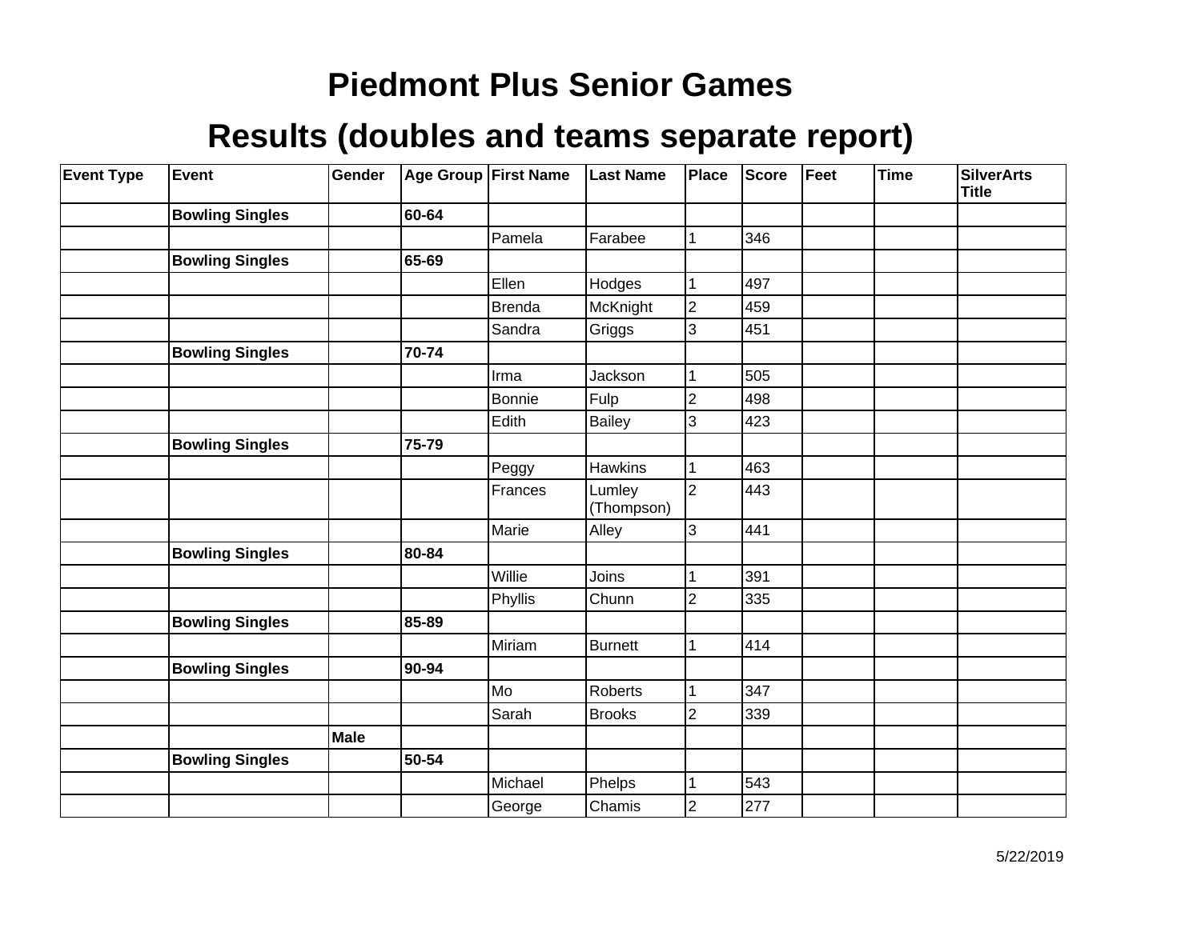# Piedmont Plus Senior Games

## Results (doubles and teams separate report)

| Event Type | Event | Gender | Age Group | First Name | Last Name | Place | Score | Feet | Time | SilverArts Title |
|---|---|---|---|---|---|---|---|---|---|---|
| | **Bowling Singles** | | **60-64** | | | | | | | |
| | | | | Pamela | Farabee | 1 | 346 | | | |
| | **Bowling Singles** | | **65-69** | | | | | | | |
| | | | | Ellen | Hodges | 1 | 497 | | | |
| | | | | Brenda | McKnight | 2 | 459 | | | |
| | | | | Sandra | Griggs | 3 | 451 | | | |
| | **Bowling Singles** | | **70-74** | | | | | | | |
| | | | | Irma | Jackson | 1 | 505 | | | |
| | | | | Bonnie | Fulp | 2 | 498 | | | |
| | | | | Edith | Bailey | 3 | 423 | | | |
| | **Bowling Singles** | | **75-79** | | | | | | | |
| | | | | Peggy | Hawkins | 1 | 463 | | | |
| | | | | Frances | Lumley (Thompson) | 2 | 443 | | | |
| | | | | Marie | Alley | 3 | 441 | | | |
| | **Bowling Singles** | | **80-84** | | | | | | | |
| | | | | Willie | Joins | 1 | 391 | | | |
| | | | | Phyllis | Chunn | 2 | 335 | | | |
| | **Bowling Singles** | | **85-89** | | | | | | | |
| | | | | Miriam | Burnett | 1 | 414 | | | |
| | **Bowling Singles** | | **90-94** | | | | | | | |
| | | | | Mo | Roberts | 1 | 347 | | | |
| | | | | Sarah | Brooks | 2 | 339 | | | |
| | | **Male** | | | | | | | | |
| | **Bowling Singles** | | **50-54** | | | | | | | |
| | | | | Michael | Phelps | 1 | 543 | | | |
| | | | | George | Chamis | 2 | 277 | | | |

5/22/2019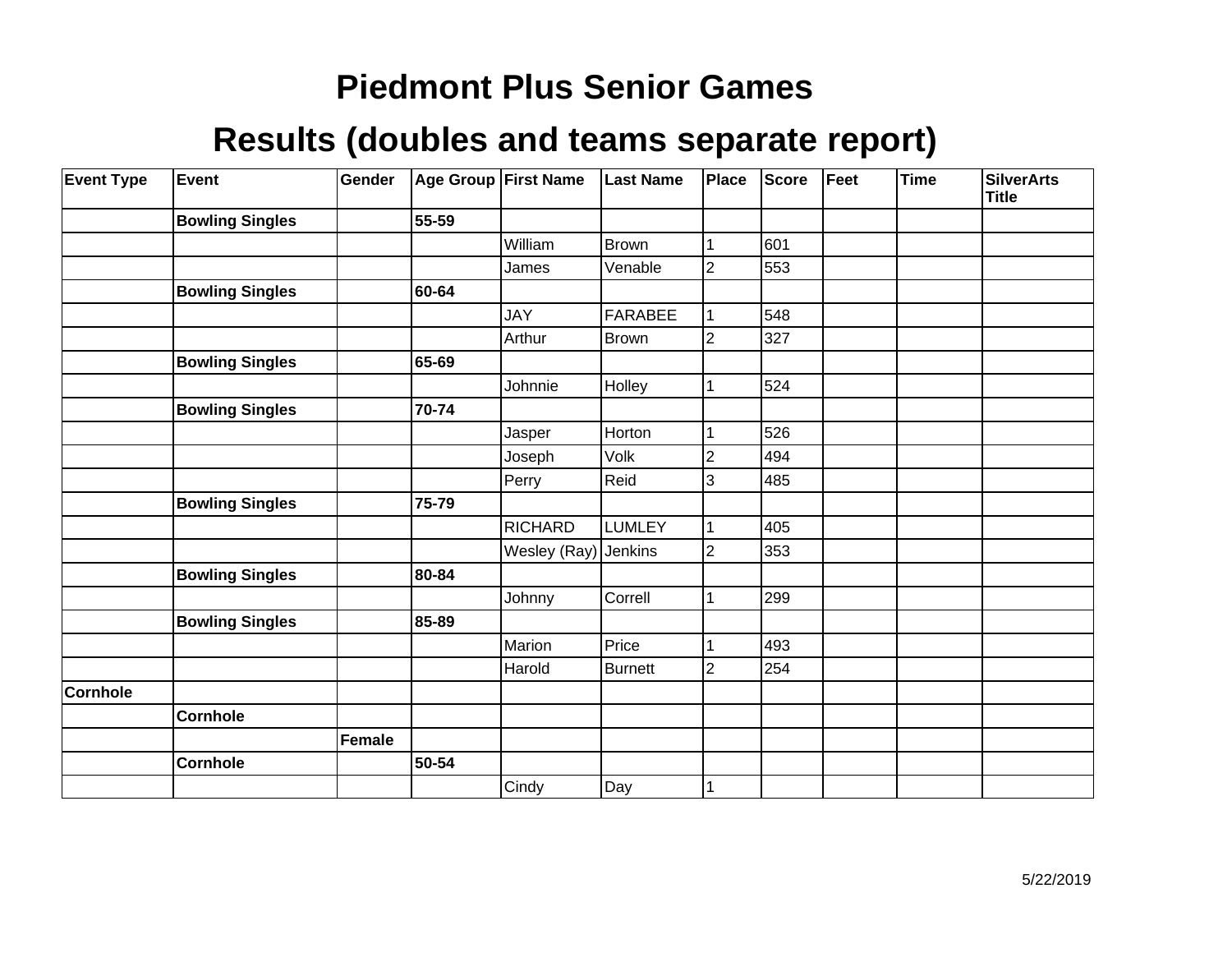# Piedmont Plus Senior Games

## Results (doubles and teams separate report)

| Event Type | Event | Gender | Age Group | First Name | Last Name | Place | Score | Feet | Time | SilverArts Title |
|---|---|---|---|---|---|---|---|---|---|---|
| | **Bowling Singles** | | **55-59** | | | | | | | |
| | | | | William | Brown | 1 | 601 | | | |
| | | | | James | Venable | 2 | 553 | | | |
| | **Bowling Singles** | | **60-64** | | | | | | | |
| | | | | JAY | FARABEE | 1 | 548 | | | |
| | | | | Arthur | Brown | 2 | 327 | | | |
| | **Bowling Singles** | | **65-69** | | | | | | | |
| | | | | Johnnie | Holley | 1 | 524 | | | |
| | **Bowling Singles** | | **70-74** | | | | | | | |
| | | | | Jasper | Horton | 1 | 526 | | | |
| | | | | Joseph | Volk | 2 | 494 | | | |
| | | | | Perry | Reid | 3 | 485 | | | |
| | **Bowling Singles** | | **75-79** | | | | | | | |
| | | | | RICHARD | LUMLEY | 1 | 405 | | | |
| | | | | Wesley (Ray) | Jenkins | 2 | 353 | | | |
| | **Bowling Singles** | | **80-84** | | | | | | | |
| | | | | Johnny | Correll | 1 | 299 | | | |
| | **Bowling Singles** | | **85-89** | | | | | | | |
| | | | | Marion | Price | 1 | 493 | | | |
| | | | | Harold | Burnett | 2 | 254 | | | |
| **Cornhole** | | | | | | | | | | |
| | **Cornhole** | | | | | | | | | |
| | | **Female** | | | | | | | | |
| | **Cornhole** | | **50-54** | | | | | | | |
| | | | | Cindy | Day | 1 | | | | |

5/22/2019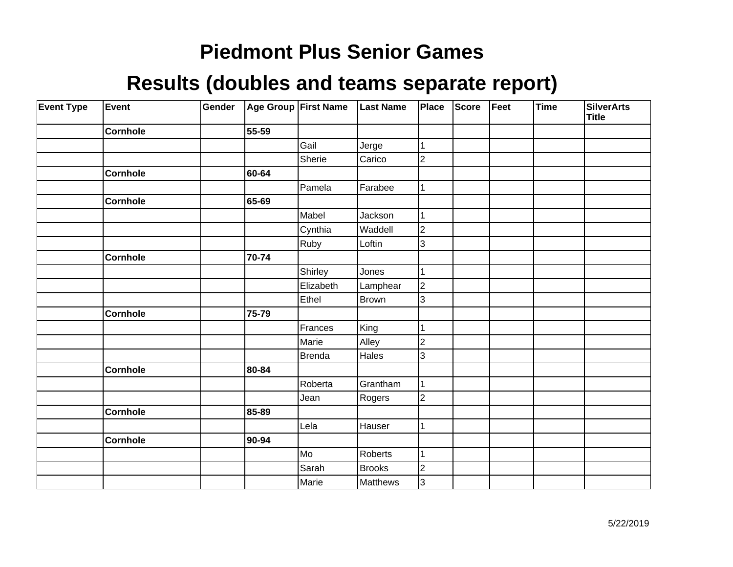# Piedmont Plus Senior Games

## Results (doubles and teams separate report)

| Event Type | Event | Gender | Age Group | First Name | Last Name | Place | Score | Feet | Time | SilverArts Title |
|---|---|---|---|---|---|---|---|---|---|---|
| | **Cornhole** | | **55-59** | | | | | | | |
| | | | | Gail | Jerge | 1 | | | | |
| | | | | Sherie | Carico | 2 | | | | |
| | **Cornhole** | | **60-64** | | | | | | | |
| | | | | Pamela | Farabee | 1 | | | | |
| | **Cornhole** | | **65-69** | | | | | | | |
| | | | | Mabel | Jackson | 1 | | | | |
| | | | | Cynthia | Waddell | 2 | | | | |
| | | | | Ruby | Loftin | 3 | | | | |
| | **Cornhole** | | **70-74** | | | | | | | |
| | | | | Shirley | Jones | 1 | | | | |
| | | | | Elizabeth | Lamphear | 2 | | | | |
| | | | | Ethel | Brown | 3 | | | | |
| | **Cornhole** | | **75-79** | | | | | | | |
| | | | | Frances | King | 1 | | | | |
| | | | | Marie | Alley | 2 | | | | |
| | | | | Brenda | Hales | 3 | | | | |
| | **Cornhole** | | **80-84** | | | | | | | |
| | | | | Roberta | Grantham | 1 | | | | |
| | | | | Jean | Rogers | 2 | | | | |
| | **Cornhole** | | **85-89** | | | | | | | |
| | | | | Lela | Hauser | 1 | | | | |
| | **Cornhole** | | **90-94** | | | | | | | |
| | | | | Mo | Roberts | 1 | | | | |
| | | | | Sarah | Brooks | 2 | | | | |
| | | | | Marie | Matthews | 3 | | | | |

5/22/2019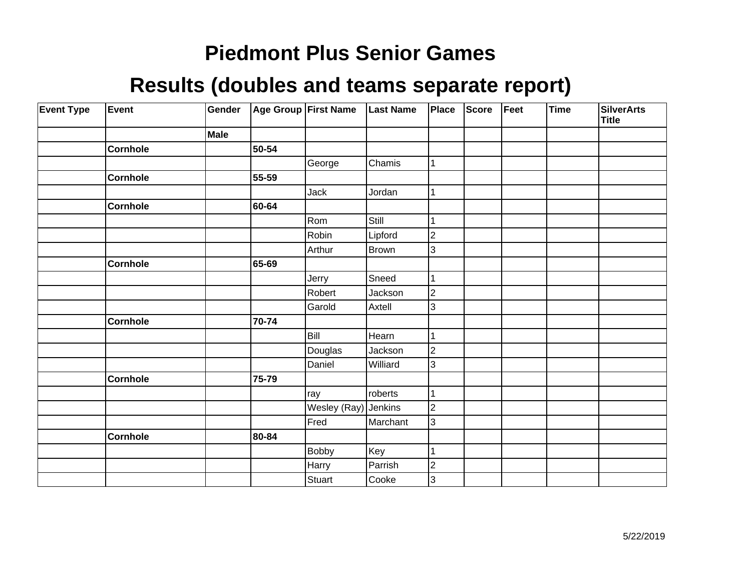# Piedmont Plus Senior Games

## Results (doubles and teams separate report)

| Event Type | Event | Gender | Age Group | First Name | Last Name | Place | Score | Feet | Time | SilverArts Title |
|---|---|---|---|---|---|---|---|---|---|---|
| | | **Male** | | | | | | | | |
| | **Cornhole** | | **50-54** | | | | | | | |
| | | | | George | Chamis | 1 | | | | |
| | **Cornhole** | | **55-59** | | | | | | | |
| | | | | Jack | Jordan | 1 | | | | |
| | **Cornhole** | | **60-64** | | | | | | | |
| | | | | Rom | Still | 1 | | | | |
| | | | | Robin | Lipford | 2 | | | | |
| | | | | Arthur | Brown | 3 | | | | |
| | **Cornhole** | | **65-69** | | | | | | | |
| | | | | Jerry | Sneed | 1 | | | | |
| | | | | Robert | Jackson | 2 | | | | |
| | | | | Garold | Axtell | 3 | | | | |
| | **Cornhole** | | **70-74** | | | | | | | |
| | | | | Bill | Hearn | 1 | | | | |
| | | | | Douglas | Jackson | 2 | | | | |
| | | | | Daniel | Williard | 3 | | | | |
| | **Cornhole** | | **75-79** | | | | | | | |
| | | | | ray | roberts | 1 | | | | |
| | | | | Wesley (Ray) | Jenkins | 2 | | | | |
| | | | | Fred | Marchant | 3 | | | | |
| | **Cornhole** | | **80-84** | | | | | | | |
| | | | | Bobby | Key | 1 | | | | |
| | | | | Harry | Parrish | 2 | | | | |
| | | | | Stuart | Cooke | 3 | | | | |

5/22/2019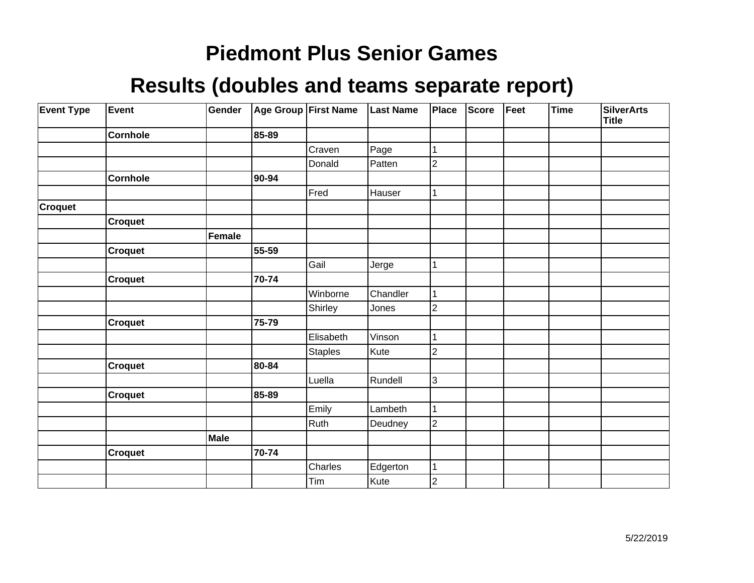# Piedmont Plus Senior Games

## Results (doubles and teams separate report)

| Event Type | Event | Gender | Age Group | First Name | Last Name | Place | Score | Feet | Time | SilverArts Title |
|---|---|---|---|---|---|---|---|---|---|---|
| | **Cornhole** | | **85-89** | | | | | | | |
| | | | | Craven | Page | 1 | | | | |
| | | | | Donald | Patten | 2 | | | | |
| | **Cornhole** | | **90-94** | | | | | | | |
| | | | | Fred | Hauser | 1 | | | | |
| **Croquet** | | | | | | | | | | |
| | **Croquet** | | | | | | | | | |
| | | **Female** | | | | | | | | |
| | **Croquet** | | **55-59** | | | | | | | |
| | | | | Gail | Jerge | 1 | | | | |
| | **Croquet** | | **70-74** | | | | | | | |
| | | | | Winborne | Chandler | 1 | | | | |
| | | | | Shirley | Jones | 2 | | | | |
| | **Croquet** | | **75-79** | | | | | | | |
| | | | | Elisabeth | Vinson | 1 | | | | |
| | | | | Staples | Kute | 2 | | | | |
| | **Croquet** | | **80-84** | | | | | | | |
| | | | | Luella | Rundell | 3 | | | | |
| | **Croquet** | | **85-89** | | | | | | | |
| | | | | Emily | Lambeth | 1 | | | | |
| | | | | Ruth | Deudney | 2 | | | | |
| | | **Male** | | | | | | | | |
| | **Croquet** | | **70-74** | | | | | | | |
| | | | | Charles | Edgerton | 1 | | | | |
| | | | | Tim | Kute | 2 | | | | |

5/22/2019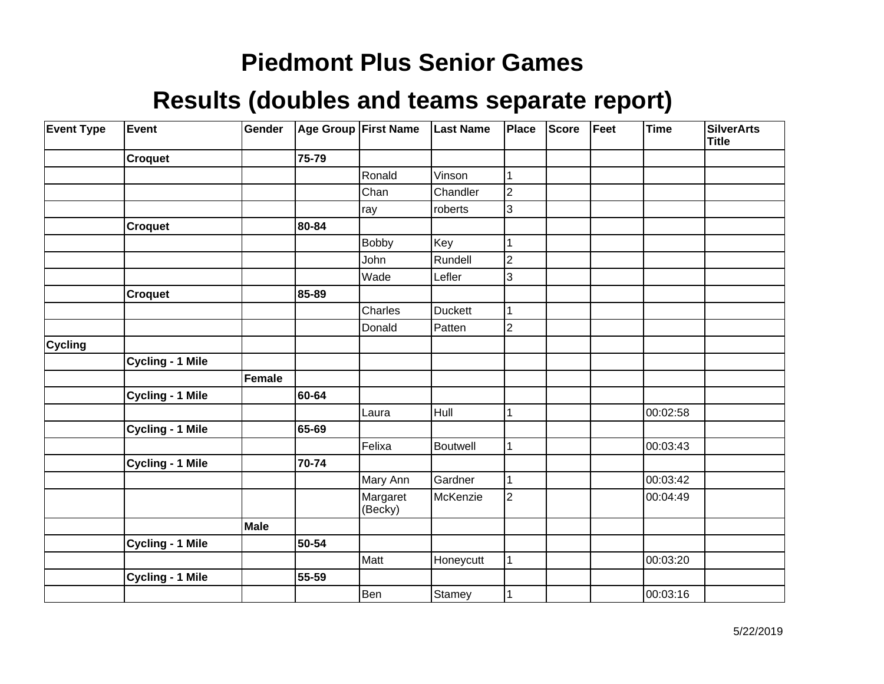# Piedmont Plus Senior Games

## Results (doubles and teams separate report)

| Event Type | Event | Gender | Age Group | First Name | Last Name | Place | Score | Feet | Time | SilverArts Title |
|---|---|---|---|---|---|---|---|---|---|---|
| | **Croquet** | | **75-79** | | | | | | | |
| | | | | Ronald | Vinson | 1 | | | | |
| | | | | Chan | Chandler | 2 | | | | |
| | | | | ray | roberts | 3 | | | | |
| | **Croquet** | | **80-84** | | | | | | | |
| | | | | Bobby | Key | 1 | | | | |
| | | | | John | Rundell | 2 | | | | |
| | | | | Wade | Lefler | 3 | | | | |
| | **Croquet** | | **85-89** | | | | | | | |
| | | | | Charles | Duckett | 1 | | | | |
| | | | | Donald | Patten | 2 | | | | |
| **Cycling** | | | | | | | | | | |
| | **Cycling - 1 Mile** | | | | | | | | | |
| | | **Female** | | | | | | | | |
| | **Cycling - 1 Mile** | | **60-64** | | | | | | | |
| | | | | Laura | Hull | 1 | | | 00:02:58 | |
| | **Cycling - 1 Mile** | | **65-69** | | | | | | | |
| | | | | Felixa | Boutwell | 1 | | | 00:03:43 | |
| | **Cycling - 1 Mile** | | **70-74** | | | | | | | |
| | | | | Mary Ann | Gardner | 1 | | | 00:03:42 | |
| | | | | Margaret (Becky) | McKenzie | 2 | | | 00:04:49 | |
| | | **Male** | | | | | | | | |
| | **Cycling - 1 Mile** | | **50-54** | | | | | | | |
| | | | | Matt | Honeycutt | 1 | | | 00:03:20 | |
| | **Cycling - 1 Mile** | | **55-59** | | | | | | | |
| | | | | Ben | Stamey | 1 | | | 00:03:16 | |

5/22/2019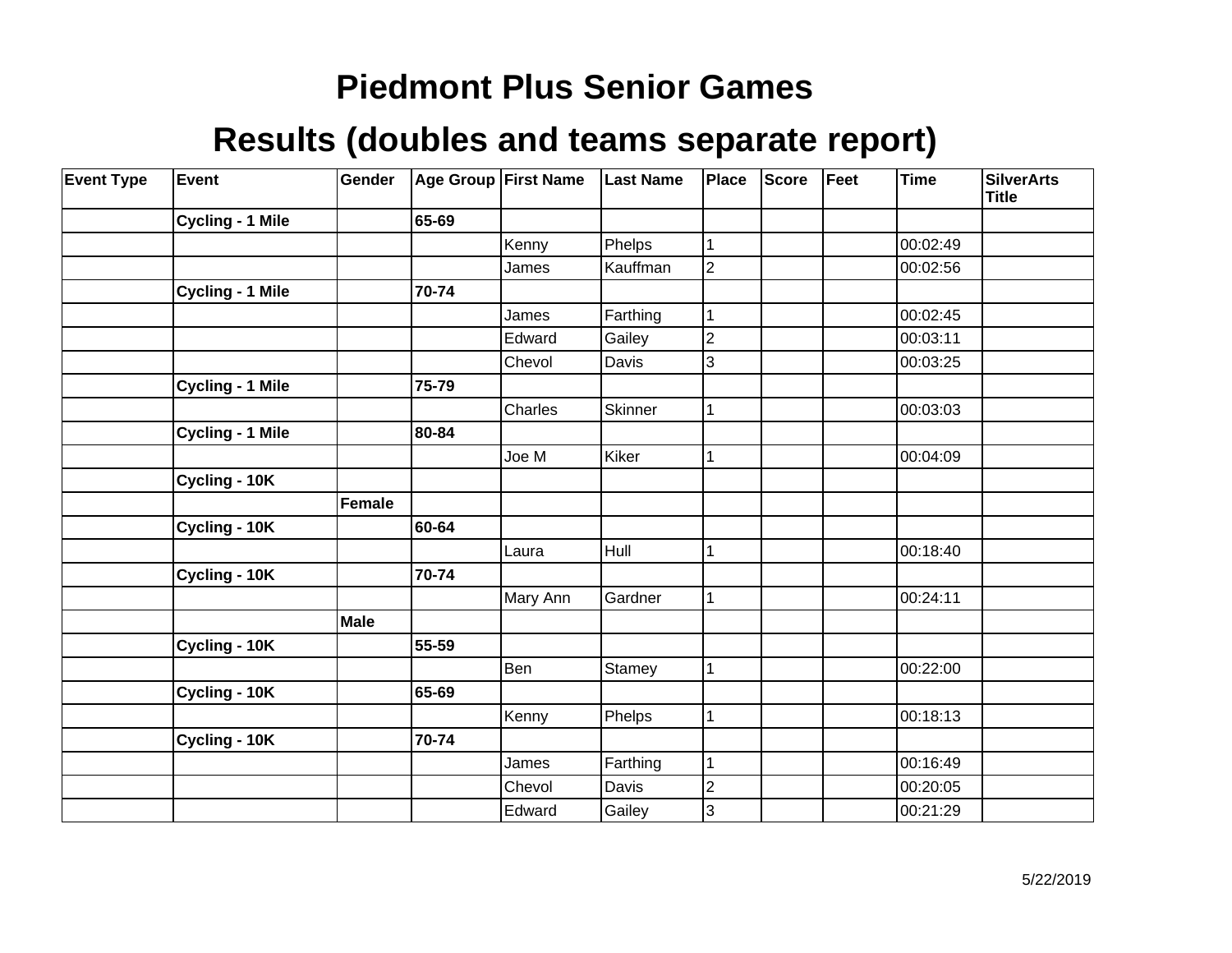# Piedmont Plus Senior Games

## Results (doubles and teams separate report)

| Event Type | Event | Gender | Age Group | First Name | Last Name | Place | Score | Feet | Time | SilverArts Title |
|---|---|---|---|---|---|---|---|---|---|---|
| | **Cycling - 1 Mile** | | **65-69** | | | | | | | |
| | | | | Kenny | Phelps | 1 | | | 00:02:49 | |
| | | | | James | Kauffman | 2 | | | 00:02:56 | |
| | **Cycling - 1 Mile** | | **70-74** | | | | | | | |
| | | | | James | Farthing | 1 | | | 00:02:45 | |
| | | | | Edward | Gailey | 2 | | | 00:03:11 | |
| | | | | Chevol | Davis | 3 | | | 00:03:25 | |
| | **Cycling - 1 Mile** | | **75-79** | | | | | | | |
| | | | | Charles | Skinner | 1 | | | 00:03:03 | |
| | **Cycling - 1 Mile** | | **80-84** | | | | | | | |
| | | | | Joe M | Kiker | 1 | | | 00:04:09 | |
| | **Cycling - 10K** | | | | | | | | | |
| | | **Female** | | | | | | | | |
| | **Cycling - 10K** | | **60-64** | | | | | | | |
| | | | | Laura | Hull | 1 | | | 00:18:40 | |
| | **Cycling - 10K** | | **70-74** | | | | | | | |
| | | | | Mary Ann | Gardner | 1 | | | 00:24:11 | |
| | | **Male** | | | | | | | | |
| | **Cycling - 10K** | | **55-59** | | | | | | | |
| | | | | Ben | Stamey | 1 | | | 00:22:00 | |
| | **Cycling - 10K** | | **65-69** | | | | | | | |
| | | | | Kenny | Phelps | 1 | | | 00:18:13 | |
| | **Cycling - 10K** | | **70-74** | | | | | | | |
| | | | | James | Farthing | 1 | | | 00:16:49 | |
| | | | | Chevol | Davis | 2 | | | 00:20:05 | |
| | | | | Edward | Gailey | 3 | | | 00:21:29 | |

5/22/2019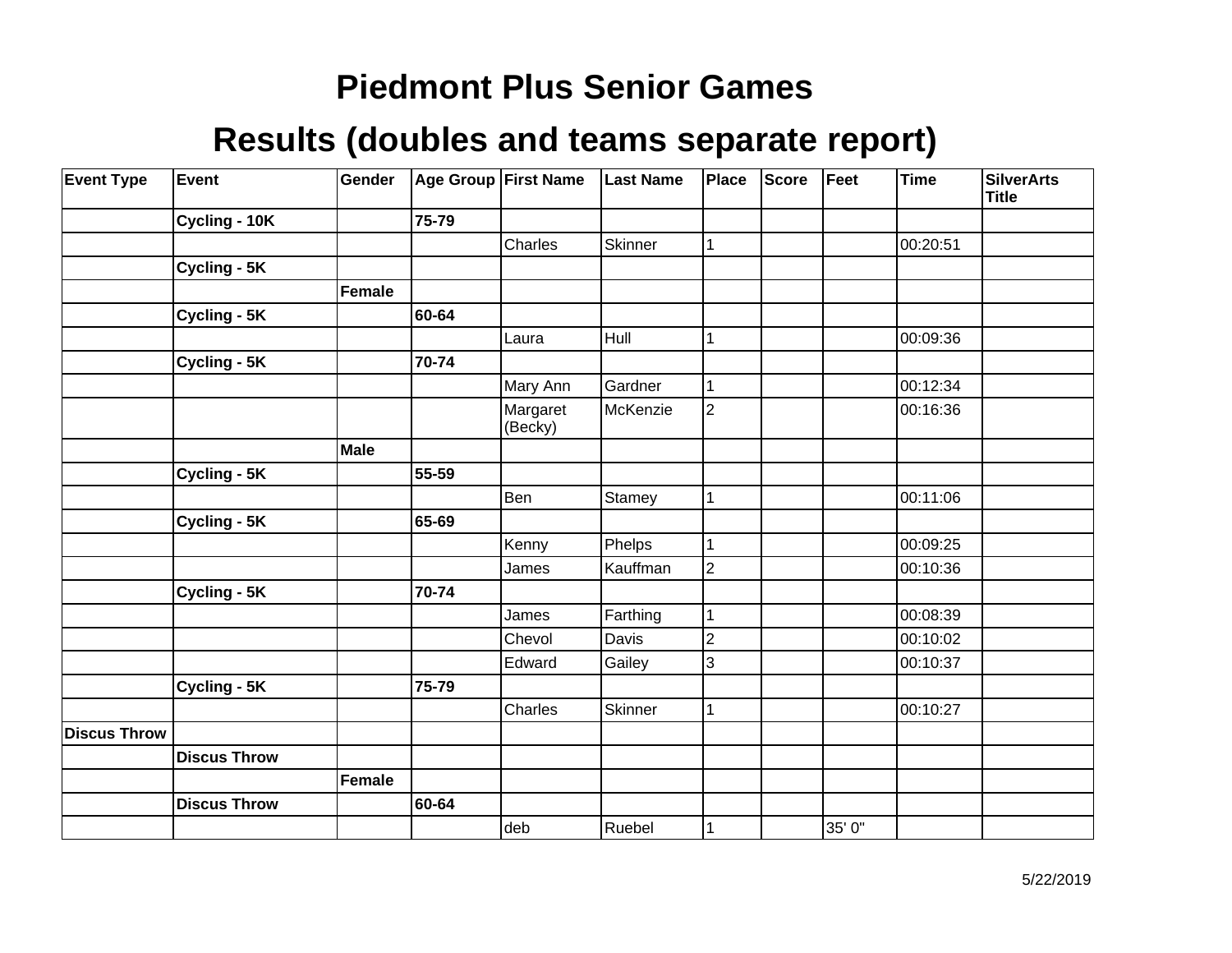# Piedmont Plus Senior Games

## Results (doubles and teams separate report)

| Event Type | Event | Gender | Age Group | First Name | Last Name | Place | Score | Feet | Time | SilverArts Title |
|---|---|---|---|---|---|---|---|---|---|---|
| | **Cycling - 10K** | | **75-79** | | | | | | | |
| | | | | Charles | Skinner | 1 | | | 00:20:51 | |
| | **Cycling - 5K** | | | | | | | | | |
| | | **Female** | | | | | | | | |
| | **Cycling - 5K** | | **60-64** | | | | | | | |
| | | | | Laura | Hull | 1 | | | 00:09:36 | |
| | **Cycling - 5K** | | **70-74** | | | | | | | |
| | | | | Mary Ann | Gardner | 1 | | | 00:12:34 | |
| | | | | Margaret (Becky) | McKenzie | 2 | | | 00:16:36 | |
| | | **Male** | | | | | | | | |
| | **Cycling - 5K** | | **55-59** | | | | | | | |
| | | | | Ben | Stamey | 1 | | | 00:11:06 | |
| | **Cycling - 5K** | | **65-69** | | | | | | | |
| | | | | Kenny | Phelps | 1 | | | 00:09:25 | |
| | | | | James | Kauffman | 2 | | | 00:10:36 | |
| | **Cycling - 5K** | | **70-74** | | | | | | | |
| | | | | James | Farthing | 1 | | | 00:08:39 | |
| | | | | Chevol | Davis | 2 | | | 00:10:02 | |
| | | | | Edward | Gailey | 3 | | | 00:10:37 | |
| | **Cycling - 5K** | | **75-79** | | | | | | | |
| | | | | Charles | Skinner | 1 | | | 00:10:27 | |
| **Discus Throw** | | | | | | | | | | |
| | **Discus Throw** | | | | | | | | | |
| | | **Female** | | | | | | | | |
| | **Discus Throw** | | **60-64** | | | | | | | |
| | | | | deb | Ruebel | 1 | | 35' 0" | | |

5/22/2019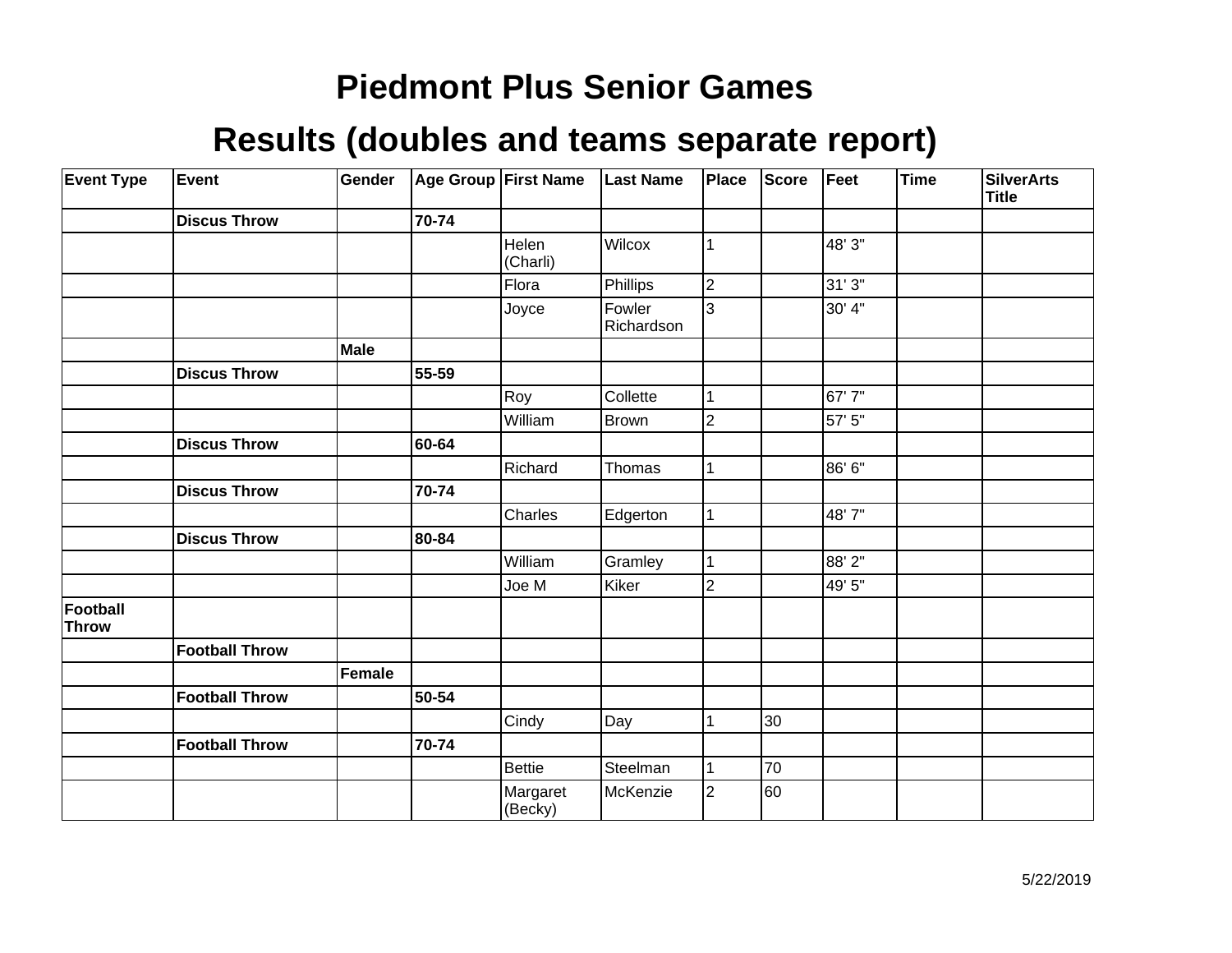# Piedmont Plus Senior Games

## Results (doubles and teams separate report)

| Event Type | Event | Gender | Age Group | First Name | Last Name | Place | Score | Feet | Time | SilverArts Title |
|---|---|---|---|---|---|---|---|---|---|---|
| | **Discus Throw** | | **70-74** | | | | | | | |
| | | | | Helen (Charli) | Wilcox | 1 | | 48' 3" | | |
| | | | | Flora | Phillips | 2 | | 31' 3" | | |
| | | | | Joyce | Fowler Richardson | 3 | | 30' 4" | | |
| | | **Male** | | | | | | | | |
| | **Discus Throw** | | **55-59** | | | | | | | |
| | | | | Roy | Collette | 1 | | 67' 7" | | |
| | | | | William | Brown | 2 | | 57' 5" | | |
| | **Discus Throw** | | **60-64** | | | | | | | |
| | | | | Richard | Thomas | 1 | | 86' 6" | | |
| | **Discus Throw** | | **70-74** | | | | | | | |
| | | | | Charles | Edgerton | 1 | | 48' 7" | | |
| | **Discus Throw** | | **80-84** | | | | | | | |
| | | | | William | Gramley | 1 | | 88' 2" | | |
| | | | | Joe M | Kiker | 2 | | 49' 5" | | |
| **Football Throw** | | | | | | | | | | |
| | **Football Throw** | | | | | | | | | |
| | | **Female** | | | | | | | | |
| | **Football Throw** | | **50-54** | | | | | | | |
| | | | | Cindy | Day | 1 | 30 | | | |
| | **Football Throw** | | **70-74** | | | | | | | |
| | | | | Bettie | Steelman | 1 | 70 | | | |
| | | | | Margaret (Becky) | McKenzie | 2 | 60 | | | |

5/22/2019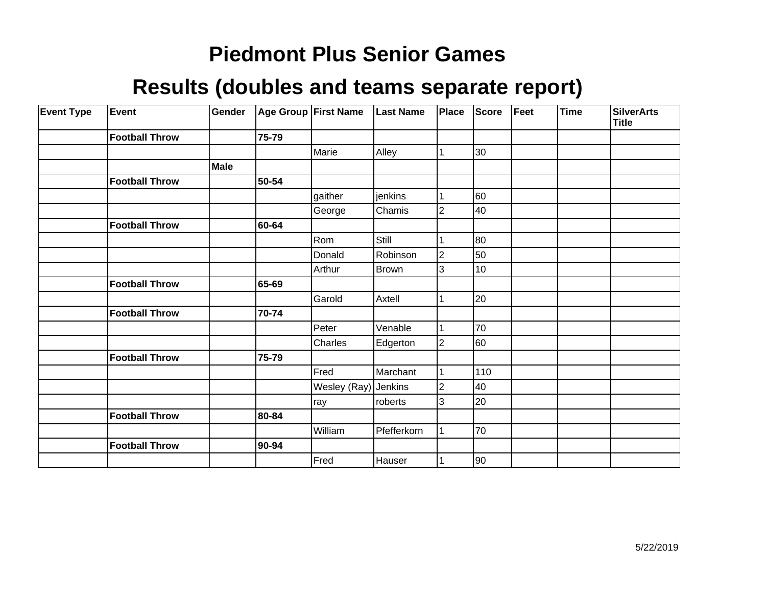# Piedmont Plus Senior Games

## Results (doubles and teams separate report)

| Event Type | Event | Gender | Age Group | First Name | Last Name | Place | Score | Feet | Time | SilverArts Title |
|---|---|---|---|---|---|---|---|---|---|---|
| | **Football Throw** | | **75-79** | | | | | | | |
| | | | | Marie | Alley | 1 | 30 | | | |
| | | **Male** | | | | | | | | |
| | **Football Throw** | | **50-54** | | | | | | | |
| | | | | gaither | jenkins | 1 | 60 | | | |
| | | | | George | Chamis | 2 | 40 | | | |
| | **Football Throw** | | **60-64** | | | | | | | |
| | | | | Rom | Still | 1 | 80 | | | |
| | | | | Donald | Robinson | 2 | 50 | | | |
| | | | | Arthur | Brown | 3 | 10 | | | |
| | **Football Throw** | | **65-69** | | | | | | | |
| | | | | Garold | Axtell | 1 | 20 | | | |
| | **Football Throw** | | **70-74** | | | | | | | |
| | | | | Peter | Venable | 1 | 70 | | | |
| | | | | Charles | Edgerton | 2 | 60 | | | |
| | **Football Throw** | | **75-79** | | | | | | | |
| | | | | Fred | Marchant | 1 | 110 | | | |
| | | | | Wesley (Ray) | Jenkins | 2 | 40 | | | |
| | | | | ray | roberts | 3 | 20 | | | |
| | **Football Throw** | | **80-84** | | | | | | | |
| | | | | William | Pfefferkorn | 1 | 70 | | | |
| | **Football Throw** | | **90-94** | | | | | | | |
| | | | | Fred | Hauser | 1 | 90 | | | |

5/22/2019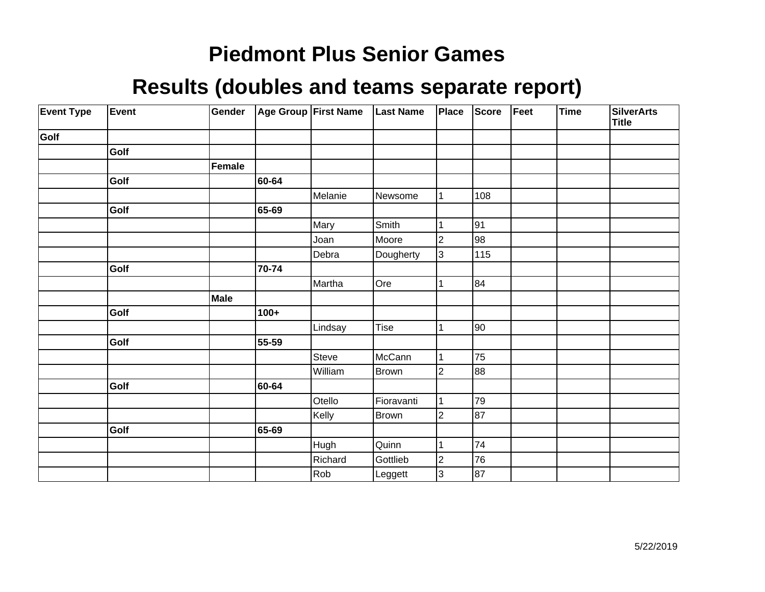# Piedmont Plus Senior Games

## Results (doubles and teams separate report)

| Event Type | Event | Gender | Age Group | First Name | Last Name | Place | Score | Feet | Time | SilverArts Title |
|---|---|---|---|---|---|---|---|---|---|---|
| **Golf** | | | | | | | | | | |
| | **Golf** | | | | | | | | | |
| | | **Female** | | | | | | | | |
| | **Golf** | | **60-64** | | | | | | | |
| | | | | Melanie | Newsome | 1 | 108 | | | |
| | **Golf** | | **65-69** | | | | | | | |
| | | | | Mary | Smith | 1 | 91 | | | |
| | | | | Joan | Moore | 2 | 98 | | | |
| | | | | Debra | Dougherty | 3 | 115 | | | |
| | **Golf** | | **70-74** | | | | | | | |
| | | | | Martha | Ore | 1 | 84 | | | |
| | | **Male** | | | | | | | | |
| | **Golf** | | **100+** | | | | | | | |
| | | | | Lindsay | Tise | 1 | 90 | | | |
| | **Golf** | | **55-59** | | | | | | | |
| | | | | Steve | McCann | 1 | 75 | | | |
| | | | | William | Brown | 2 | 88 | | | |
| | **Golf** | | **60-64** | | | | | | | |
| | | | | Otello | Fioravanti | 1 | 79 | | | |
| | | | | Kelly | Brown | 2 | 87 | | | |
| | **Golf** | | **65-69** | | | | | | | |
| | | | | Hugh | Quinn | 1 | 74 | | | |
| | | | | Richard | Gottlieb | 2 | 76 | | | |
| | | | | Rob | Leggett | 3 | 87 | | | |

5/22/2019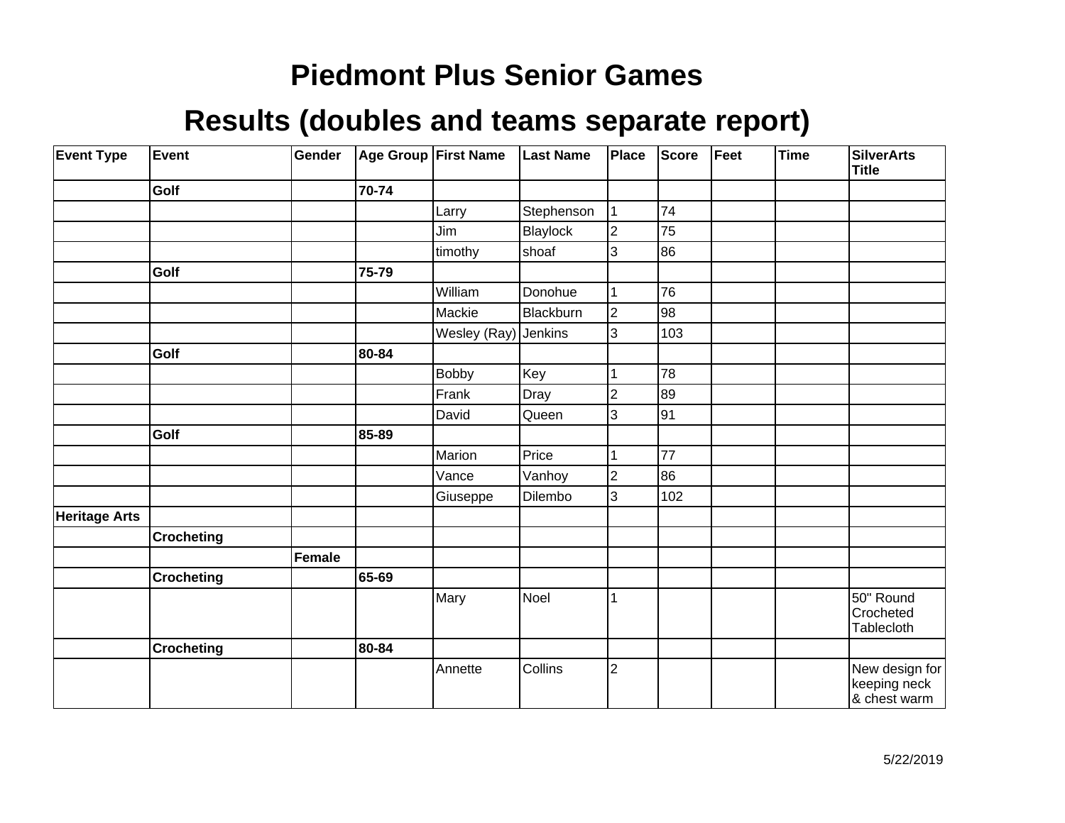# Piedmont Plus Senior Games

## Results (doubles and teams separate report)

| Event Type | Event | Gender | Age Group | First Name | Last Name | Place | Score | Feet | Time | SilverArts Title |
|---|---|---|---|---|---|---|---|---|---|---|
| | **Golf** | | **70-74** | | | | | | | |
| | | | | Larry | Stephenson | 1 | 74 | | | |
| | | | | Jim | Blaylock | 2 | 75 | | | |
| | | | | timothy | shoaf | 3 | 86 | | | |
| | **Golf** | | **75-79** | | | | | | | |
| | | | | William | Donohue | 1 | 76 | | | |
| | | | | Mackie | Blackburn | 2 | 98 | | | |
| | | | | Wesley (Ray) | Jenkins | 3 | 103 | | | |
| | **Golf** | | **80-84** | | | | | | | |
| | | | | Bobby | Key | 1 | 78 | | | |
| | | | | Frank | Dray | 2 | 89 | | | |
| | | | | David | Queen | 3 | 91 | | | |
| | **Golf** | | **85-89** | | | | | | | |
| | | | | Marion | Price | 1 | 77 | | | |
| | | | | Vance | Vanhoy | 2 | 86 | | | |
| | | | | Giuseppe | Dilembo | 3 | 102 | | | |
| **Heritage Arts** | | | | | | | | | | |
| | **Crocheting** | | | | | | | | | |
| | | **Female** | | | | | | | | |
| | **Crocheting** | | **65-69** | | | | | | | |
| | | | | Mary | Noel | 1 | | | | 50" Round Crocheted Tablecloth |
| | **Crocheting** | | **80-84** | | | | | | | |
| | | | | Annette | Collins | 2 | | | | New design for keeping neck & chest warm |

5/22/2019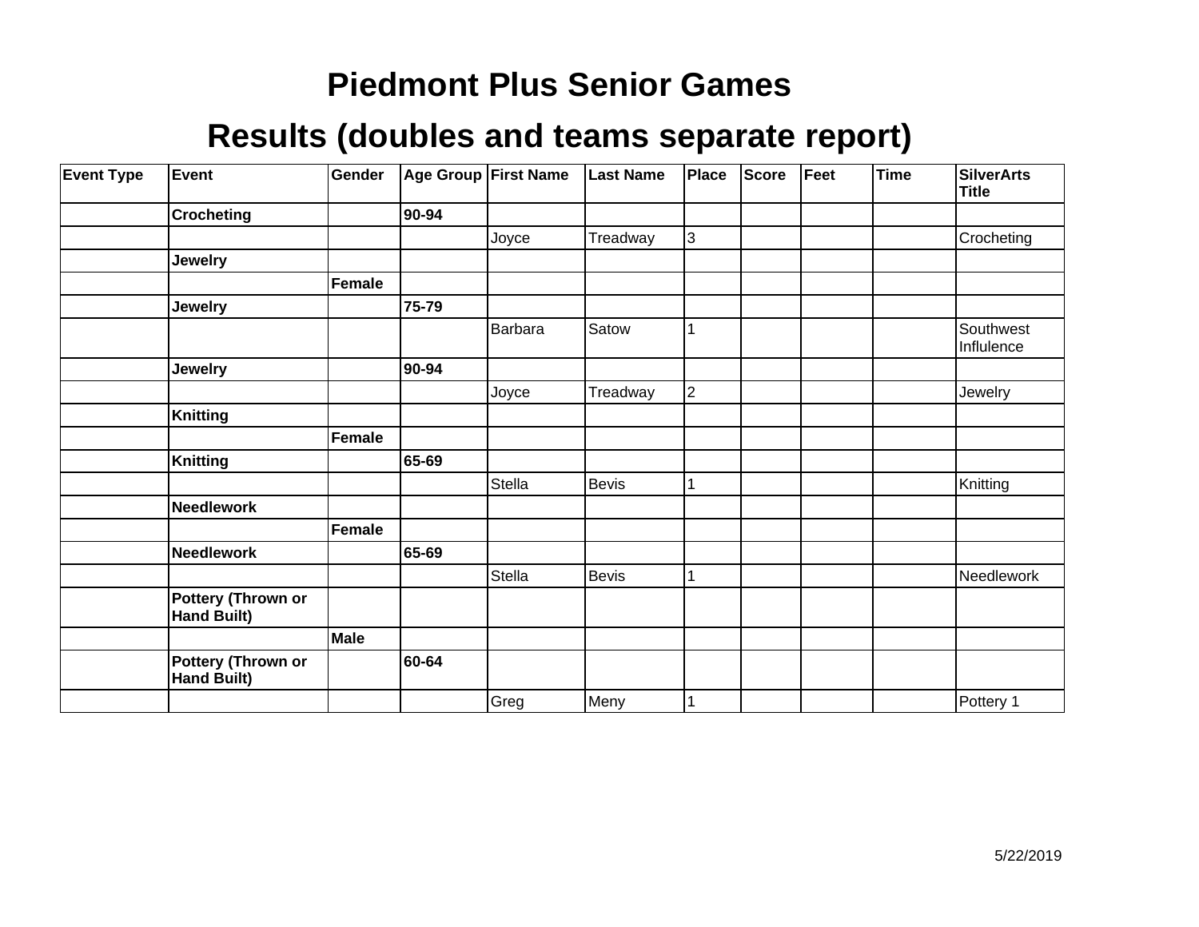# Piedmont Plus Senior Games

## Results (doubles and teams separate report)

| Event Type | Event | Gender | Age Group | First Name | Last Name | Place | Score | Feet | Time | SilverArts Title |
|---|---|---|---|---|---|---|---|---|---|---|
| | **Crocheting** | | **90-94** | | | | | | | |
| | | | | Joyce | Treadway | 3 | | | | Crocheting |
| | **Jewelry** | | | | | | | | | |
| | | **Female** | | | | | | | | |
| | **Jewelry** | | **75-79** | | | | | | | |
| | | | | Barbara | Satow | 1 | | | | Southwest Influlence |
| | **Jewelry** | | **90-94** | | | | | | | |
| | | | | Joyce | Treadway | 2 | | | | Jewelry |
| | **Knitting** | | | | | | | | | |
| | | **Female** | | | | | | | | |
| | **Knitting** | | **65-69** | | | | | | | |
| | | | | Stella | Bevis | 1 | | | | Knitting |
| | **Needlework** | | | | | | | | | |
| | | **Female** | | | | | | | | |
| | **Needlework** | | **65-69** | | | | | | | |
| | | | | Stella | Bevis | 1 | | | | Needlework |
| | **Pottery (Thrown or Hand Built)** | | | | | | | | | |
| | | **Male** | | | | | | | | |
| | **Pottery (Thrown or Hand Built)** | | **60-64** | | | | | | | |
| | | | | Greg | Meny | 1 | | | | Pottery 1 |

5/22/2019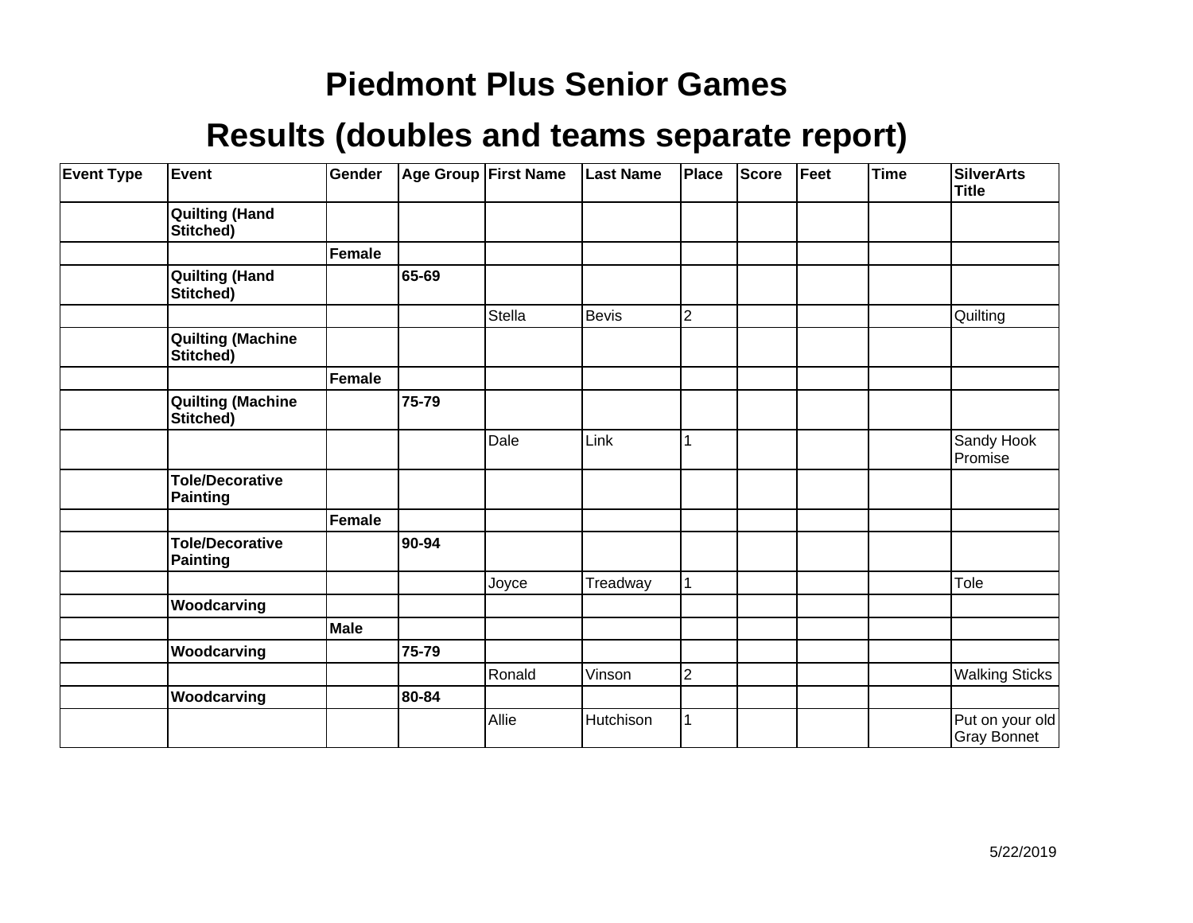# Piedmont Plus Senior Games

## Results (doubles and teams separate report)

| Event Type | Event | Gender | Age Group | First Name | Last Name | Place | Score | Feet | Time | SilverArts Title |
|---|---|---|---|---|---|---|---|---|---|---|
| | **Quilting (Hand Stitched)** | | | | | | | | | |
| | | **Female** | | | | | | | | |
| | **Quilting (Hand Stitched)** | | **65-69** | | | | | | | |
| | | | | Stella | Bevis | 2 | | | | Quilting |
| | **Quilting (Machine Stitched)** | | | | | | | | | |
| | | **Female** | | | | | | | | |
| | **Quilting (Machine Stitched)** | | **75-79** | | | | | | | |
| | | | | Dale | Link | 1 | | | | Sandy Hook Promise |
| | **Tole/Decorative Painting** | | | | | | | | | |
| | | **Female** | | | | | | | | |
| | **Tole/Decorative Painting** | | **90-94** | | | | | | | |
| | | | | Joyce | Treadway | 1 | | | | Tole |
| | **Woodcarving** | | | | | | | | | |
| | | **Male** | | | | | | | | |
| | **Woodcarving** | | **75-79** | | | | | | | |
| | | | | Ronald | Vinson | 2 | | | | Walking Sticks |
| | **Woodcarving** | | **80-84** | | | | | | | |
| | | | | Allie | Hutchison | 1 | | | | Put on your old Gray Bonnet |

5/22/2019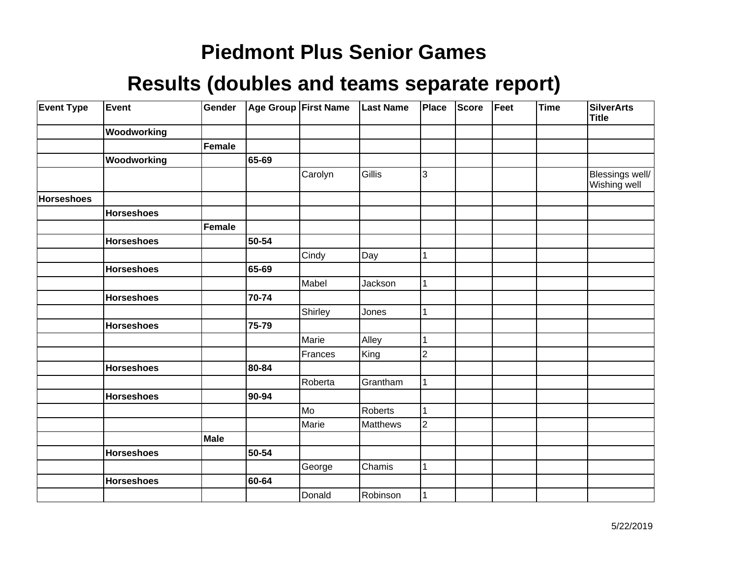# Piedmont Plus Senior Games

## Results (doubles and teams separate report)

| Event Type | Event | Gender | Age Group | First Name | Last Name | Place | Score | Feet | Time | SilverArts Title |
|---|---|---|---|---|---|---|---|---|---|---|
| | **Woodworking** | | | | | | | | | |
| | | **Female** | | | | | | | | |
| | **Woodworking** | | **65-69** | | | | | | | |
| | | | | Carolyn | Gillis | 3 | | | | Blessings well/ Wishing well |
| **Horseshoes** | | | | | | | | | | |
| | **Horseshoes** | | | | | | | | | |
| | | **Female** | | | | | | | | |
| | **Horseshoes** | | **50-54** | | | | | | | |
| | | | | Cindy | Day | 1 | | | | |
| | **Horseshoes** | | **65-69** | | | | | | | |
| | | | | Mabel | Jackson | 1 | | | | |
| | **Horseshoes** | | **70-74** | | | | | | | |
| | | | | Shirley | Jones | 1 | | | | |
| | **Horseshoes** | | **75-79** | | | | | | | |
| | | | | Marie | Alley | 1 | | | | |
| | | | | Frances | King | 2 | | | | |
| | **Horseshoes** | | **80-84** | | | | | | | |
| | | | | Roberta | Grantham | 1 | | | | |
| | **Horseshoes** | | **90-94** | | | | | | | |
| | | | | Mo | Roberts | 1 | | | | |
| | | | | Marie | Matthews | 2 | | | | |
| | | **Male** | | | | | | | | |
| | **Horseshoes** | | **50-54** | | | | | | | |
| | | | | George | Chamis | 1 | | | | |
| | **Horseshoes** | | **60-64** | | | | | | | |
| | | | | Donald | Robinson | 1 | | | | |

5/22/2019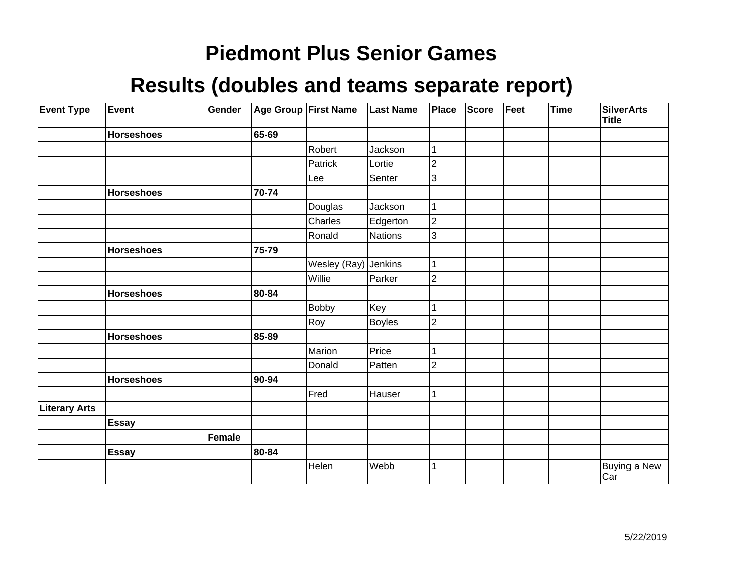# Piedmont Plus Senior Games

## Results (doubles and teams separate report)

| Event Type | Event | Gender | Age Group | First Name | Last Name | Place | Score | Feet | Time | SilverArts Title |
|---|---|---|---|---|---|---|---|---|---|---|
| | **Horseshoes** | | **65-69** | | | | | | | |
| | | | | Robert | Jackson | 1 | | | | |
| | | | | Patrick | Lortie | 2 | | | | |
| | | | | Lee | Senter | 3 | | | | |
| | **Horseshoes** | | **70-74** | | | | | | | |
| | | | | Douglas | Jackson | 1 | | | | |
| | | | | Charles | Edgerton | 2 | | | | |
| | | | | Ronald | Nations | 3 | | | | |
| | **Horseshoes** | | **75-79** | | | | | | | |
| | | | | Wesley (Ray) | Jenkins | 1 | | | | |
| | | | | Willie | Parker | 2 | | | | |
| | **Horseshoes** | | **80-84** | | | | | | | |
| | | | | Bobby | Key | 1 | | | | |
| | | | | Roy | Boyles | 2 | | | | |
| | **Horseshoes** | | **85-89** | | | | | | | |
| | | | | Marion | Price | 1 | | | | |
| | | | | Donald | Patten | 2 | | | | |
| | **Horseshoes** | | **90-94** | | | | | | | |
| | | | | Fred | Hauser | 1 | | | | |
| **Literary Arts** | | | | | | | | | | |
| | **Essay** | | | | | | | | | |
| | | **Female** | | | | | | | | |
| | **Essay** | | **80-84** | | | | | | | |
| | | | | Helen | Webb | 1 | | | | Buying a New Car |

5/22/2019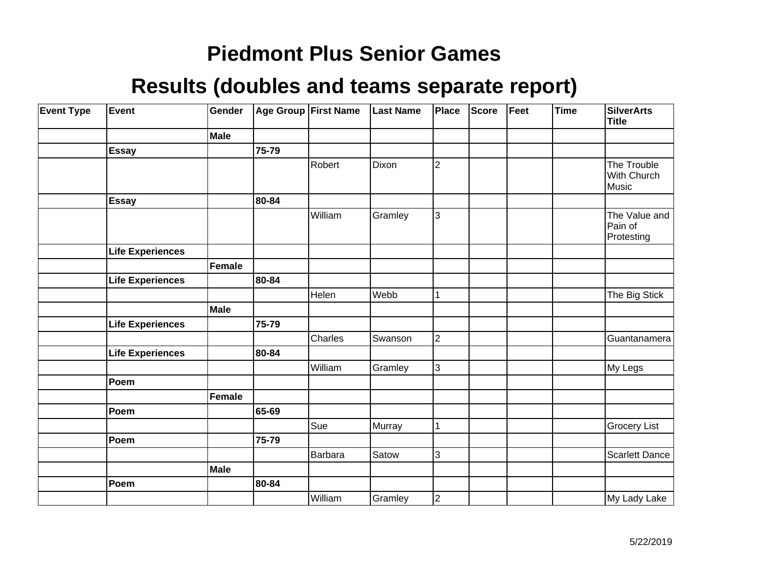# Piedmont Plus Senior Games

## Results (doubles and teams separate report)

| Event Type | Event | Gender | Age Group | First Name | Last Name | Place | Score | Feet | Time | SilverArts Title |
|---|---|---|---|---|---|---|---|---|---|---|
| | | **Male** | | | | | | | | |
| | **Essay** | | **75-79** | | | | | | | |
| | | | | Robert | Dixon | 2 | | | | The Trouble With Church Music |
| | **Essay** | | **80-84** | | | | | | | |
| | | | | William | Gramley | 3 | | | | The Value and Pain of Protesting |
| | **Life Experiences** | | | | | | | | | |
| | | **Female** | | | | | | | | |
| | **Life Experiences** | | **80-84** | | | | | | | |
| | | | | Helen | Webb | 1 | | | | The Big Stick |
| | | **Male** | | | | | | | | |
| | **Life Experiences** | | **75-79** | | | | | | | |
| | | | | Charles | Swanson | 2 | | | | Guantanamera |
| | **Life Experiences** | | **80-84** | | | | | | | |
| | | | | William | Gramley | 3 | | | | My Legs |
| | **Poem** | | | | | | | | | |
| | | **Female** | | | | | | | | |
| | **Poem** | | **65-69** | | | | | | | |
| | | | | Sue | Murray | 1 | | | | Grocery List |
| | **Poem** | | **75-79** | | | | | | | |
| | | | | Barbara | Satow | 3 | | | | Scarlett Dance |
| | | **Male** | | | | | | | | |
| | **Poem** | | **80-84** | | | | | | | |
| | | | | William | Gramley | 2 | | | | My Lady Lake |

5/22/2019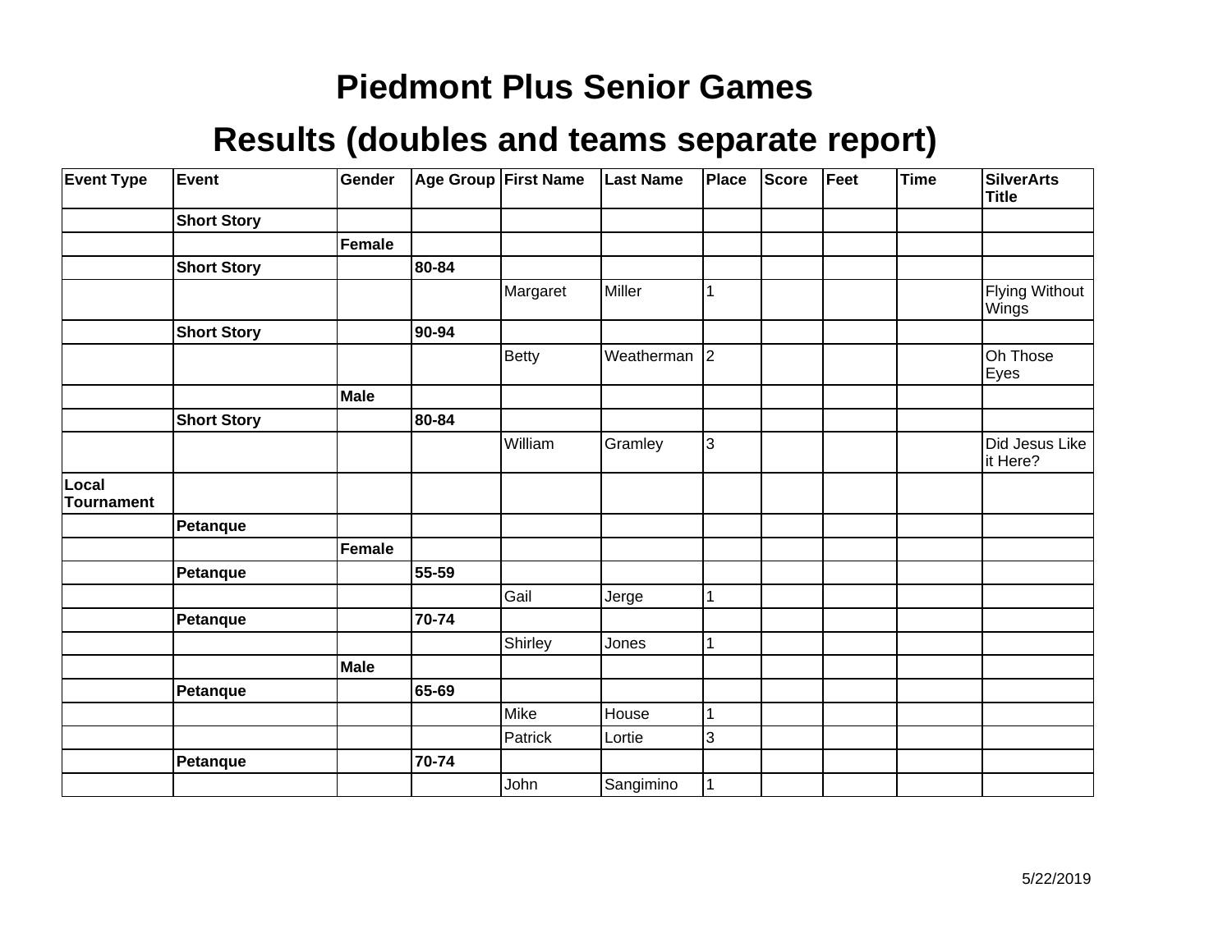# Piedmont Plus Senior Games

## Results (doubles and teams separate report)

| Event Type | Event | Gender | Age Group | First Name | Last Name | Place | Score | Feet | Time | SilverArts Title |
|---|---|---|---|---|---|---|---|---|---|---|
| | **Short Story** | | | | | | | | | |
| | | **Female** | | | | | | | | |
| | **Short Story** | | **80-84** | | | | | | | |
| | | | | Margaret | Miller | 1 | | | | Flying Without Wings |
| | **Short Story** | | **90-94** | | | | | | | |
| | | | | Betty | Weatherman | 2 | | | | Oh Those Eyes |
| | | **Male** | | | | | | | | |
| | **Short Story** | | **80-84** | | | | | | | |
| | | | | William | Gramley | 3 | | | | Did Jesus Like it Here? |
| **Local Tournament** | | | | | | | | | | |
| | **Petanque** | | | | | | | | | |
| | | **Female** | | | | | | | | |
| | **Petanque** | | **55-59** | | | | | | | |
| | | | | Gail | Jerge | 1 | | | | |
| | **Petanque** | | **70-74** | | | | | | | |
| | | | | Shirley | Jones | 1 | | | | |
| | | **Male** | | | | | | | | |
| | **Petanque** | | **65-69** | | | | | | | |
| | | | | Mike | House | 1 | | | | |
| | | | | Patrick | Lortie | 3 | | | | |
| | **Petanque** | | **70-74** | | | | | | | |
| | | | | John | Sangimino | 1 | | | | |

5/22/2019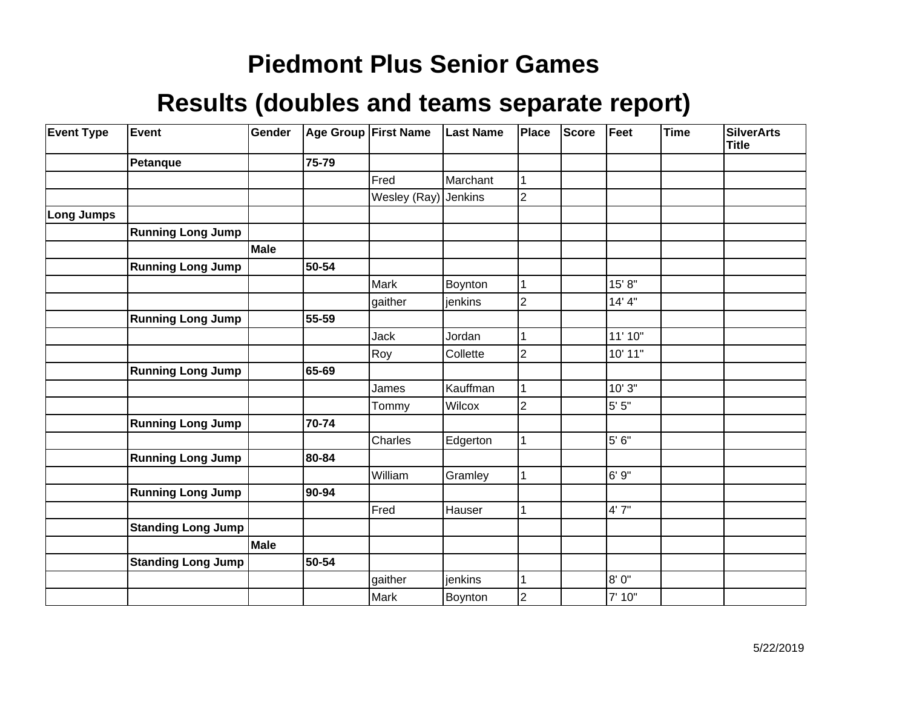# Piedmont Plus Senior Games

## Results (doubles and teams separate report)

| Event Type | Event | Gender | Age Group | First Name | Last Name | Place | Score | Feet | Time | SilverArts Title |
|---|---|---|---|---|---|---|---|---|---|---|
| | **Petanque** | | **75-79** | | | | | | | |
| | | | | Fred | Marchant | 1 | | | | |
| | | | | Wesley (Ray) | Jenkins | 2 | | | | |
| **Long Jumps** | | | | | | | | | | |
| | **Running Long Jump** | | | | | | | | | |
| | | **Male** | | | | | | | | |
| | **Running Long Jump** | | **50-54** | | | | | | | |
| | | | | Mark | Boynton | 1 | | 15' 8" | | |
| | | | | gaither | jenkins | 2 | | 14' 4" | | |
| | **Running Long Jump** | | **55-59** | | | | | | | |
| | | | | Jack | Jordan | 1 | | 11' 10" | | |
| | | | | Roy | Collette | 2 | | 10' 11" | | |
| | **Running Long Jump** | | **65-69** | | | | | | | |
| | | | | James | Kauffman | 1 | | 10' 3" | | |
| | | | | Tommy | Wilcox | 2 | | 5' 5" | | |
| | **Running Long Jump** | | **70-74** | | | | | | | |
| | | | | Charles | Edgerton | 1 | | 5' 6" | | |
| | **Running Long Jump** | | **80-84** | | | | | | | |
| | | | | William | Gramley | 1 | | 6' 9" | | |
| | **Running Long Jump** | | **90-94** | | | | | | | |
| | | | | Fred | Hauser | 1 | | 4' 7" | | |
| | **Standing Long Jump** | | | | | | | | | |
| | | **Male** | | | | | | | | |
| | **Standing Long Jump** | | **50-54** | | | | | | | |
| | | | | gaither | jenkins | 1 | | 8' 0" | | |
| | | | | Mark | Boynton | 2 | | 7' 10" | | |

5/22/2019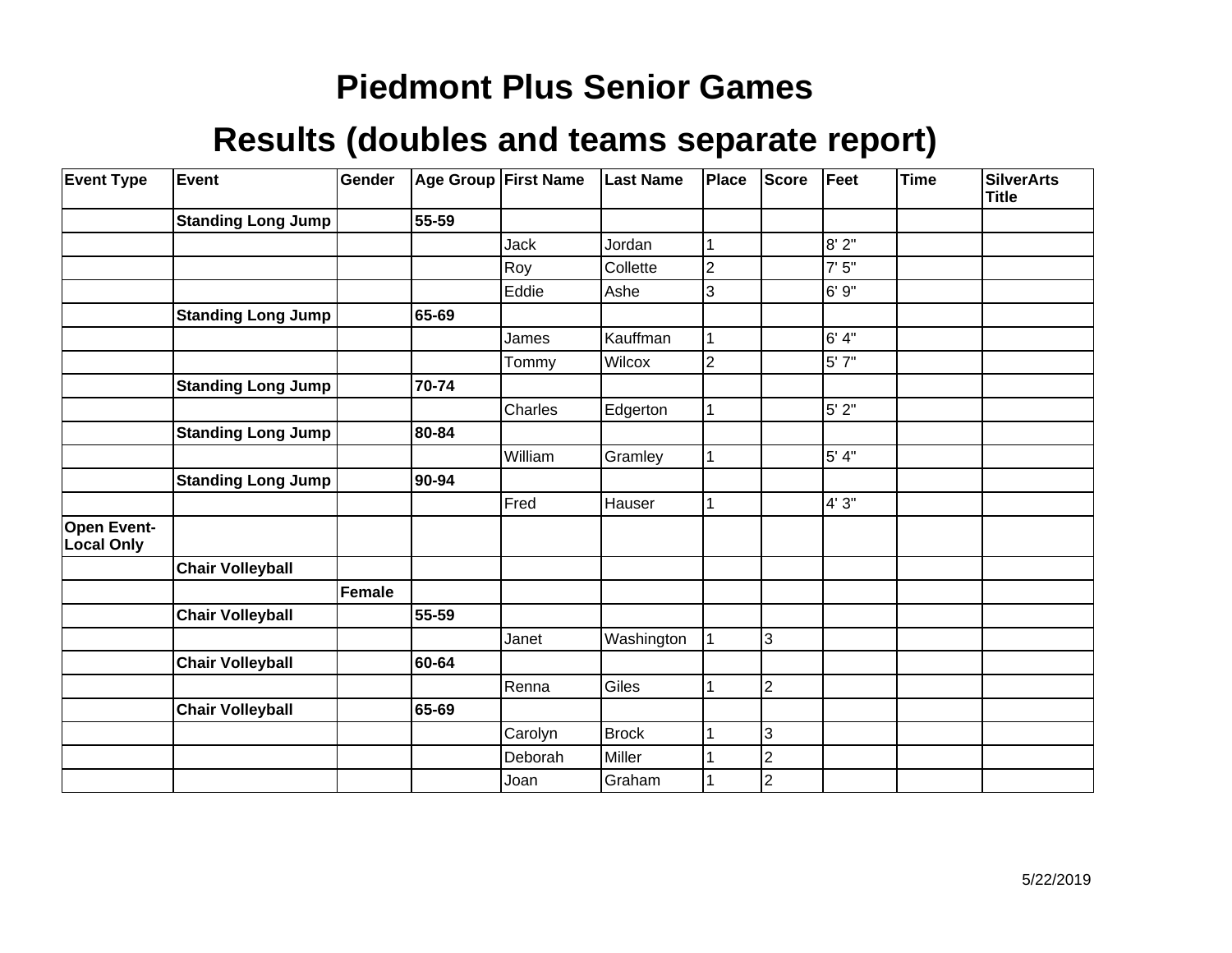# Piedmont Plus Senior Games

## Results (doubles and teams separate report)

| Event Type | Event | Gender | Age Group | First Name | Last Name | Place | Score | Feet | Time | SilverArts Title |
|---|---|---|---|---|---|---|---|---|---|---|
| | **Standing Long Jump** | | **55-59** | | | | | | | |
| | | | | Jack | Jordan | 1 | | 8' 2" | | |
| | | | | Roy | Collette | 2 | | 7' 5" | | |
| | | | | Eddie | Ashe | 3 | | 6' 9" | | |
| | **Standing Long Jump** | | **65-69** | | | | | | | |
| | | | | James | Kauffman | 1 | | 6' 4" | | |
| | | | | Tommy | Wilcox | 2 | | 5' 7" | | |
| | **Standing Long Jump** | | **70-74** | | | | | | | |
| | | | | Charles | Edgerton | 1 | | 5' 2" | | |
| | **Standing Long Jump** | | **80-84** | | | | | | | |
| | | | | William | Gramley | 1 | | 5' 4" | | |
| | **Standing Long Jump** | | **90-94** | | | | | | | |
| | | | | Fred | Hauser | 1 | | 4' 3" | | |
| **Open Event-Local Only** | | | | | | | | | | |
| | **Chair Volleyball** | | | | | | | | | |
| | | **Female** | | | | | | | | |
| | **Chair Volleyball** | | **55-59** | | | | | | | |
| | | | | Janet | Washington | 1 | 3 | | | |
| | **Chair Volleyball** | | **60-64** | | | | | | | |
| | | | | Renna | Giles | 1 | 2 | | | |
| | **Chair Volleyball** | | **65-69** | | | | | | | |
| | | | | Carolyn | Brock | 1 | 3 | | | |
| | | | | Deborah | Miller | 1 | 2 | | | |
| | | | | Joan | Graham | 1 | 2 | | | |

5/22/2019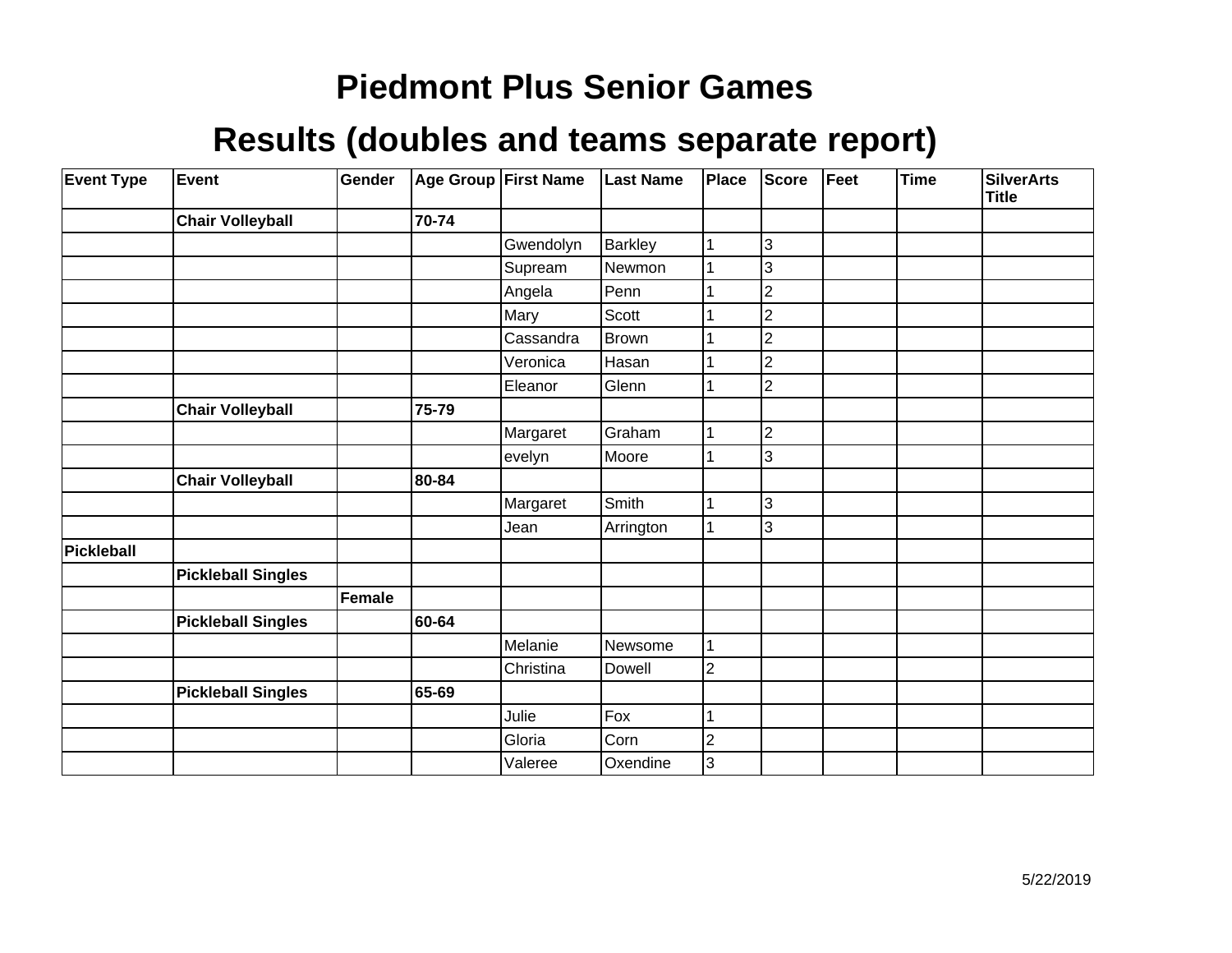# Piedmont Plus Senior Games

## Results (doubles and teams separate report)

| Event Type | Event | Gender | Age Group | First Name | Last Name | Place | Score | Feet | Time | SilverArts Title |
|---|---|---|---|---|---|---|---|---|---|---|
| | **Chair Volleyball** | | **70-74** | | | | | | | |
| | | | | Gwendolyn | Barkley | 1 | 3 | | | |
| | | | | Supream | Newmon | 1 | 3 | | | |
| | | | | Angela | Penn | 1 | 2 | | | |
| | | | | Mary | Scott | 1 | 2 | | | |
| | | | | Cassandra | Brown | 1 | 2 | | | |
| | | | | Veronica | Hasan | 1 | 2 | | | |
| | | | | Eleanor | Glenn | 1 | 2 | | | |
| | **Chair Volleyball** | | **75-79** | | | | | | | |
| | | | | Margaret | Graham | 1 | 2 | | | |
| | | | | evelyn | Moore | 1 | 3 | | | |
| | **Chair Volleyball** | | **80-84** | | | | | | | |
| | | | | Margaret | Smith | 1 | 3 | | | |
| | | | | Jean | Arrington | 1 | 3 | | | |
| **Pickleball** | | | | | | | | | | |
| | **Pickleball Singles** | | | | | | | | | |
| | | **Female** | | | | | | | | |
| | **Pickleball Singles** | | **60-64** | | | | | | | |
| | | | | Melanie | Newsome | 1 | | | | |
| | | | | Christina | Dowell | 2 | | | | |
| | **Pickleball Singles** | | **65-69** | | | | | | | |
| | | | | Julie | Fox | 1 | | | | |
| | | | | Gloria | Corn | 2 | | | | |
| | | | | Valeree | Oxendine | 3 | | | | |

5/22/2019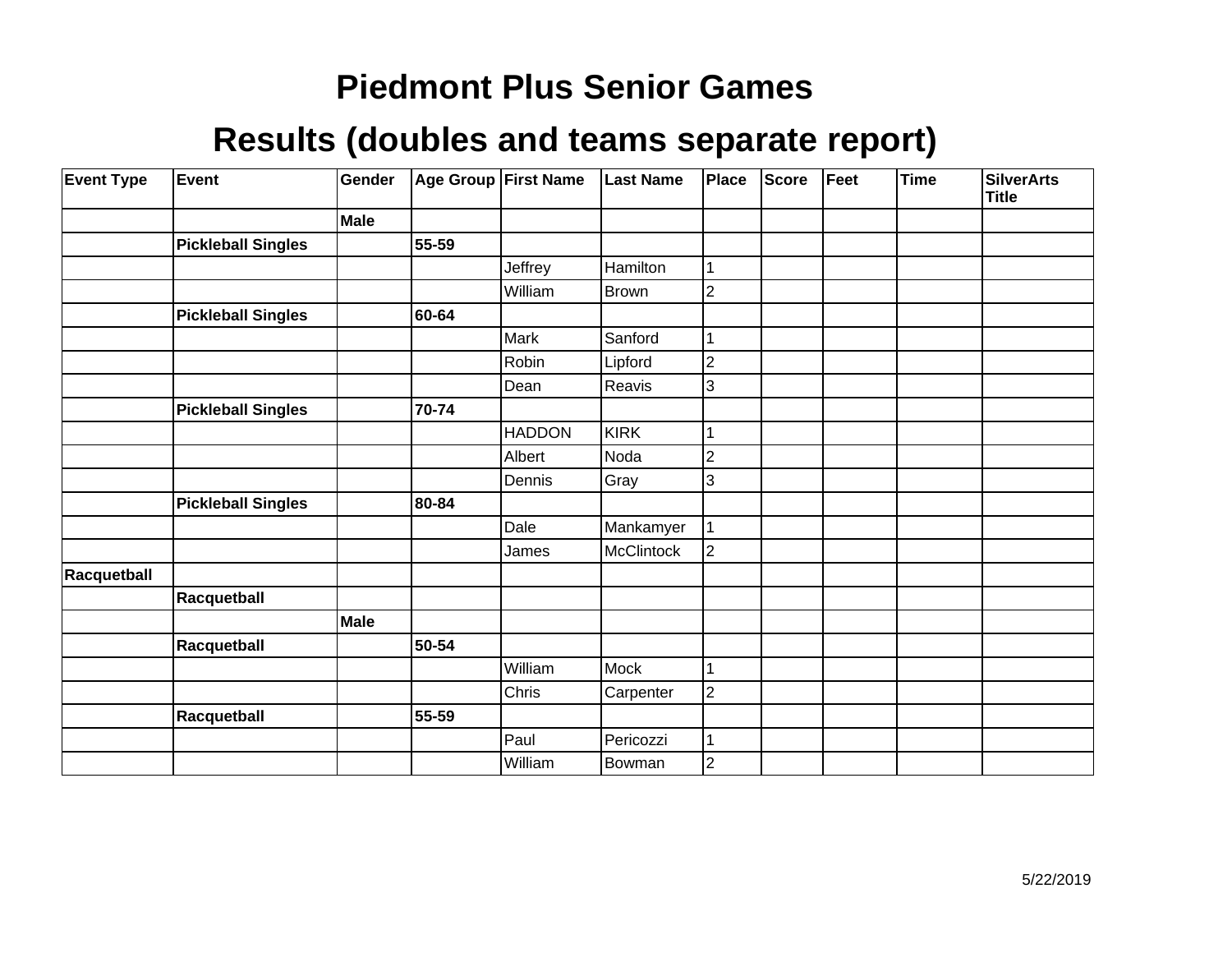# Piedmont Plus Senior Games

## Results (doubles and teams separate report)

| Event Type | Event | Gender | Age Group | First Name | Last Name | Place | Score | Feet | Time | SilverArts Title |
|---|---|---|---|---|---|---|---|---|---|---|
| | | **Male** | | | | | | | | |
| | **Pickleball Singles** | | **55-59** | | | | | | | |
| | | | | Jeffrey | Hamilton | 1 | | | | |
| | | | | William | Brown | 2 | | | | |
| | **Pickleball Singles** | | **60-64** | | | | | | | |
| | | | | Mark | Sanford | 1 | | | | |
| | | | | Robin | Lipford | 2 | | | | |
| | | | | Dean | Reavis | 3 | | | | |
| | **Pickleball Singles** | | **70-74** | | | | | | | |
| | | | | HADDON | KIRK | 1 | | | | |
| | | | | Albert | Noda | 2 | | | | |
| | | | | Dennis | Gray | 3 | | | | |
| | **Pickleball Singles** | | **80-84** | | | | | | | |
| | | | | Dale | Mankamyer | 1 | | | | |
| | | | | James | McClintock | 2 | | | | |
| **Racquetball** | | | | | | | | | | |
| | **Racquetball** | | | | | | | | | |
| | | **Male** | | | | | | | | |
| | **Racquetball** | | **50-54** | | | | | | | |
| | | | | William | Mock | 1 | | | | |
| | | | | Chris | Carpenter | 2 | | | | |
| | **Racquetball** | | **55-59** | | | | | | | |
| | | | | Paul | Pericozzi | 1 | | | | |
| | | | | William | Bowman | 2 | | | | |

5/22/2019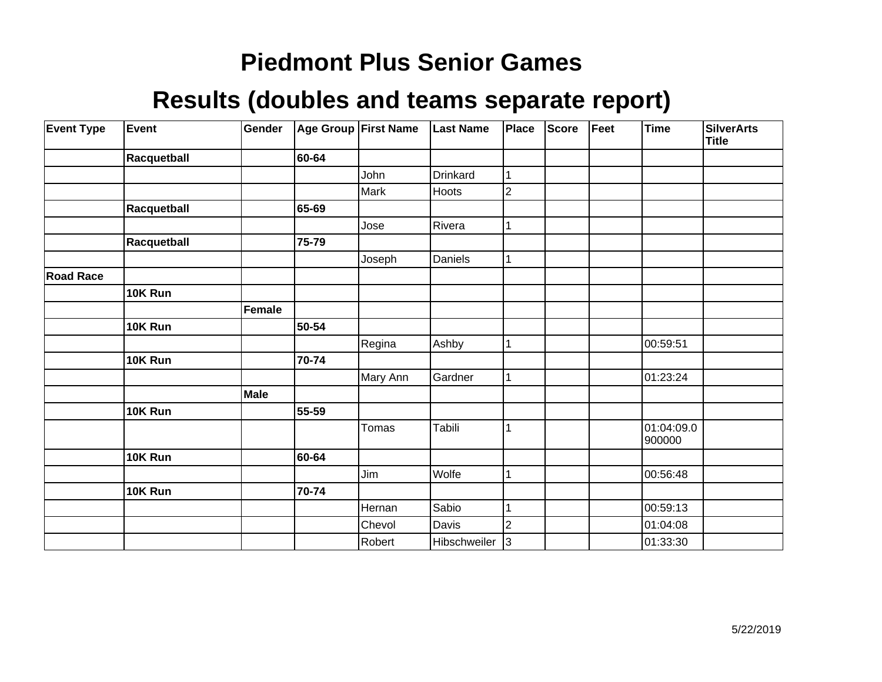# Piedmont Plus Senior Games

## Results (doubles and teams separate report)

| Event Type | Event | Gender | Age Group | First Name | Last Name | Place | Score | Feet | Time | SilverArts Title |
|---|---|---|---|---|---|---|---|---|---|---|
| | **Racquetball** | | **60-64** | | | | | | | |
| | | | | John | Drinkard | 1 | | | | |
| | | | | Mark | Hoots | 2 | | | | |
| | **Racquetball** | | **65-69** | | | | | | | |
| | | | | Jose | Rivera | 1 | | | | |
| | **Racquetball** | | **75-79** | | | | | | | |
| | | | | Joseph | Daniels | 1 | | | | |
| **Road Race** | | | | | | | | | | |
| | **10K Run** | | | | | | | | | |
| | | **Female** | | | | | | | | |
| | **10K Run** | | **50-54** | | | | | | | |
| | | | | Regina | Ashby | 1 | | | 00:59:51 | |
| | **10K Run** | | **70-74** | | | | | | | |
| | | | | Mary Ann | Gardner | 1 | | | 01:23:24 | |
| | | **Male** | | | | | | | | |
| | **10K Run** | | **55-59** | | | | | | | |
| | | | | Tomas | Tabili | 1 | | | 01:04:09.0900000 | |
| | **10K Run** | | **60-64** | | | | | | | |
| | | | | Jim | Wolfe | 1 | | | 00:56:48 | |
| | **10K Run** | | **70-74** | | | | | | | |
| | | | | Hernan | Sabio | 1 | | | 00:59:13 | |
| | | | | Chevol | Davis | 2 | | | 01:04:08 | |
| | | | | Robert | Hibschweiler | 3 | | | 01:33:30 | |

5/22/2019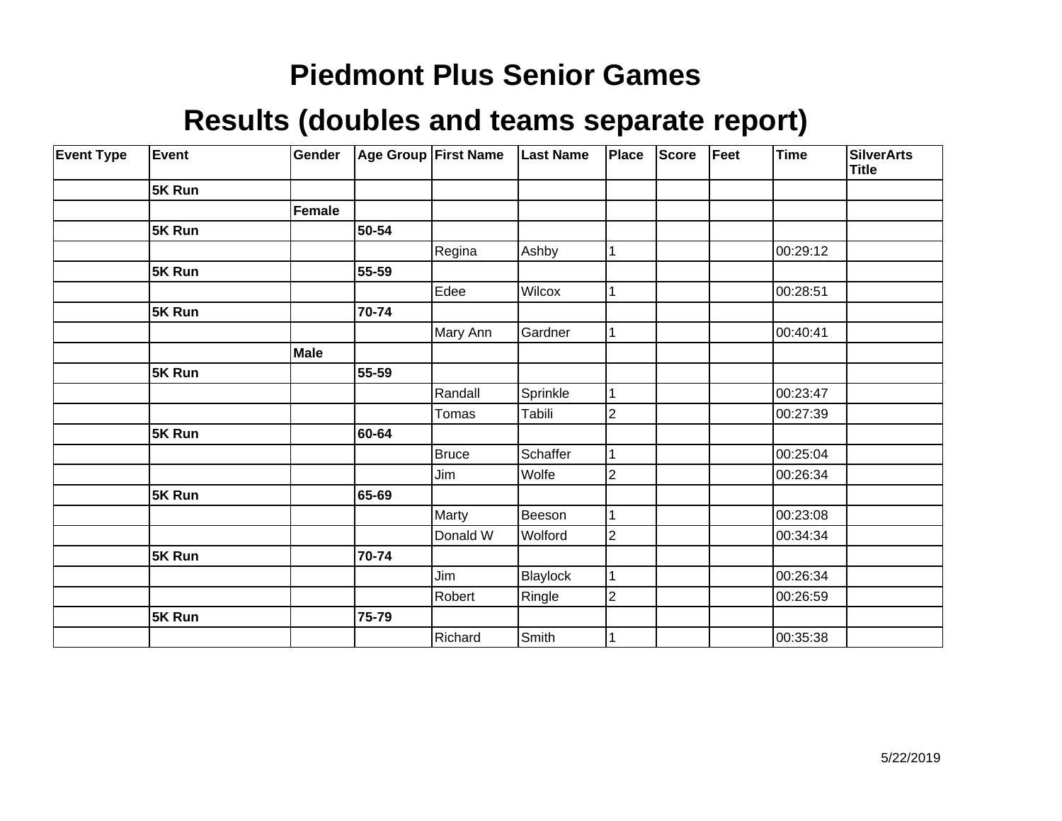# Piedmont Plus Senior Games

## Results (doubles and teams separate report)

| Event Type | Event | Gender | Age Group | First Name | Last Name | Place | Score | Feet | Time | SilverArts Title |
|---|---|---|---|---|---|---|---|---|---|---|
| | **5K Run** | | | | | | | | | |
| | | **Female** | | | | | | | | |
| | **5K Run** | | **50-54** | | | | | | | |
| | | | | Regina | Ashby | 1 | | | 00:29:12 | |
| | **5K Run** | | **55-59** | | | | | | | |
| | | | | Edee | Wilcox | 1 | | | 00:28:51 | |
| | **5K Run** | | **70-74** | | | | | | | |
| | | | | Mary Ann | Gardner | 1 | | | 00:40:41 | |
| | | **Male** | | | | | | | | |
| | **5K Run** | | **55-59** | | | | | | | |
| | | | | Randall | Sprinkle | 1 | | | 00:23:47 | |
| | | | | Tomas | Tabili | 2 | | | 00:27:39 | |
| | **5K Run** | | **60-64** | | | | | | | |
| | | | | Bruce | Schaffer | 1 | | | 00:25:04 | |
| | | | | Jim | Wolfe | 2 | | | 00:26:34 | |
| | **5K Run** | | **65-69** | | | | | | | |
| | | | | Marty | Beeson | 1 | | | 00:23:08 | |
| | | | | Donald W | Wolford | 2 | | | 00:34:34 | |
| | **5K Run** | | **70-74** | | | | | | | |
| | | | | Jim | Blaylock | 1 | | | 00:26:34 | |
| | | | | Robert | Ringle | 2 | | | 00:26:59 | |
| | **5K Run** | | **75-79** | | | | | | | |
| | | | | Richard | Smith | 1 | | | 00:35:38 | |

5/22/2019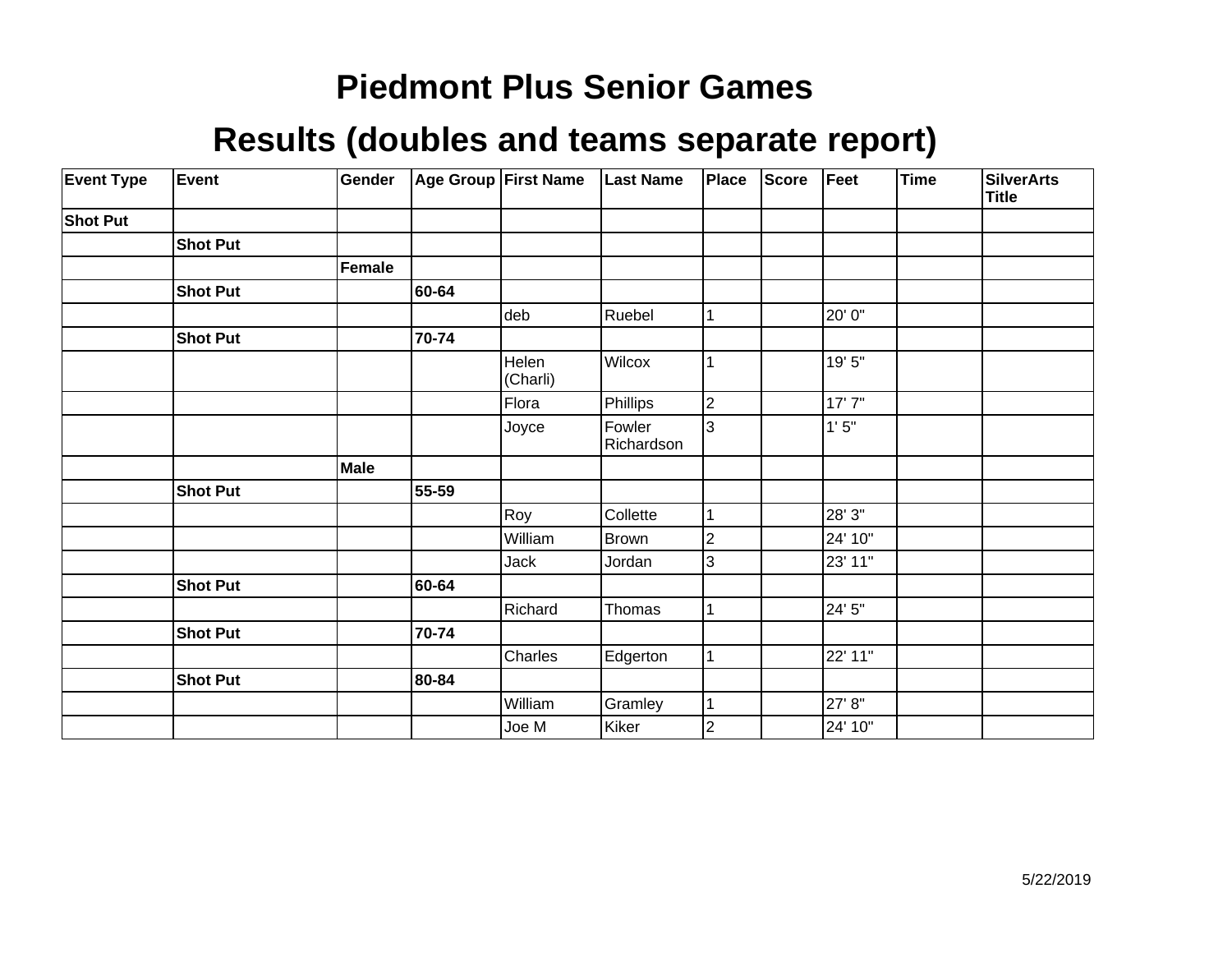# Piedmont Plus Senior Games

## Results (doubles and teams separate report)

| Event Type | Event | Gender | Age Group | First Name | Last Name | Place | Score | Feet | Time | SilverArts Title |
|---|---|---|---|---|---|---|---|---|---|---|
| **Shot Put** | | | | | | | | | | |
| | **Shot Put** | | | | | | | | | |
| | | **Female** | | | | | | | | |
| | **Shot Put** | | **60-64** | | | | | | | |
| | | | | deb | Ruebel | 1 | | 20' 0" | | |
| | **Shot Put** | | **70-74** | | | | | | | |
| | | | | Helen (Charli) | Wilcox | 1 | | 19' 5" | | |
| | | | | Flora | Phillips | 2 | | 17' 7" | | |
| | | | | Joyce | Fowler Richardson | 3 | | 1' 5" | | |
| | | **Male** | | | | | | | | |
| | **Shot Put** | | **55-59** | | | | | | | |
| | | | | Roy | Collette | 1 | | 28' 3" | | |
| | | | | William | Brown | 2 | | 24' 10" | | |
| | | | | Jack | Jordan | 3 | | 23' 11" | | |
| | **Shot Put** | | **60-64** | | | | | | | |
| | | | | Richard | Thomas | 1 | | 24' 5" | | |
| | **Shot Put** | | **70-74** | | | | | | | |
| | | | | Charles | Edgerton | 1 | | 22' 11" | | |
| | **Shot Put** | | **80-84** | | | | | | | |
| | | | | William | Gramley | 1 | | 27' 8" | | |
| | | | | Joe M | Kiker | 2 | | 24' 10" | | |

5/22/2019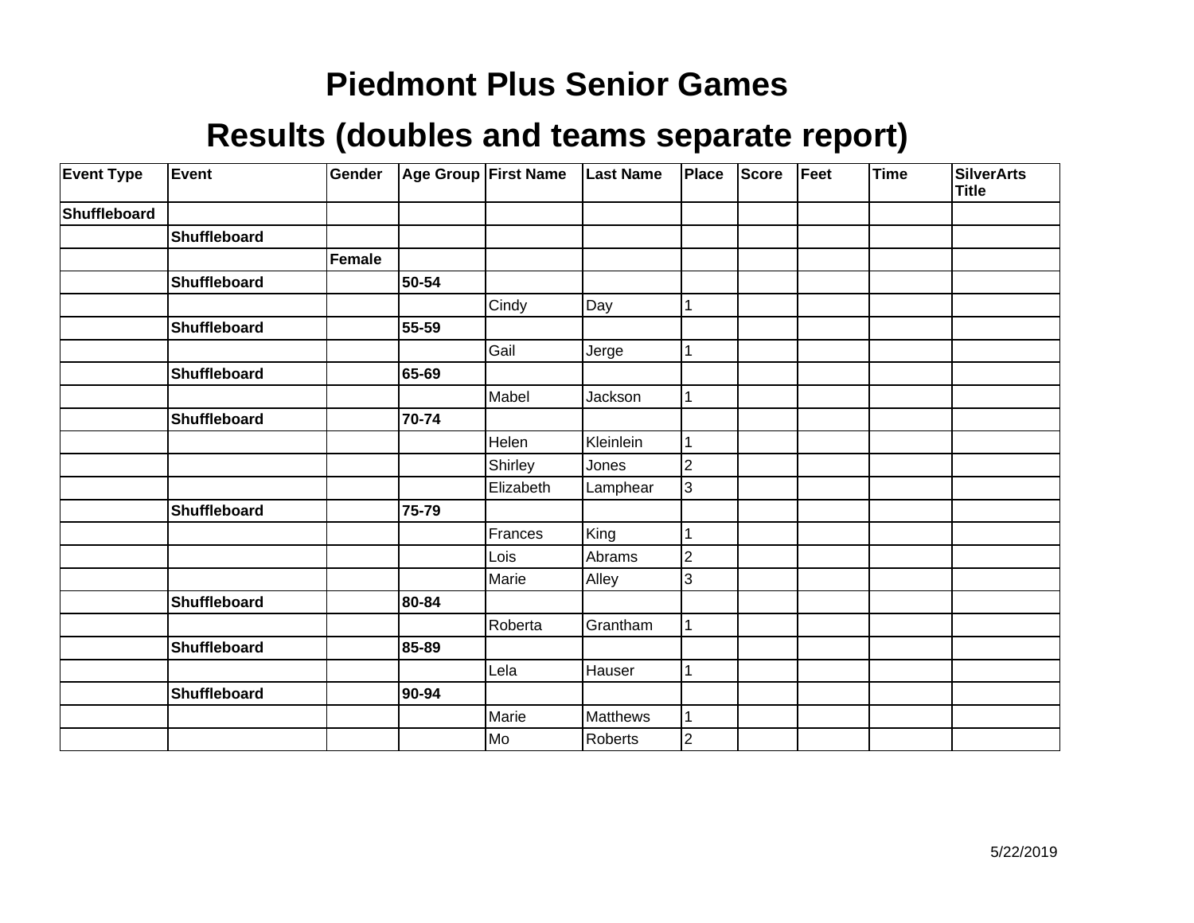# Piedmont Plus Senior Games

## Results (doubles and teams separate report)

| Event Type | Event | Gender | Age Group | First Name | Last Name | Place | Score | Feet | Time | SilverArts Title |
|---|---|---|---|---|---|---|---|---|---|---|
| **Shuffleboard** | | | | | | | | | | |
| | **Shuffleboard** | | | | | | | | | |
| | | **Female** | | | | | | | | |
| | **Shuffleboard** | | **50-54** | | | | | | | |
| | | | | Cindy | Day | 1 | | | | |
| | **Shuffleboard** | | **55-59** | | | | | | | |
| | | | | Gail | Jerge | 1 | | | | |
| | **Shuffleboard** | | **65-69** | | | | | | | |
| | | | | Mabel | Jackson | 1 | | | | |
| | **Shuffleboard** | | **70-74** | | | | | | | |
| | | | | Helen | Kleinlein | 1 | | | | |
| | | | | Shirley | Jones | 2 | | | | |
| | | | | Elizabeth | Lamphear | 3 | | | | |
| | **Shuffleboard** | | **75-79** | | | | | | | |
| | | | | Frances | King | 1 | | | | |
| | | | | Lois | Abrams | 2 | | | | |
| | | | | Marie | Alley | 3 | | | | |
| | **Shuffleboard** | | **80-84** | | | | | | | |
| | | | | Roberta | Grantham | 1 | | | | |
| | **Shuffleboard** | | **85-89** | | | | | | | |
| | | | | Lela | Hauser | 1 | | | | |
| | **Shuffleboard** | | **90-94** | | | | | | | |
| | | | | Marie | Matthews | 1 | | | | |
| | | | | Mo | Roberts | 2 | | | | |

5/22/2019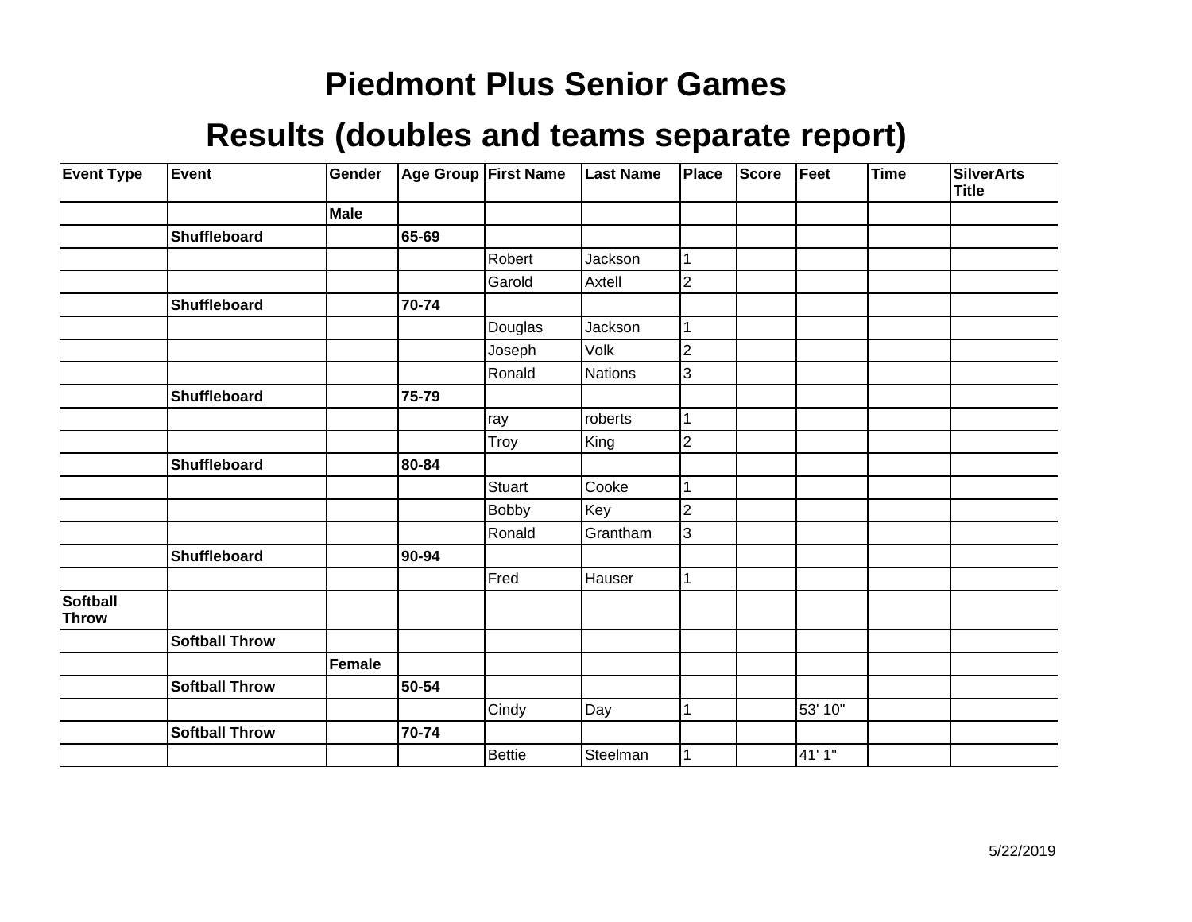# Piedmont Plus Senior Games

## Results (doubles and teams separate report)

| Event Type | Event | Gender | Age Group | First Name | Last Name | Place | Score | Feet | Time | SilverArts Title |
|---|---|---|---|---|---|---|---|---|---|---|
| | | **Male** | | | | | | | | |
| | **Shuffleboard** | | **65-69** | | | | | | | |
| | | | | Robert | Jackson | 1 | | | | |
| | | | | Garold | Axtell | 2 | | | | |
| | **Shuffleboard** | | **70-74** | | | | | | | |
| | | | | Douglas | Jackson | 1 | | | | |
| | | | | Joseph | Volk | 2 | | | | |
| | | | | Ronald | Nations | 3 | | | | |
| | **Shuffleboard** | | **75-79** | | | | | | | |
| | | | | ray | roberts | 1 | | | | |
| | | | | Troy | King | 2 | | | | |
| | **Shuffleboard** | | **80-84** | | | | | | | |
| | | | | Stuart | Cooke | 1 | | | | |
| | | | | Bobby | Key | 2 | | | | |
| | | | | Ronald | Grantham | 3 | | | | |
| | **Shuffleboard** | | **90-94** | | | | | | | |
| | | | | Fred | Hauser | 1 | | | | |
| **Softball Throw** | | | | | | | | | | |
| | **Softball Throw** | | | | | | | | | |
| | | **Female** | | | | | | | | |
| | **Softball Throw** | | **50-54** | | | | | | | |
| | | | | Cindy | Day | 1 | | 53' 10" | | |
| | **Softball Throw** | | **70-74** | | | | | | | |
| | | | | Bettie | Steelman | 1 | | 41' 1" | | |

5/22/2019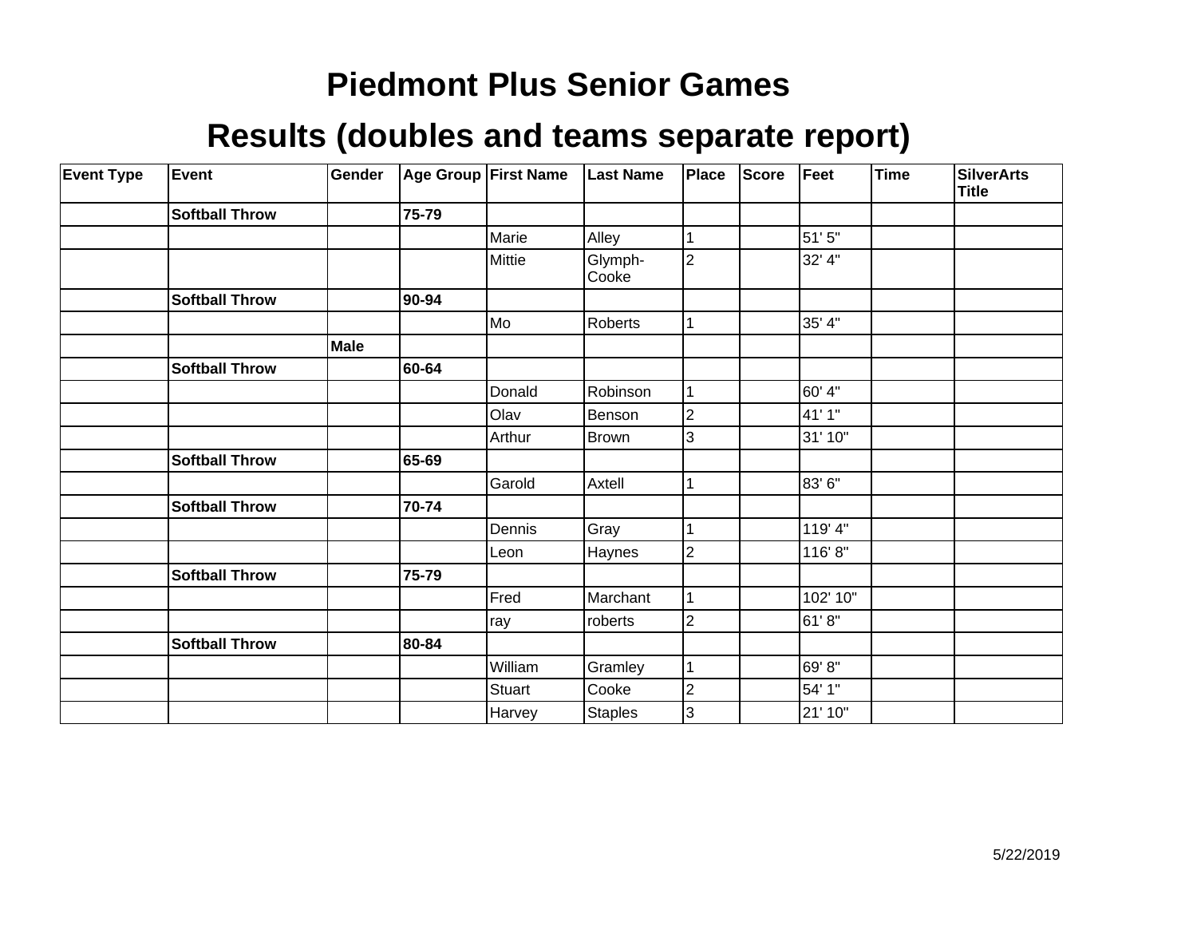# Piedmont Plus Senior Games

## Results (doubles and teams separate report)

| Event Type | Event | Gender | Age Group | First Name | Last Name | Place | Score | Feet | Time | SilverArts Title |
|---|---|---|---|---|---|---|---|---|---|---|
| | **Softball Throw** | | **75-79** | | | | | | | |
| | | | | Marie | Alley | 1 | | 51' 5" | | |
| | | | | Mittie | Glymph-Cooke | 2 | | 32' 4" | | |
| | **Softball Throw** | | **90-94** | | | | | | | |
| | | | | Mo | Roberts | 1 | | 35' 4" | | |
| | | **Male** | | | | | | | | |
| | **Softball Throw** | | **60-64** | | | | | | | |
| | | | | Donald | Robinson | 1 | | 60' 4" | | |
| | | | | Olav | Benson | 2 | | 41' 1" | | |
| | | | | Arthur | Brown | 3 | | 31' 10" | | |
| | **Softball Throw** | | **65-69** | | | | | | | |
| | | | | Garold | Axtell | 1 | | 83' 6" | | |
| | **Softball Throw** | | **70-74** | | | | | | | |
| | | | | Dennis | Gray | 1 | | 119' 4" | | |
| | | | | Leon | Haynes | 2 | | 116' 8" | | |
| | **Softball Throw** | | **75-79** | | | | | | | |
| | | | | Fred | Marchant | 1 | | 102' 10" | | |
| | | | | ray | roberts | 2 | | 61' 8" | | |
| | **Softball Throw** | | **80-84** | | | | | | | |
| | | | | William | Gramley | 1 | | 69' 8" | | |
| | | | | Stuart | Cooke | 2 | | 54' 1" | | |
| | | | | Harvey | Staples | 3 | | 21' 10" | | |

5/22/2019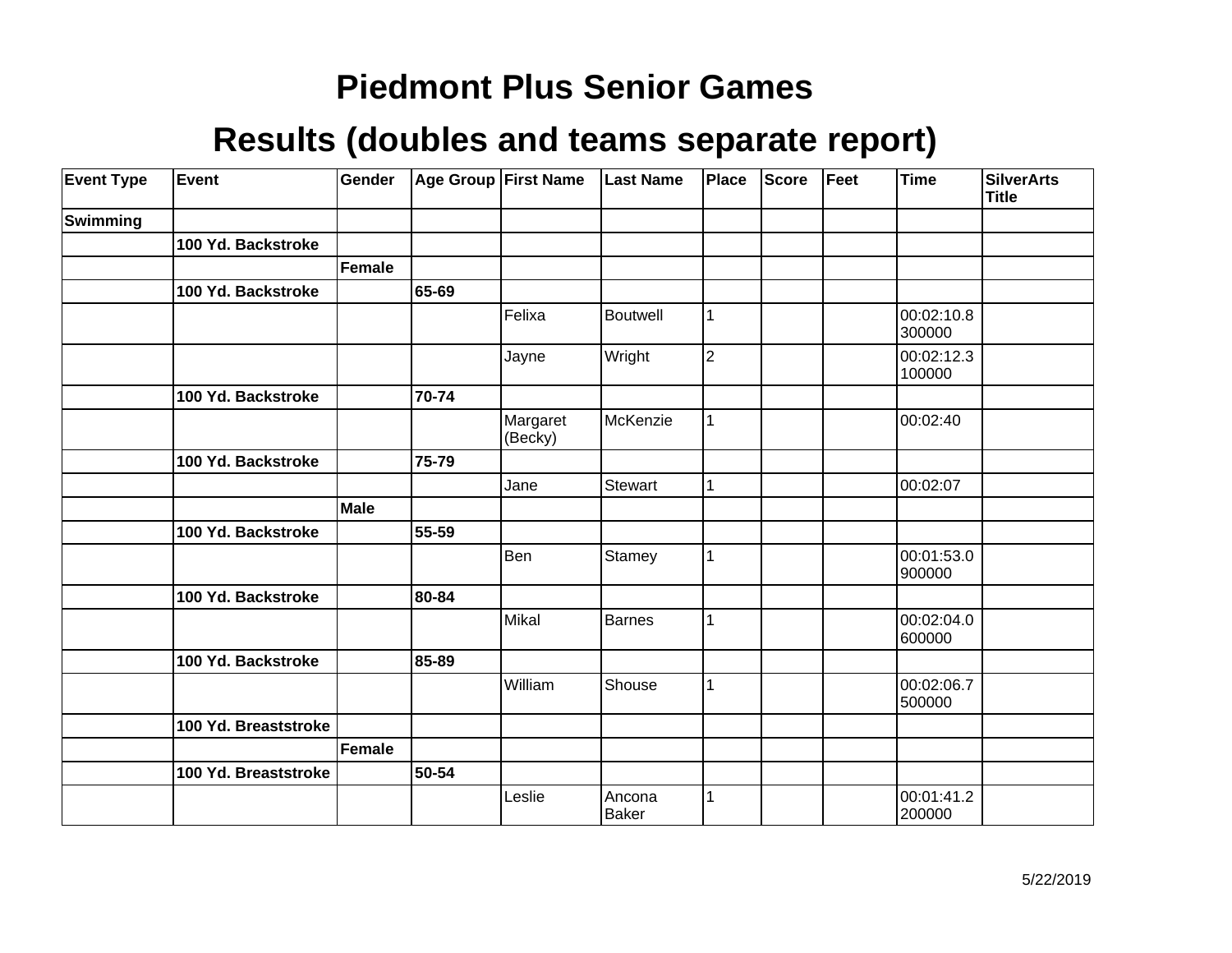# Piedmont Plus Senior Games

# Results (doubles and teams separate report)

| Event Type | Event | Gender | Age Group | First Name | Last Name | Place | Score | Feet | Time | SilverArts Title |
|---|---|---|---|---|---|---|---|---|---|---|
| **Swimming** | | | | | | | | | | |
| | **100 Yd. Backstroke** | | | | | | | | | |
| | | **Female** | | | | | | | | |
| | **100 Yd. Backstroke** | | **65-69** | | | | | | | |
| | | | | Felixa | Boutwell | 1 | | | 00:02:10.8300000 | |
| | | | | Jayne | Wright | 2 | | | 00:02:12.3100000 | |
| | **100 Yd. Backstroke** | | **70-74** | | | | | | | |
| | | | | Margaret (Becky) | McKenzie | 1 | | | 00:02:40 | |
| | **100 Yd. Backstroke** | | **75-79** | | | | | | | |
| | | | | Jane | Stewart | 1 | | | 00:02:07 | |
| | | **Male** | | | | | | | | |
| | **100 Yd. Backstroke** | | **55-59** | | | | | | | |
| | | | | Ben | Stamey | 1 | | | 00:01:53.0900000 | |
| | **100 Yd. Backstroke** | | **80-84** | | | | | | | |
| | | | | Mikal | Barnes | 1 | | | 00:02:04.0600000 | |
| | **100 Yd. Backstroke** | | **85-89** | | | | | | | |
| | | | | William | Shouse | 1 | | | 00:02:06.7500000 | |
| | **100 Yd. Breaststroke** | | | | | | | | | |
| | | **Female** | | | | | | | | |
| | **100 Yd. Breaststroke** | | **50-54** | | | | | | | |
| | | | | Leslie | Ancona Baker | 1 | | | 00:01:41.2200000 | |

5/22/2019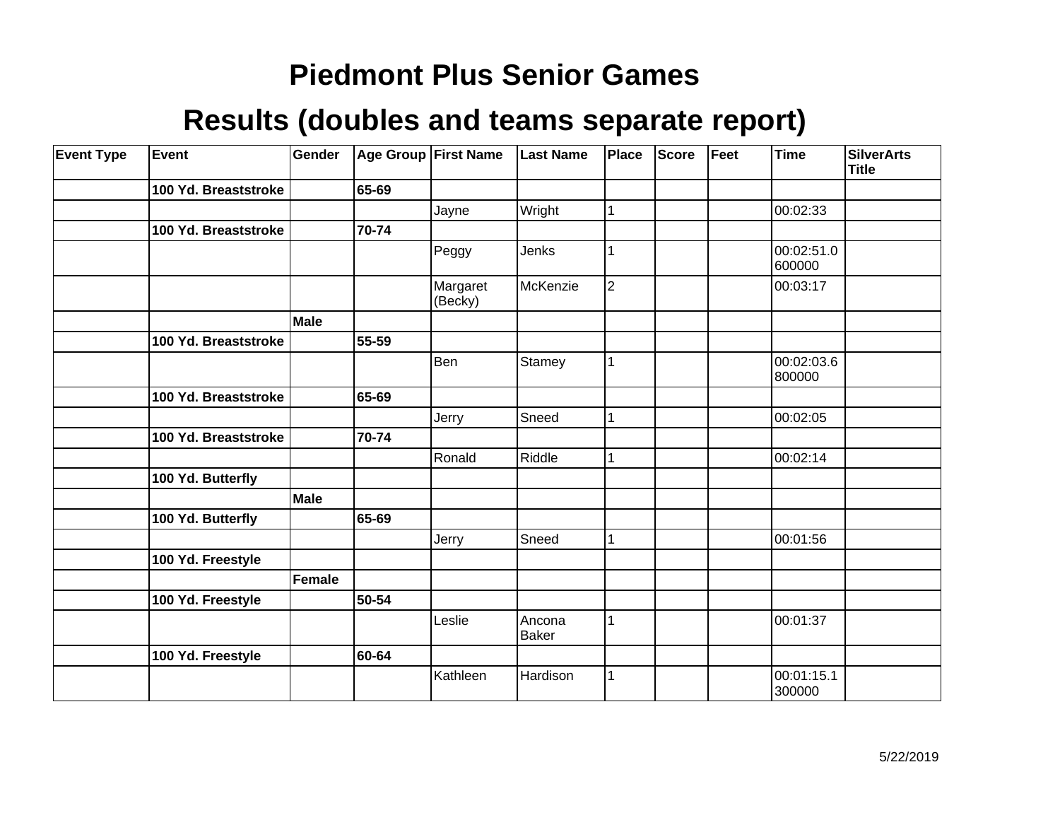# Piedmont Plus Senior Games

## Results (doubles and teams separate report)

| Event Type | Event | Gender | Age Group | First Name | Last Name | Place | Score | Feet | Time | SilverArts Title |
|---|---|---|---|---|---|---|---|---|---|---|
| | **100 Yd. Breaststroke** | | **65-69** | | | | | | | |
| | | | | Jayne | Wright | 1 | | | 00:02:33 | |
| | **100 Yd. Breaststroke** | | **70-74** | | | | | | | |
| | | | | Peggy | Jenks | 1 | | | 00:02:51.0600000 | |
| | | | | Margaret (Becky) | McKenzie | 2 | | | 00:03:17 | |
| | | **Male** | | | | | | | | |
| | **100 Yd. Breaststroke** | | **55-59** | | | | | | | |
| | | | | Ben | Stamey | 1 | | | 00:02:03.6800000 | |
| | **100 Yd. Breaststroke** | | **65-69** | | | | | | | |
| | | | | Jerry | Sneed | 1 | | | 00:02:05 | |
| | **100 Yd. Breaststroke** | | **70-74** | | | | | | | |
| | | | | Ronald | Riddle | 1 | | | 00:02:14 | |
| | **100 Yd. Butterfly** | | | | | | | | | |
| | | **Male** | | | | | | | | |
| | **100 Yd. Butterfly** | | **65-69** | | | | | | | |
| | | | | Jerry | Sneed | 1 | | | 00:01:56 | |
| | **100 Yd. Freestyle** | | | | | | | | | |
| | | **Female** | | | | | | | | |
| | **100 Yd. Freestyle** | | **50-54** | | | | | | | |
| | | | | Leslie | Ancona Baker | 1 | | | 00:01:37 | |
| | **100 Yd. Freestyle** | | **60-64** | | | | | | | |
| | | | | Kathleen | Hardison | 1 | | | 00:01:15.1300000 | |

5/22/2019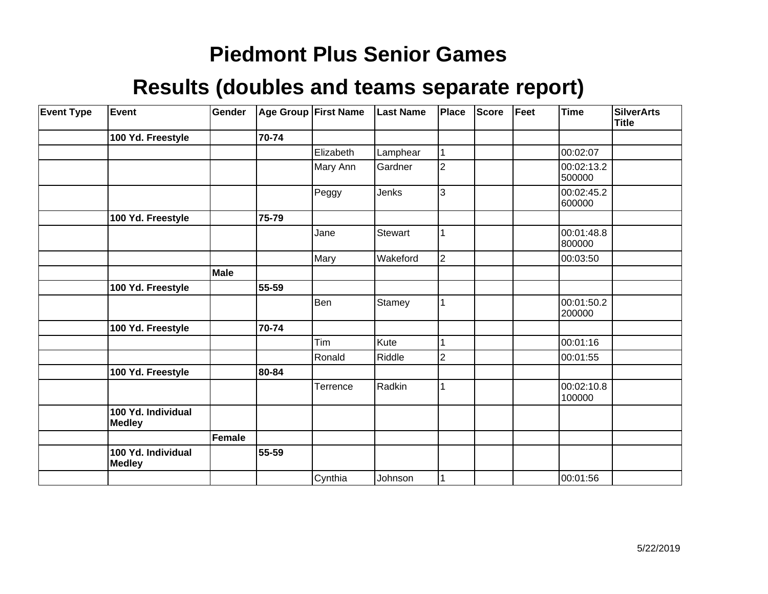# Piedmont Plus Senior Games

## Results (doubles and teams separate report)

| Event Type | Event | Gender | Age Group | First Name | Last Name | Place | Score | Feet | Time | SilverArts Title |
|---|---|---|---|---|---|---|---|---|---|---|
| | **100 Yd. Freestyle** | | **70-74** | | | | | | | |
| | | | | Elizabeth | Lamphear | 1 | | | 00:02:07 | |
| | | | | Mary Ann | Gardner | 2 | | | 00:02:13.2500000 | |
| | | | | Peggy | Jenks | 3 | | | 00:02:45.2600000 | |
| | **100 Yd. Freestyle** | | **75-79** | | | | | | | |
| | | | | Jane | Stewart | 1 | | | 00:01:48.8800000 | |
| | | | | Mary | Wakeford | 2 | | | 00:03:50 | |
| | | **Male** | | | | | | | | |
| | **100 Yd. Freestyle** | | **55-59** | | | | | | | |
| | | | | Ben | Stamey | 1 | | | 00:01:50.2200000 | |
| | **100 Yd. Freestyle** | | **70-74** | | | | | | | |
| | | | | Tim | Kute | 1 | | | 00:01:16 | |
| | | | | Ronald | Riddle | 2 | | | 00:01:55 | |
| | **100 Yd. Freestyle** | | **80-84** | | | | | | | |
| | | | | Terrence | Radkin | 1 | | | 00:02:10.8100000 | |
| | **100 Yd. Individual Medley** | | | | | | | | | |
| | | **Female** | | | | | | | | |
| | **100 Yd. Individual Medley** | | **55-59** | | | | | | | |
| | | | | Cynthia | Johnson | 1 | | | 00:01:56 | |

5/22/2019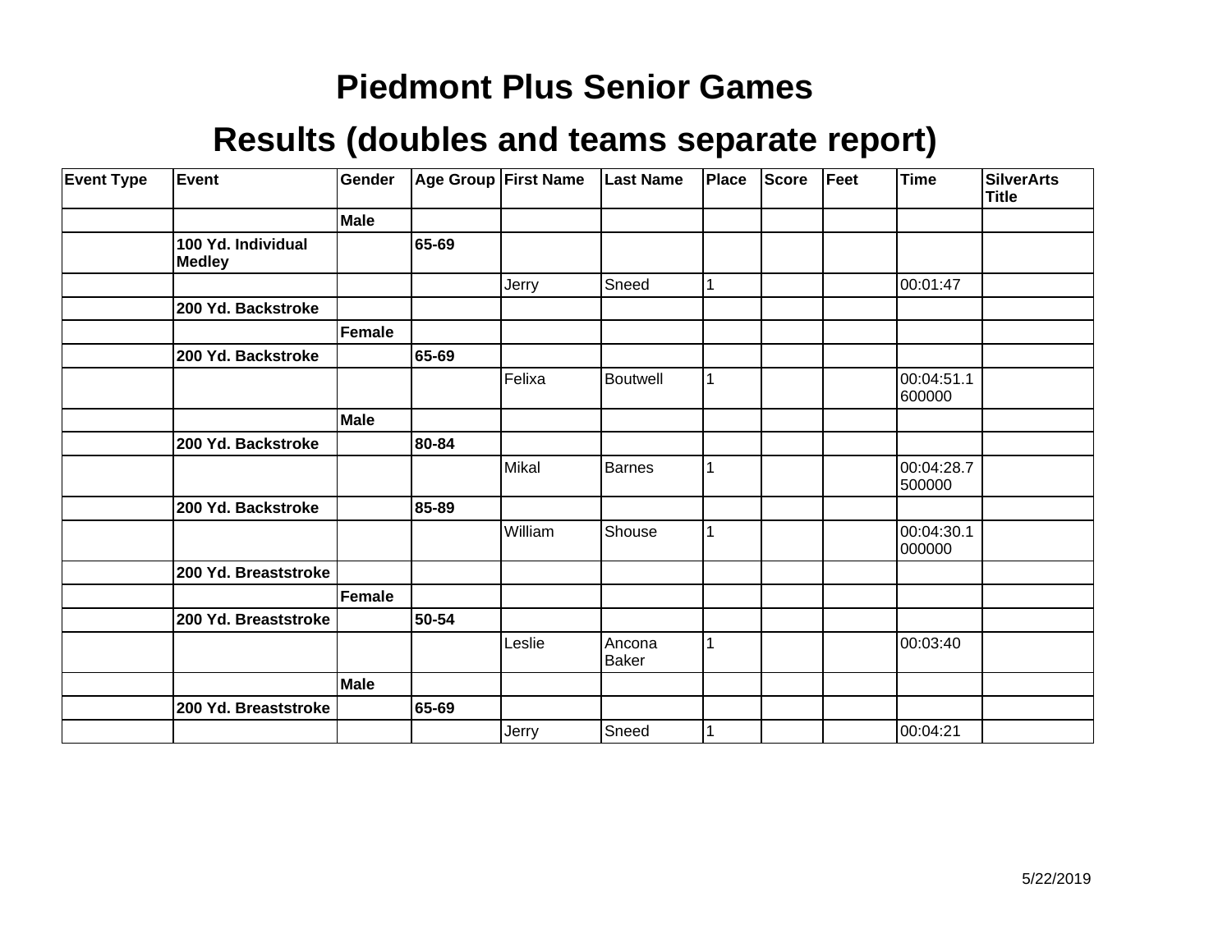# Piedmont Plus Senior Games

## Results (doubles and teams separate report)

| Event Type | Event | Gender | Age Group | First Name | Last Name | Place | Score | Feet | Time | SilverArts Title |
|---|---|---|---|---|---|---|---|---|---|---|
| | | **Male** | | | | | | | | |
| | **100 Yd. Individual Medley** | | **65-69** | | | | | | | |
| | | | | Jerry | Sneed | 1 | | | 00:01:47 | |
| | **200 Yd. Backstroke** | | | | | | | | | |
| | | **Female** | | | | | | | | |
| | **200 Yd. Backstroke** | | **65-69** | | | | | | | |
| | | | | Felixa | Boutwell | 1 | | | 00:04:51.1600000 | |
| | | **Male** | | | | | | | | |
| | **200 Yd. Backstroke** | | **80-84** | | | | | | | |
| | | | | Mikal | Barnes | 1 | | | 00:04:28.7500000 | |
| | **200 Yd. Backstroke** | | **85-89** | | | | | | | |
| | | | | William | Shouse | 1 | | | 00:04:30.1000000 | |
| | **200 Yd. Breaststroke** | | | | | | | | | |
| | | **Female** | | | | | | | | |
| | **200 Yd. Breaststroke** | | **50-54** | | | | | | | |
| | | | | Leslie | Ancona Baker | 1 | | | 00:03:40 | |
| | | **Male** | | | | | | | | |
| | **200 Yd. Breaststroke** | | **65-69** | | | | | | | |
| | | | | Jerry | Sneed | 1 | | | 00:04:21 | |

5/22/2019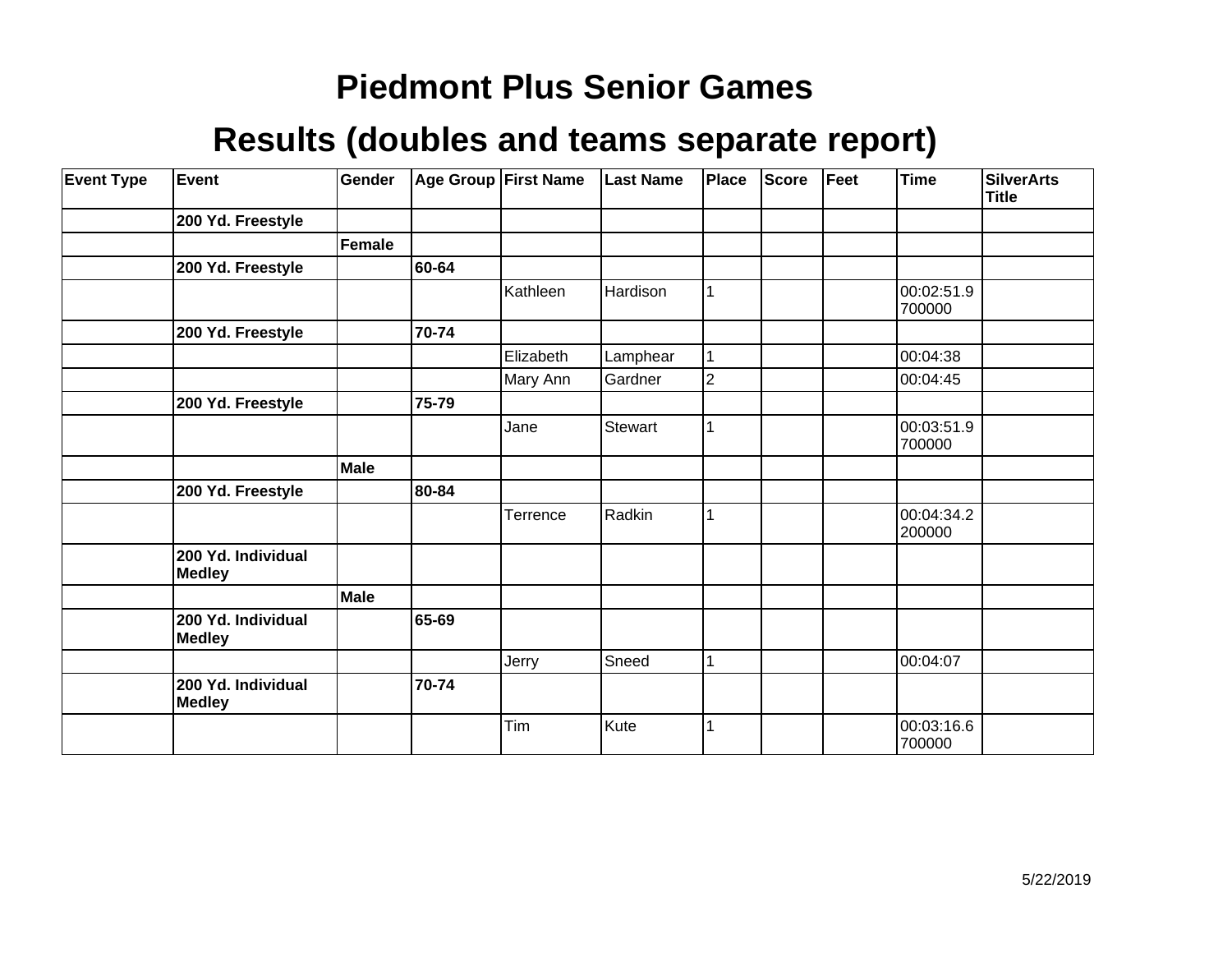# Piedmont Plus Senior Games

## Results (doubles and teams separate report)

| Event Type | Event | Gender | Age Group | First Name | Last Name | Place | Score | Feet | Time | SilverArts Title |
|---|---|---|---|---|---|---|---|---|---|---|
| | **200 Yd. Freestyle** | | | | | | | | | |
| | | **Female** | | | | | | | | |
| | **200 Yd. Freestyle** | | **60-64** | | | | | | | |
| | | | | Kathleen | Hardison | 1 | | | 00:02:51.9700000 | |
| | **200 Yd. Freestyle** | | **70-74** | | | | | | | |
| | | | | Elizabeth | Lamphear | 1 | | | 00:04:38 | |
| | | | | Mary Ann | Gardner | 2 | | | 00:04:45 | |
| | **200 Yd. Freestyle** | | **75-79** | | | | | | | |
| | | | | Jane | Stewart | 1 | | | 00:03:51.9700000 | |
| | | **Male** | | | | | | | | |
| | **200 Yd. Freestyle** | | **80-84** | | | | | | | |
| | | | | Terrence | Radkin | 1 | | | 00:04:34.2200000 | |
| | **200 Yd. Individual Medley** | | | | | | | | | |
| | | **Male** | | | | | | | | |
| | **200 Yd. Individual Medley** | | **65-69** | | | | | | | |
| | | | | Jerry | Sneed | 1 | | | 00:04:07 | |
| | **200 Yd. Individual Medley** | | **70-74** | | | | | | | |
| | | | | Tim | Kute | 1 | | | 00:03:16.6700000 | |

5/22/2019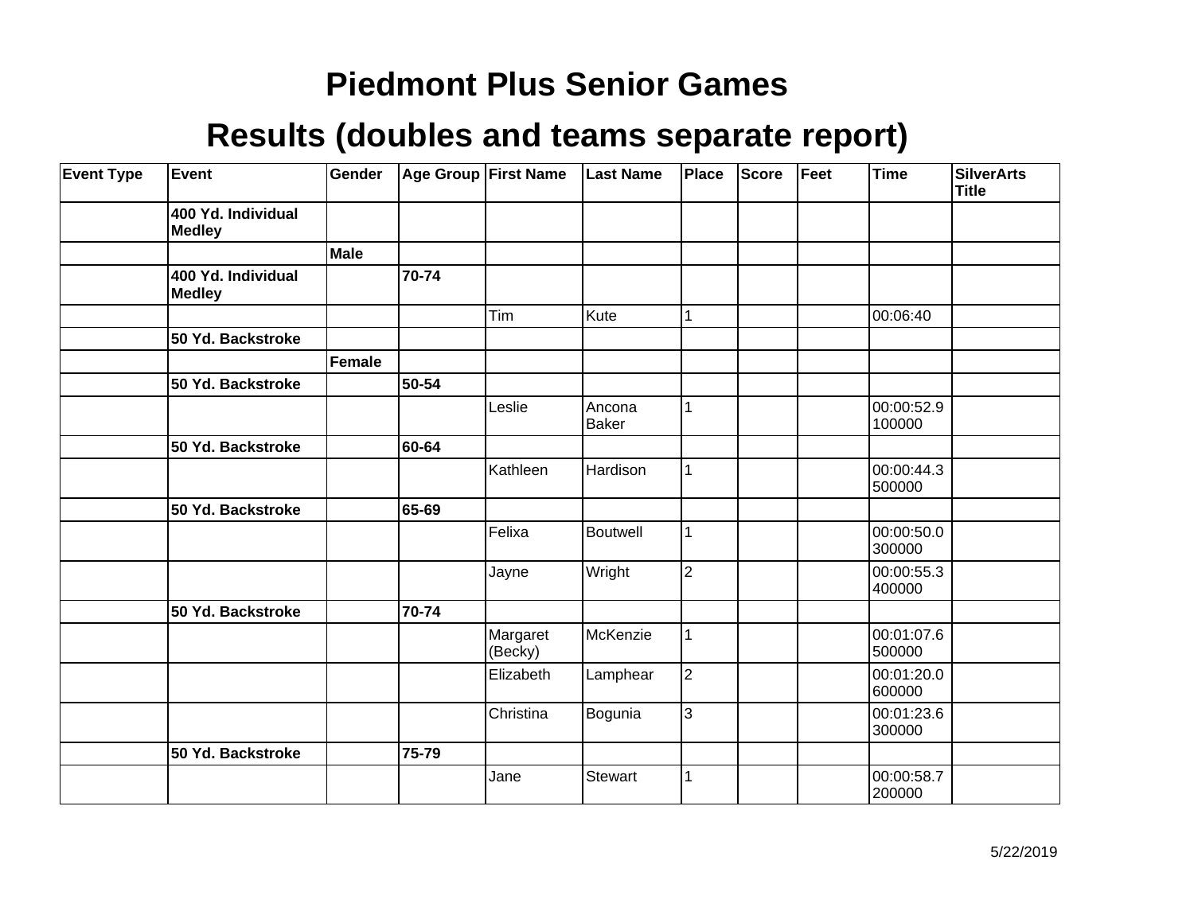# Piedmont Plus Senior Games

## Results (doubles and teams separate report)

| Event Type | Event | Gender | Age Group | First Name | Last Name | Place | Score | Feet | Time | SilverArts Title |
|---|---|---|---|---|---|---|---|---|---|---|
| | **400 Yd. Individual Medley** | | | | | | | | | |
| | | **Male** | | | | | | | | |
| | **400 Yd. Individual Medley** | | **70-74** | | | | | | | |
| | | | | Tim | Kute | 1 | | | 00:06:40 | |
| | **50 Yd. Backstroke** | | | | | | | | | |
| | | **Female** | | | | | | | | |
| | **50 Yd. Backstroke** | | **50-54** | | | | | | | |
| | | | | Leslie | Ancona Baker | 1 | | | 00:00:52.9100000 | |
| | **50 Yd. Backstroke** | | **60-64** | | | | | | | |
| | | | | Kathleen | Hardison | 1 | | | 00:00:44.3500000 | |
| | **50 Yd. Backstroke** | | **65-69** | | | | | | | |
| | | | | Felixa | Boutwell | 1 | | | 00:00:50.0300000 | |
| | | | | Jayne | Wright | 2 | | | 00:00:55.3400000 | |
| | **50 Yd. Backstroke** | | **70-74** | | | | | | | |
| | | | | Margaret (Becky) | McKenzie | 1 | | | 00:01:07.6500000 | |
| | | | | Elizabeth | Lamphear | 2 | | | 00:01:20.0600000 | |
| | | | | Christina | Bogunia | 3 | | | 00:01:23.6300000 | |
| | **50 Yd. Backstroke** | | **75-79** | | | | | | | |
| | | | | Jane | Stewart | 1 | | | 00:00:58.7200000 | |

5/22/2019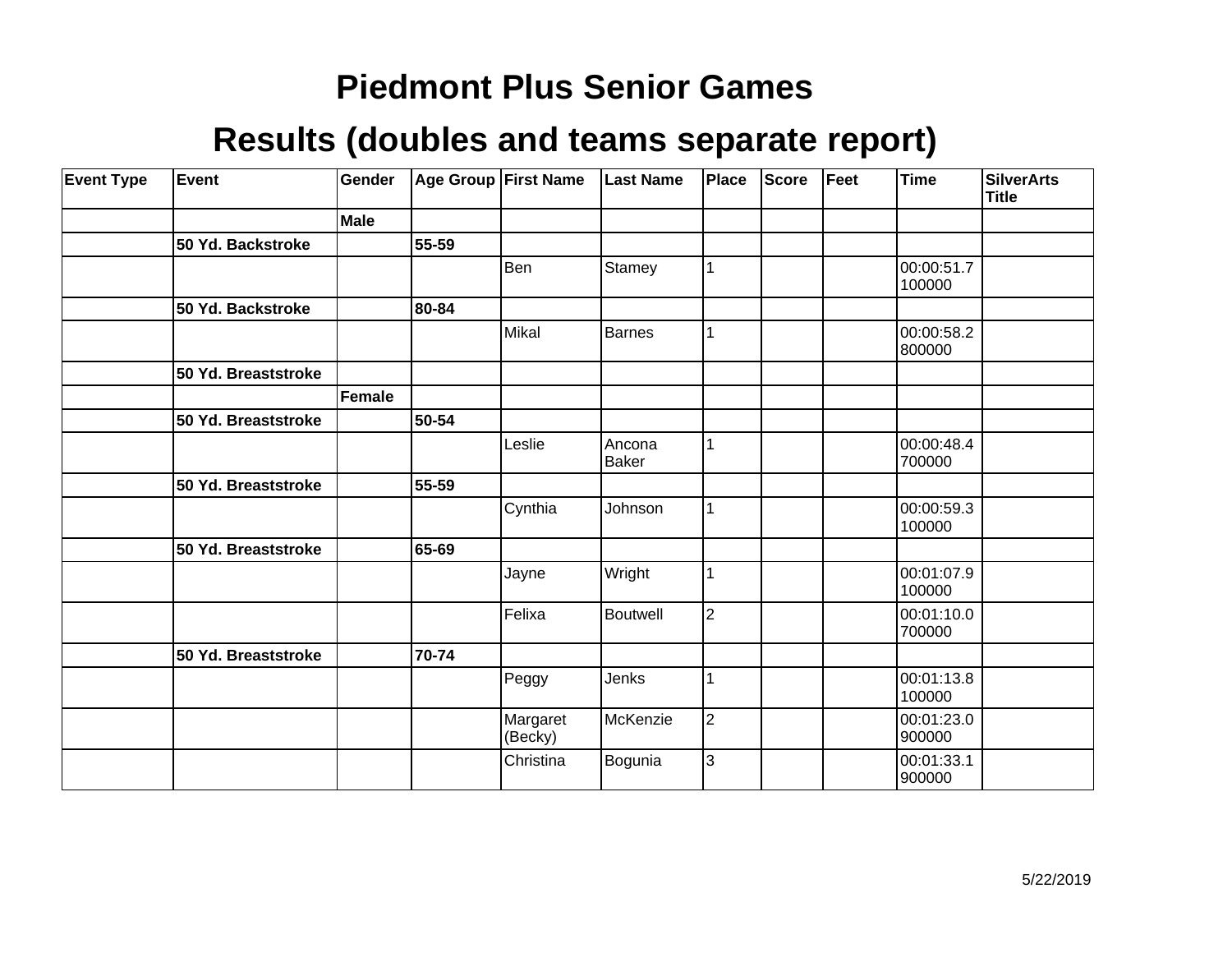# Piedmont Plus Senior Games

## Results (doubles and teams separate report)

| Event Type | Event | Gender | Age Group | First Name | Last Name | Place | Score | Feet | Time | SilverArts Title |
|---|---|---|---|---|---|---|---|---|---|---|
| | | **Male** | | | | | | | | |
| | **50 Yd. Backstroke** | | **55-59** | | | | | | | |
| | | | | Ben | Stamey | 1 | | | 00:00:51.7100000 | |
| | **50 Yd. Backstroke** | | **80-84** | | | | | | | |
| | | | | Mikal | Barnes | 1 | | | 00:00:58.2800000 | |
| | **50 Yd. Breaststroke** | | | | | | | | | |
| | | **Female** | | | | | | | | |
| | **50 Yd. Breaststroke** | | **50-54** | | | | | | | |
| | | | | Leslie | Ancona Baker | 1 | | | 00:00:48.4700000 | |
| | **50 Yd. Breaststroke** | | **55-59** | | | | | | | |
| | | | | Cynthia | Johnson | 1 | | | 00:00:59.3100000 | |
| | **50 Yd. Breaststroke** | | **65-69** | | | | | | | |
| | | | | Jayne | Wright | 1 | | | 00:01:07.9100000 | |
| | | | | Felixa | Boutwell | 2 | | | 00:01:10.0700000 | |
| | **50 Yd. Breaststroke** | | **70-74** | | | | | | | |
| | | | | Peggy | Jenks | 1 | | | 00:01:13.8100000 | |
| | | | | Margaret (Becky) | McKenzie | 2 | | | 00:01:23.0900000 | |
| | | | | Christina | Bogunia | 3 | | | 00:01:33.1900000 | |

5/22/2019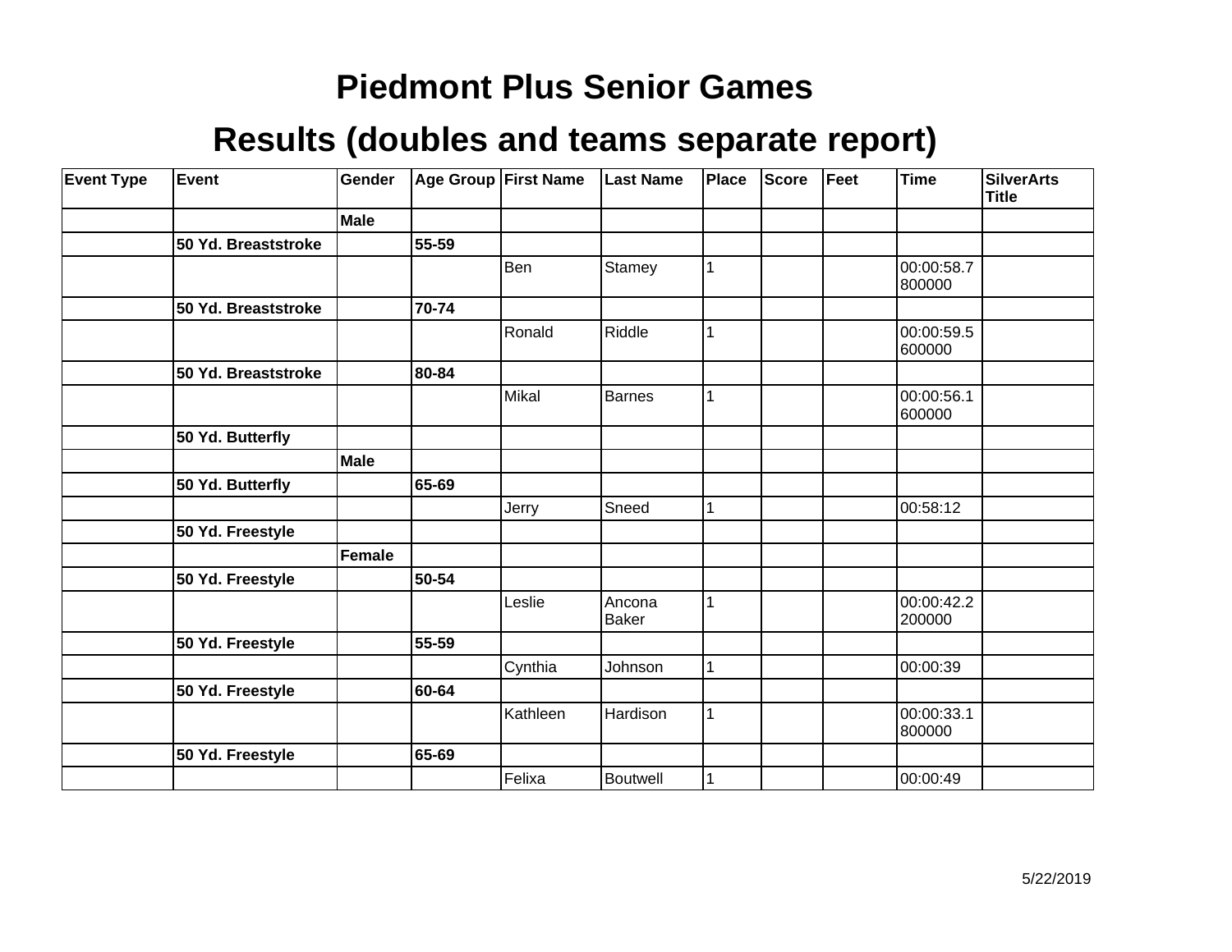# Piedmont Plus Senior Games

## Results (doubles and teams separate report)

| Event Type | Event | Gender | Age Group | First Name | Last Name | Place | Score | Feet | Time | SilverArts Title |
|---|---|---|---|---|---|---|---|---|---|---|
| | | **Male** | | | | | | | | |
| | **50 Yd. Breaststroke** | | **55-59** | | | | | | | |
| | | | | Ben | Stamey | 1 | | | 00:00:58.7800000 | |
| | **50 Yd. Breaststroke** | | **70-74** | | | | | | | |
| | | | | Ronald | Riddle | 1 | | | 00:00:59.5600000 | |
| | **50 Yd. Breaststroke** | | **80-84** | | | | | | | |
| | | | | Mikal | Barnes | 1 | | | 00:00:56.1600000 | |
| | **50 Yd. Butterfly** | | | | | | | | | |
| | | **Male** | | | | | | | | |
| | **50 Yd. Butterfly** | | **65-69** | | | | | | | |
| | | | | Jerry | Sneed | 1 | | | 00:58:12 | |
| | **50 Yd. Freestyle** | | | | | | | | | |
| | | **Female** | | | | | | | | |
| | **50 Yd. Freestyle** | | **50-54** | | | | | | | |
| | | | | Leslie | Ancona Baker | 1 | | | 00:00:42.2200000 | |
| | **50 Yd. Freestyle** | | **55-59** | | | | | | | |
| | | | | Cynthia | Johnson | 1 | | | 00:00:39 | |
| | **50 Yd. Freestyle** | | **60-64** | | | | | | | |
| | | | | Kathleen | Hardison | 1 | | | 00:00:33.1800000 | |
| | **50 Yd. Freestyle** | | **65-69** | | | | | | | |
| | | | | Felixa | Boutwell | 1 | | | 00:00:49 | |

5/22/2019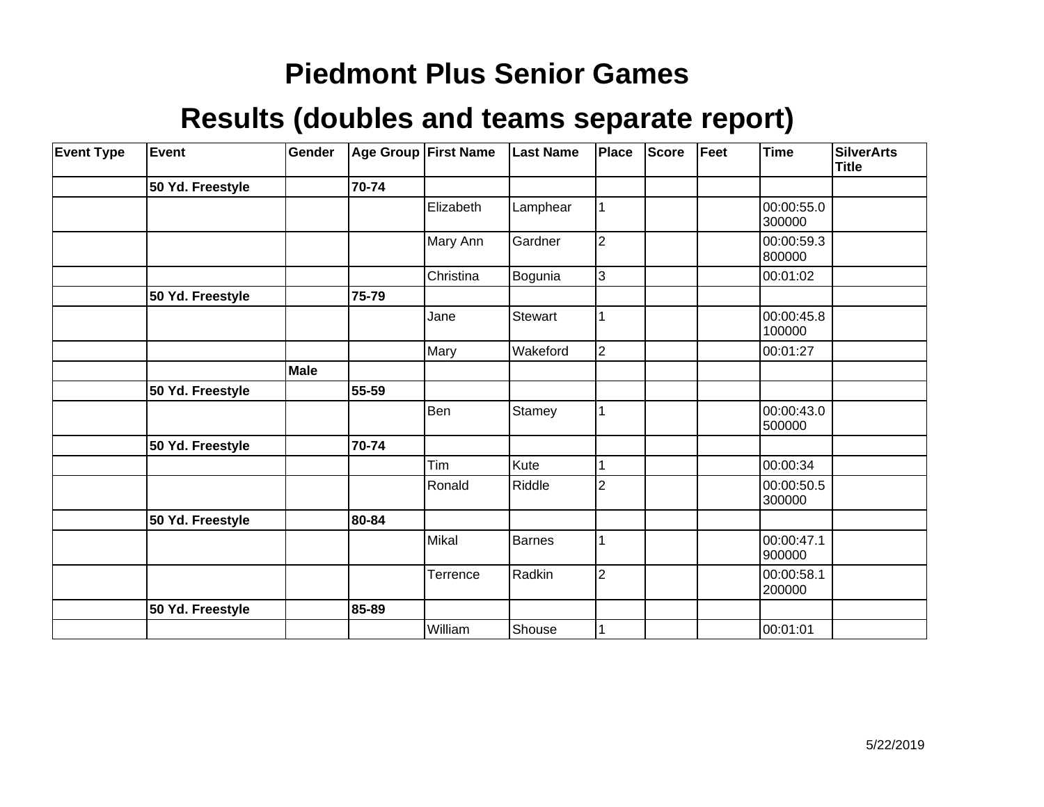# Piedmont Plus Senior Games

## Results (doubles and teams separate report)

| Event Type | Event | Gender | Age Group | First Name | Last Name | Place | Score | Feet | Time | SilverArts Title |
|---|---|---|---|---|---|---|---|---|---|---|
| | **50 Yd. Freestyle** | | **70-74** | | | | | | | |
| | | | | Elizabeth | Lamphear | 1 | | | 00:00:55.0300000 | |
| | | | | Mary Ann | Gardner | 2 | | | 00:00:59.3800000 | |
| | | | | Christina | Bogunia | 3 | | | 00:01:02 | |
| | **50 Yd. Freestyle** | | **75-79** | | | | | | | |
| | | | | Jane | Stewart | 1 | | | 00:00:45.8100000 | |
| | | | | Mary | Wakeford | 2 | | | 00:01:27 | |
| | | **Male** | | | | | | | | |
| | **50 Yd. Freestyle** | | **55-59** | | | | | | | |
| | | | | Ben | Stamey | 1 | | | 00:00:43.0500000 | |
| | **50 Yd. Freestyle** | | **70-74** | | | | | | | |
| | | | | Tim | Kute | 1 | | | 00:00:34 | |
| | | | | Ronald | Riddle | 2 | | | 00:00:50.5300000 | |
| | **50 Yd. Freestyle** | | **80-84** | | | | | | | |
| | | | | Mikal | Barnes | 1 | | | 00:00:47.1900000 | |
| | | | | Terrence | Radkin | 2 | | | 00:00:58.1200000 | |
| | **50 Yd. Freestyle** | | **85-89** | | | | | | | |
| | | | | William | Shouse | 1 | | | 00:01:01 | |

5/22/2019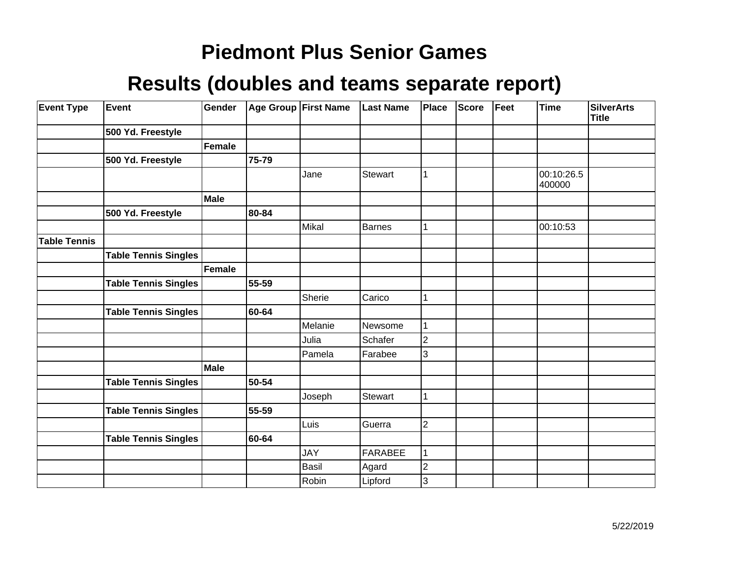# Piedmont Plus Senior Games

## Results (doubles and teams separate report)

| Event Type | Event | Gender | Age Group | First Name | Last Name | Place | Score | Feet | Time | SilverArts Title |
|---|---|---|---|---|---|---|---|---|---|---|
| | **500 Yd. Freestyle** | | | | | | | | | |
| | | **Female** | | | | | | | | |
| | **500 Yd. Freestyle** | | **75-79** | | | | | | | |
| | | | | Jane | Stewart | 1 | | | 00:10:26.5400000 | |
| | | **Male** | | | | | | | | |
| | **500 Yd. Freestyle** | | **80-84** | | | | | | | |
| | | | | Mikal | Barnes | 1 | | | 00:10:53 | |
| **Table Tennis** | | | | | | | | | | |
| | **Table Tennis Singles** | | | | | | | | | |
| | | **Female** | | | | | | | | |
| | **Table Tennis Singles** | | **55-59** | | | | | | | |
| | | | | Sherie | Carico | 1 | | | | |
| | **Table Tennis Singles** | | **60-64** | | | | | | | |
| | | | | Melanie | Newsome | 1 | | | | |
| | | | | Julia | Schafer | 2 | | | | |
| | | | | Pamela | Farabee | 3 | | | | |
| | | **Male** | | | | | | | | |
| | **Table Tennis Singles** | | **50-54** | | | | | | | |
| | | | | Joseph | Stewart | 1 | | | | |
| | **Table Tennis Singles** | | **55-59** | | | | | | | |
| | | | | Luis | Guerra | 2 | | | | |
| | **Table Tennis Singles** | | **60-64** | | | | | | | |
| | | | | JAY | FARABEE | 1 | | | | |
| | | | | Basil | Agard | 2 | | | | |
| | | | | Robin | Lipford | 3 | | | | |

5/22/2019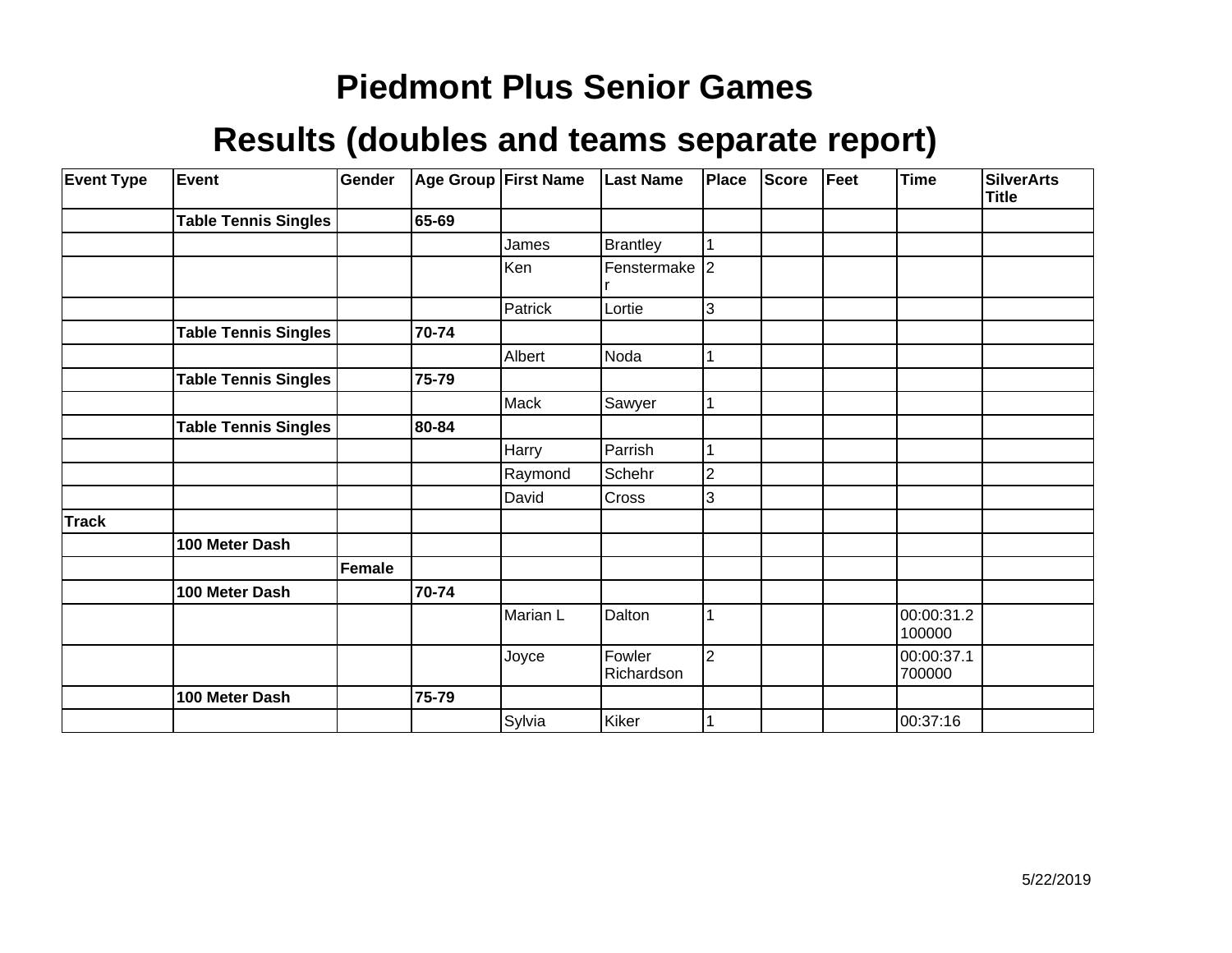# Piedmont Plus Senior Games

## Results (doubles and teams separate report)

| Event Type | Event | Gender | Age Group | First Name | Last Name | Place | Score | Feet | Time | SilverArts Title |
|---|---|---|---|---|---|---|---|---|---|---|
| | **Table Tennis Singles** | | **65-69** | | | | | | | |
| | | | | James | Brantley | 1 | | | | |
| | | | | Ken | Fenstermaker | 2 | | | | |
| | | | | Patrick | Lortie | 3 | | | | |
| | **Table Tennis Singles** | | **70-74** | | | | | | | |
| | | | | Albert | Noda | 1 | | | | |
| | **Table Tennis Singles** | | **75-79** | | | | | | | |
| | | | | Mack | Sawyer | 1 | | | | |
| | **Table Tennis Singles** | | **80-84** | | | | | | | |
| | | | | Harry | Parrish | 1 | | | | |
| | | | | Raymond | Schehr | 2 | | | | |
| | | | | David | Cross | 3 | | | | |
| **Track** | | | | | | | | | | |
| | **100 Meter Dash** | | | | | | | | | |
| | | **Female** | | | | | | | | |
| | **100 Meter Dash** | | **70-74** | | | | | | | |
| | | | | Marian L | Dalton | 1 | | | 00:00:31.2100000 | |
| | | | | Joyce | Fowler Richardson | 2 | | | 00:00:37.1700000 | |
| | **100 Meter Dash** | | **75-79** | | | | | | | |
| | | | | Sylvia | Kiker | 1 | | | 00:37:16 | |

5/22/2019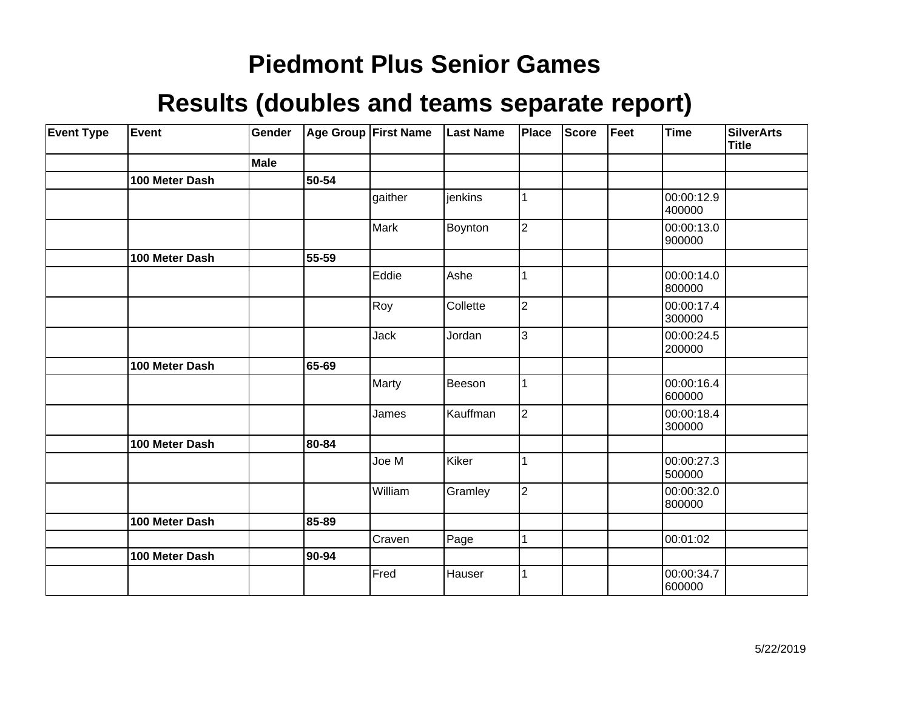# Piedmont Plus Senior Games

## Results (doubles and teams separate report)

| Event Type | Event | Gender | Age Group | First Name | Last Name | Place | Score | Feet | Time | SilverArts Title |
|---|---|---|---|---|---|---|---|---|---|---|
| | | **Male** | | | | | | | | |
| | **100 Meter Dash** | | **50-54** | | | | | | | |
| | | | | gaither | jenkins | 1 | | | 00:00:12.9400000 | |
| | | | | Mark | Boynton | 2 | | | 00:00:13.0900000 | |
| | **100 Meter Dash** | | **55-59** | | | | | | | |
| | | | | Eddie | Ashe | 1 | | | 00:00:14.0800000 | |
| | | | | Roy | Collette | 2 | | | 00:00:17.4300000 | |
| | | | | Jack | Jordan | 3 | | | 00:00:24.5200000 | |
| | **100 Meter Dash** | | **65-69** | | | | | | | |
| | | | | Marty | Beeson | 1 | | | 00:00:16.4600000 | |
| | | | | James | Kauffman | 2 | | | 00:00:18.4300000 | |
| | **100 Meter Dash** | | **80-84** | | | | | | | |
| | | | | Joe M | Kiker | 1 | | | 00:00:27.3500000 | |
| | | | | William | Gramley | 2 | | | 00:00:32.0800000 | |
| | **100 Meter Dash** | | **85-89** | | | | | | | |
| | | | | Craven | Page | 1 | | | 00:01:02 | |
| | **100 Meter Dash** | | **90-94** | | | | | | | |
| | | | | Fred | Hauser | 1 | | | 00:00:34.7600000 | |

5/22/2019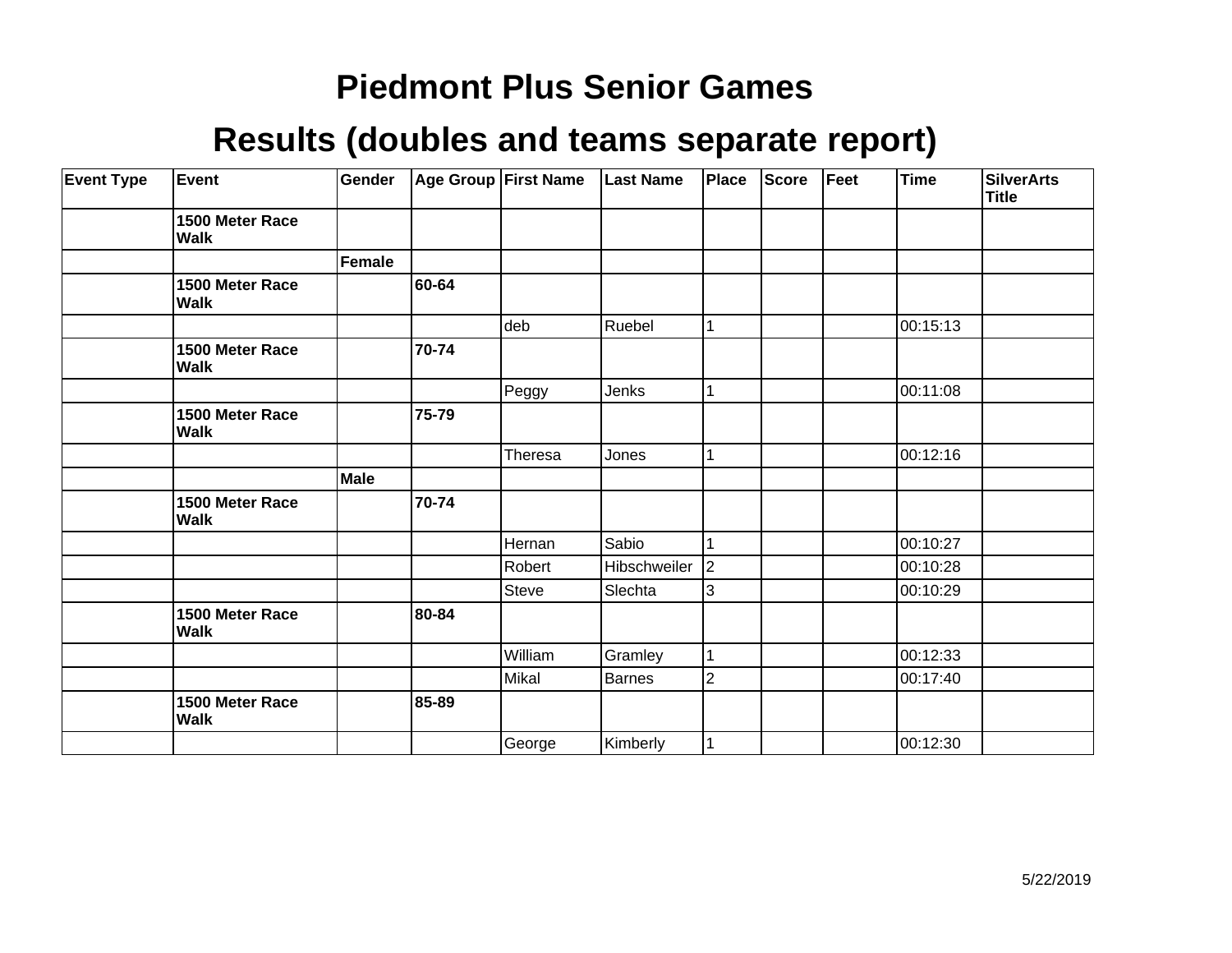# Piedmont Plus Senior Games

## Results (doubles and teams separate report)

| Event Type | Event | Gender | Age Group | First Name | Last Name | Place | Score | Feet | Time | SilverArts Title |
|---|---|---|---|---|---|---|---|---|---|---|
| | **1500 Meter Race Walk** | | | | | | | | | |
| | | **Female** | | | | | | | | |
| | **1500 Meter Race Walk** | | **60-64** | | | | | | | |
| | | | | deb | Ruebel | 1 | | | 00:15:13 | |
| | **1500 Meter Race Walk** | | **70-74** | | | | | | | |
| | | | | Peggy | Jenks | 1 | | | 00:11:08 | |
| | **1500 Meter Race Walk** | | **75-79** | | | | | | | |
| | | | | Theresa | Jones | 1 | | | 00:12:16 | |
| | | **Male** | | | | | | | | |
| | **1500 Meter Race Walk** | | **70-74** | | | | | | | |
| | | | | Hernan | Sabio | 1 | | | 00:10:27 | |
| | | | | Robert | Hibschweiler | 2 | | | 00:10:28 | |
| | | | | Steve | Slechta | 3 | | | 00:10:29 | |
| | **1500 Meter Race Walk** | | **80-84** | | | | | | | |
| | | | | William | Gramley | 1 | | | 00:12:33 | |
| | | | | Mikal | Barnes | 2 | | | 00:17:40 | |
| | **1500 Meter Race Walk** | | **85-89** | | | | | | | |
| | | | | George | Kimberly | 1 | | | 00:12:30 | |

5/22/2019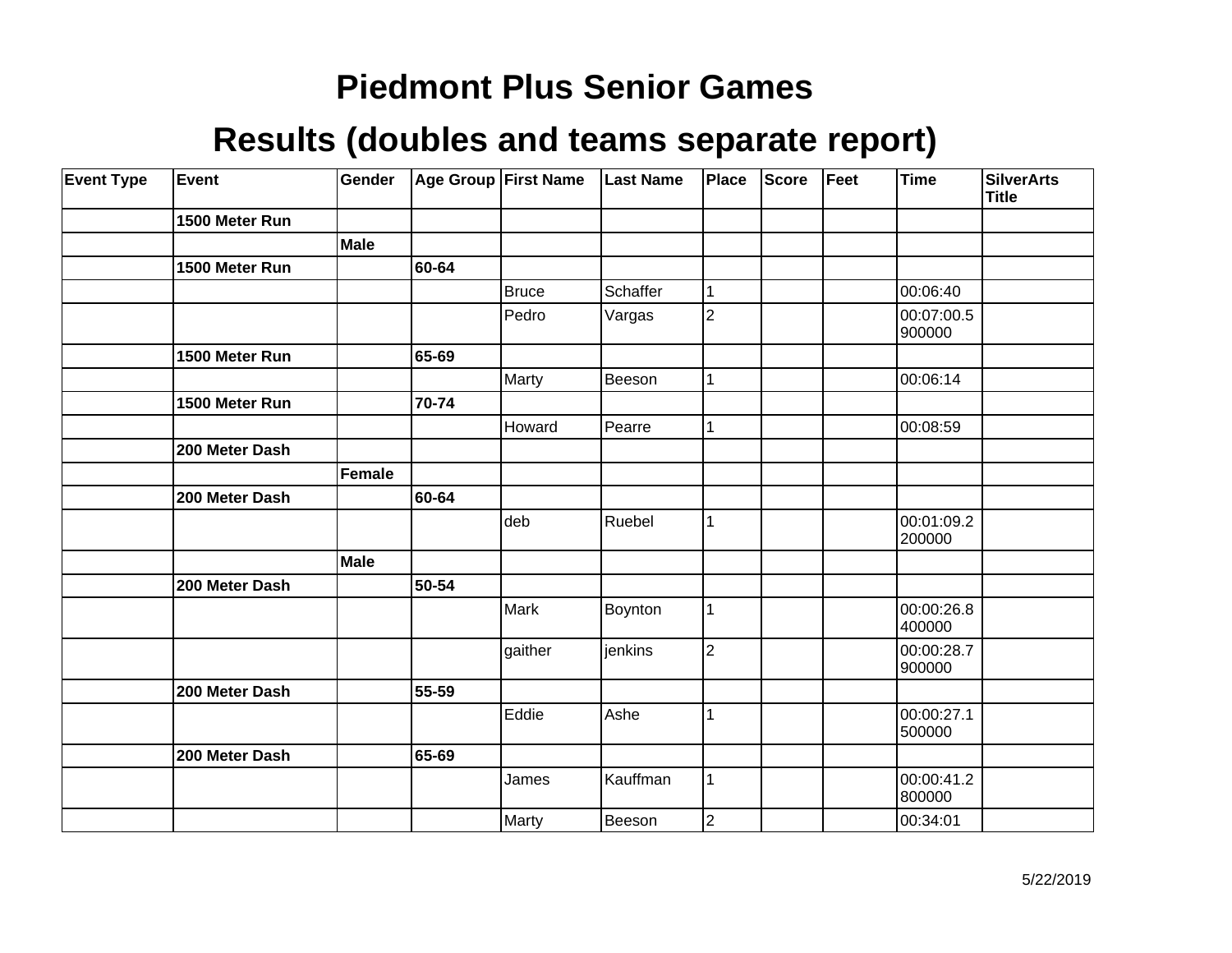# Piedmont Plus Senior Games

# Results (doubles and teams separate report)

| Event Type | Event | Gender | Age Group | First Name | Last Name | Place | Score | Feet | Time | SilverArts Title |
|---|---|---|---|---|---|---|---|---|---|---|
| | **1500 Meter Run** | | | | | | | | | |
| | | **Male** | | | | | | | | |
| | **1500 Meter Run** | | **60-64** | | | | | | | |
| | | | | Bruce | Schaffer | 1 | | | 00:06:40 | |
| | | | | Pedro | Vargas | 2 | | | 00:07:00.5900000 | |
| | **1500 Meter Run** | | **65-69** | | | | | | | |
| | | | | Marty | Beeson | 1 | | | 00:06:14 | |
| | **1500 Meter Run** | | **70-74** | | | | | | | |
| | | | | Howard | Pearre | 1 | | | 00:08:59 | |
| | **200 Meter Dash** | | | | | | | | | |
| | | **Female** | | | | | | | | |
| | **200 Meter Dash** | | **60-64** | | | | | | | |
| | | | | deb | Ruebel | 1 | | | 00:01:09.2200000 | |
| | | **Male** | | | | | | | | |
| | **200 Meter Dash** | | **50-54** | | | | | | | |
| | | | | Mark | Boynton | 1 | | | 00:00:26.8400000 | |
| | | | | gaither | jenkins | 2 | | | 00:00:28.7900000 | |
| | **200 Meter Dash** | | **55-59** | | | | | | | |
| | | | | Eddie | Ashe | 1 | | | 00:00:27.1500000 | |
| | **200 Meter Dash** | | **65-69** | | | | | | | |
| | | | | James | Kauffman | 1 | | | 00:00:41.2800000 | |
| | | | | Marty | Beeson | 2 | | | 00:34:01 | |

5/22/2019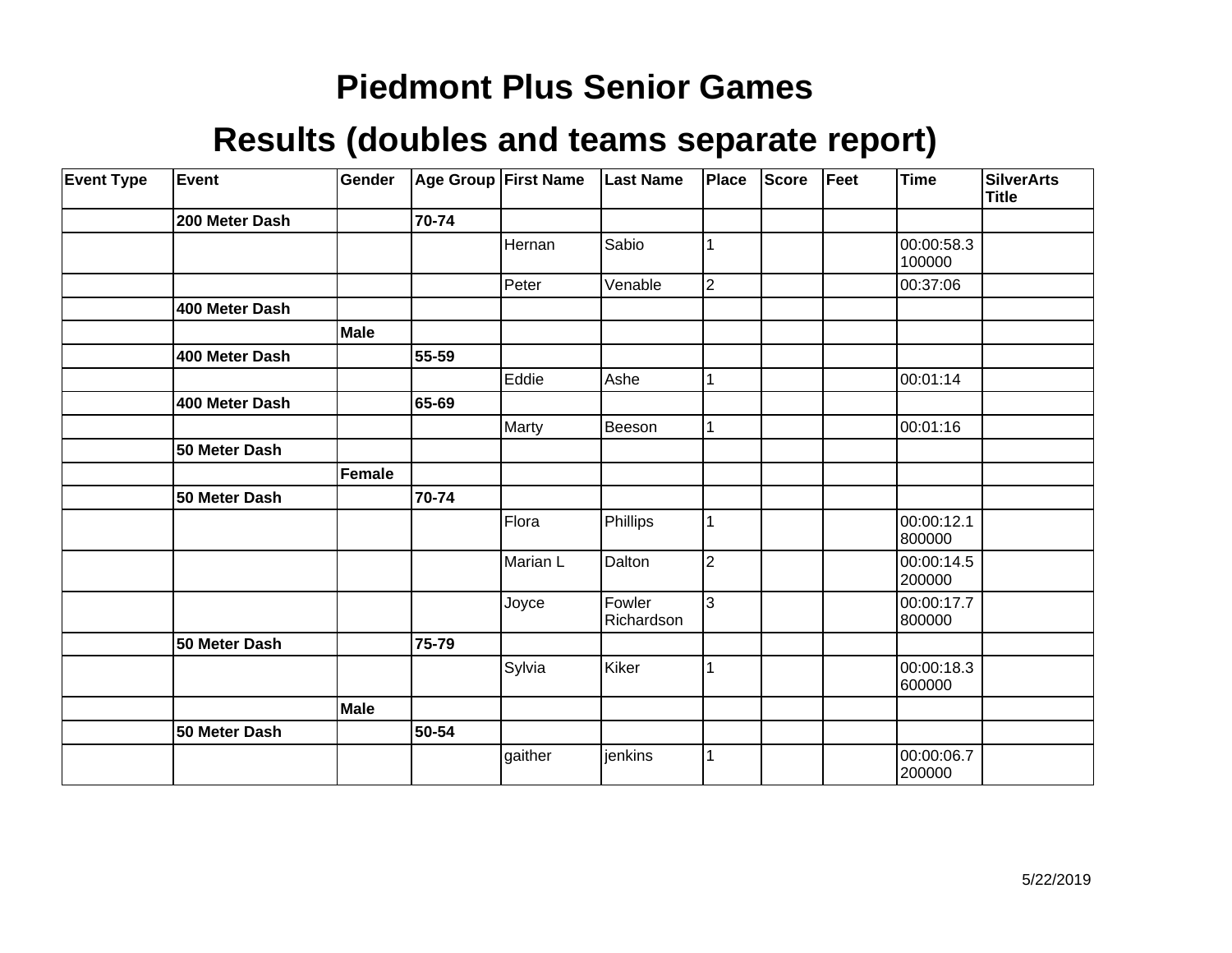# Piedmont Plus Senior Games

## Results (doubles and teams separate report)

| Event Type | Event | Gender | Age Group | First Name | Last Name | Place | Score | Feet | Time | SilverArts Title |
|---|---|---|---|---|---|---|---|---|---|---|
| | **200 Meter Dash** | | **70-74** | | | | | | | |
| | | | | Hernan | Sabio | 1 | | | 00:00:58.3 100000 | |
| | | | | Peter | Venable | 2 | | | 00:37:06 | |
| | **400 Meter Dash** | | | | | | | | | |
| | | **Male** | | | | | | | | |
| | **400 Meter Dash** | | **55-59** | | | | | | | |
| | | | | Eddie | Ashe | 1 | | | 00:01:14 | |
| | **400 Meter Dash** | | **65-69** | | | | | | | |
| | | | | Marty | Beeson | 1 | | | 00:01:16 | |
| | **50 Meter Dash** | | | | | | | | | |
| | | **Female** | | | | | | | | |
| | **50 Meter Dash** | | **70-74** | | | | | | | |
| | | | | Flora | Phillips | 1 | | | 00:00:12.1 800000 | |
| | | | | Marian L | Dalton | 2 | | | 00:00:14.5 200000 | |
| | | | | Joyce | Fowler Richardson | 3 | | | 00:00:17.7 800000 | |
| | **50 Meter Dash** | | **75-79** | | | | | | | |
| | | | | Sylvia | Kiker | 1 | | | 00:00:18.3 600000 | |
| | | **Male** | | | | | | | | |
| | **50 Meter Dash** | | **50-54** | | | | | | | |
| | | | | gaither | jenkins | 1 | | | 00:00:06.7 200000 | |

5/22/2019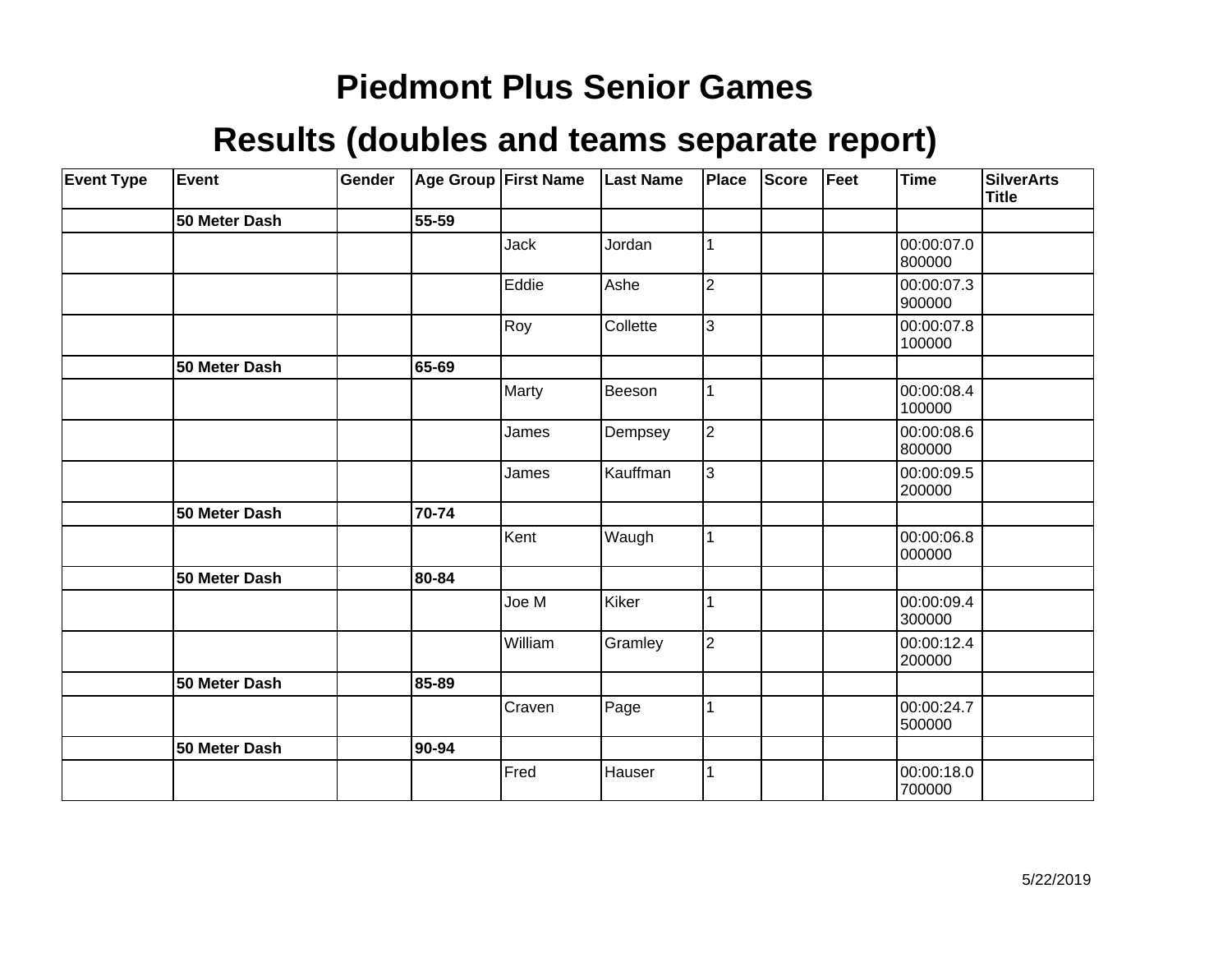# Piedmont Plus Senior Games

## Results (doubles and teams separate report)

| Event Type | Event | Gender | Age Group | First Name | Last Name | Place | Score | Feet | Time | SilverArts Title |
|---|---|---|---|---|---|---|---|---|---|---|
| | **50 Meter Dash** | | **55-59** | | | | | | | |
| | | | | Jack | Jordan | 1 | | | 00:00:07.0800000 | |
| | | | | Eddie | Ashe | 2 | | | 00:00:07.3900000 | |
| | | | | Roy | Collette | 3 | | | 00:00:07.8100000 | |
| | **50 Meter Dash** | | **65-69** | | | | | | | |
| | | | | Marty | Beeson | 1 | | | 00:00:08.4100000 | |
| | | | | James | Dempsey | 2 | | | 00:00:08.6800000 | |
| | | | | James | Kauffman | 3 | | | 00:00:09.5200000 | |
| | **50 Meter Dash** | | **70-74** | | | | | | | |
| | | | | Kent | Waugh | 1 | | | 00:00:06.8000000 | |
| | **50 Meter Dash** | | **80-84** | | | | | | | |
| | | | | Joe M | Kiker | 1 | | | 00:00:09.4300000 | |
| | | | | William | Gramley | 2 | | | 00:00:12.4200000 | |
| | **50 Meter Dash** | | **85-89** | | | | | | | |
| | | | | Craven | Page | 1 | | | 00:00:24.7500000 | |
| | **50 Meter Dash** | | **90-94** | | | | | | | |
| | | | | Fred | Hauser | 1 | | | 00:00:18.0700000 | |

5/22/2019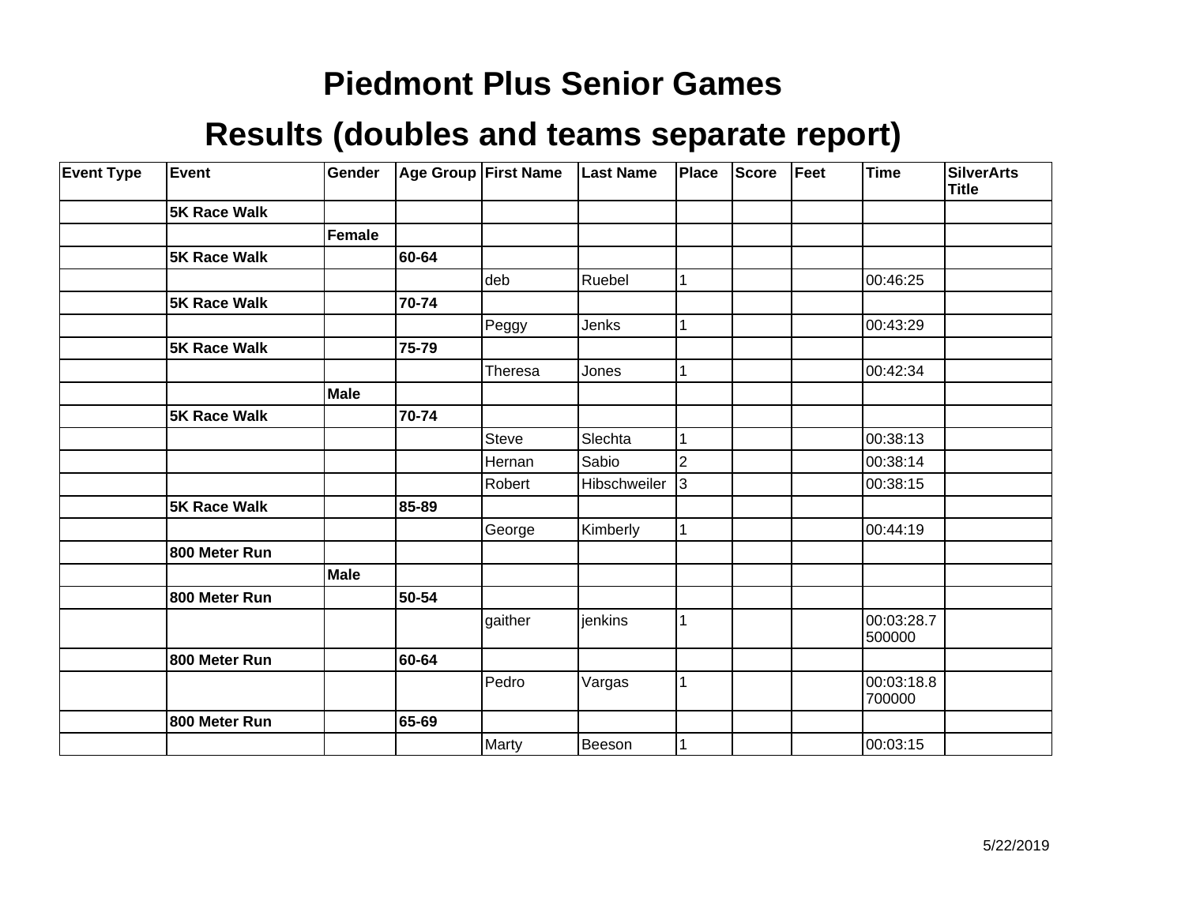# Piedmont Plus Senior Games

## Results (doubles and teams separate report)

| Event Type | Event | Gender | Age Group | First Name | Last Name | Place | Score | Feet | Time | SilverArts Title |
|---|---|---|---|---|---|---|---|---|---|---|
| | **5K Race Walk** | | | | | | | | | |
| | | **Female** | | | | | | | | |
| | **5K Race Walk** | | **60-64** | | | | | | | |
| | | | | deb | Ruebel | 1 | | | 00:46:25 | |
| | **5K Race Walk** | | **70-74** | | | | | | | |
| | | | | Peggy | Jenks | 1 | | | 00:43:29 | |
| | **5K Race Walk** | | **75-79** | | | | | | | |
| | | | | Theresa | Jones | 1 | | | 00:42:34 | |
| | | **Male** | | | | | | | | |
| | **5K Race Walk** | | **70-74** | | | | | | | |
| | | | | Steve | Slechta | 1 | | | 00:38:13 | |
| | | | | Hernan | Sabio | 2 | | | 00:38:14 | |
| | | | | Robert | Hibschweiler | 3 | | | 00:38:15 | |
| | **5K Race Walk** | | **85-89** | | | | | | | |
| | | | | George | Kimberly | 1 | | | 00:44:19 | |
| | **800 Meter Run** | | | | | | | | | |
| | | **Male** | | | | | | | | |
| | **800 Meter Run** | | **50-54** | | | | | | | |
| | | | | gaither | jenkins | 1 | | | 00:03:28.7500000 | |
| | **800 Meter Run** | | **60-64** | | | | | | | |
| | | | | Pedro | Vargas | 1 | | | 00:03:18.8700000 | |
| | **800 Meter Run** | | **65-69** | | | | | | | |
| | | | | Marty | Beeson | 1 | | | 00:03:15 | |

5/22/2019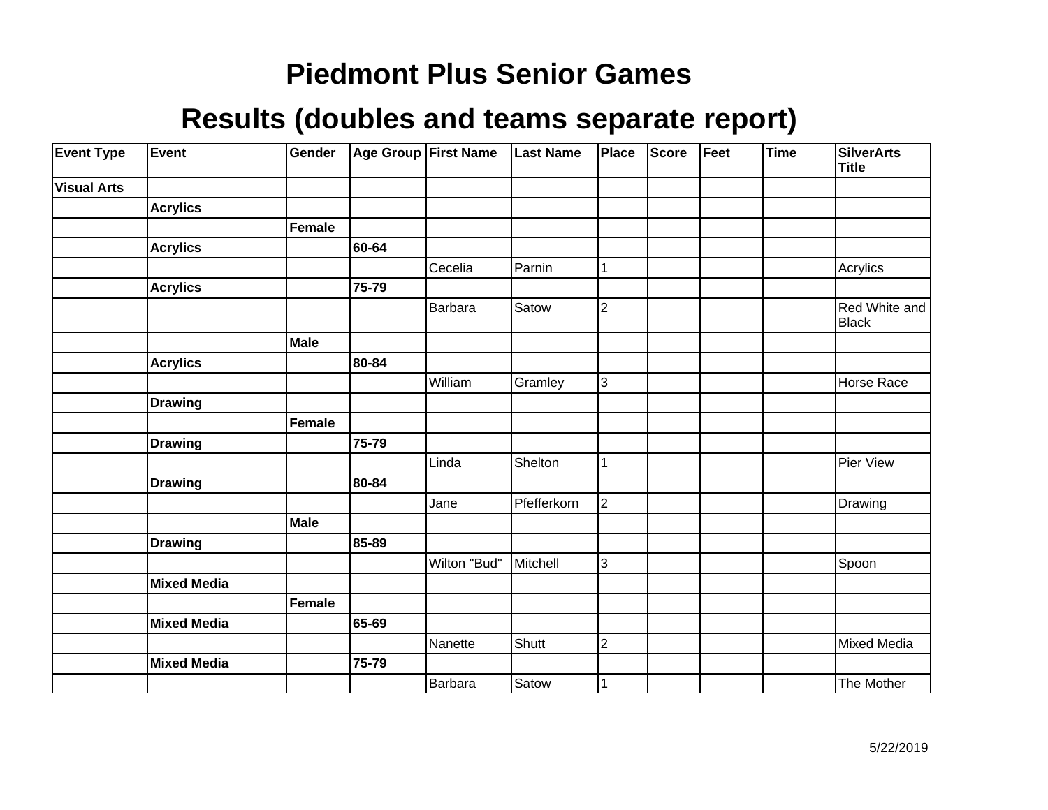# Piedmont Plus Senior Games

## Results (doubles and teams separate report)

| Event Type | Event | Gender | Age Group | First Name | Last Name | Place | Score | Feet | Time | SilverArts Title |
|---|---|---|---|---|---|---|---|---|---|---|
| **Visual Arts** | | | | | | | | | | |
| | **Acrylics** | | | | | | | | | |
| | | **Female** | | | | | | | | |
| | **Acrylics** | | **60-64** | | | | | | | |
| | | | | Cecelia | Parnin | 1 | | | | Acrylics |
| | **Acrylics** | | **75-79** | | | | | | | |
| | | | | Barbara | Satow | 2 | | | | Red White and Black |
| | | **Male** | | | | | | | | |
| | **Acrylics** | | **80-84** | | | | | | | |
| | | | | William | Gramley | 3 | | | | Horse Race |
| | **Drawing** | | | | | | | | | |
| | | **Female** | | | | | | | | |
| | **Drawing** | | **75-79** | | | | | | | |
| | | | | Linda | Shelton | 1 | | | | Pier View |
| | **Drawing** | | **80-84** | | | | | | | |
| | | | | Jane | Pfefferkorn | 2 | | | | Drawing |
| | | **Male** | | | | | | | | |
| | **Drawing** | | **85-89** | | | | | | | |
| | | | | Wilton "Bud" | Mitchell | 3 | | | | Spoon |
| | **Mixed Media** | | | | | | | | | |
| | | **Female** | | | | | | | | |
| | **Mixed Media** | | **65-69** | | | | | | | |
| | | | | Nanette | Shutt | 2 | | | | Mixed Media |
| | **Mixed Media** | | **75-79** | | | | | | | |
| | | | | Barbara | Satow | 1 | | | | The Mother |

5/22/2019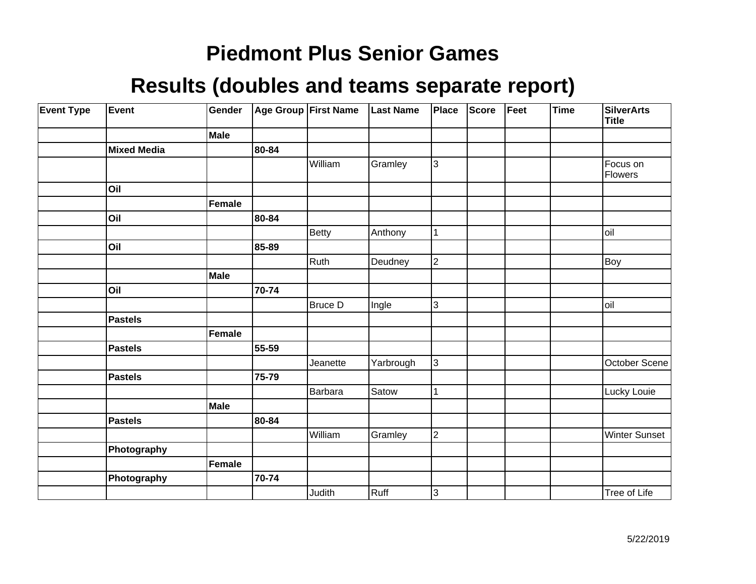# Piedmont Plus Senior Games

## Results (doubles and teams separate report)

| Event Type | Event | Gender | Age Group | First Name | Last Name | Place | Score | Feet | Time | SilverArts Title |
|---|---|---|---|---|---|---|---|---|---|---|
| | | **Male** | | | | | | | | |
| | **Mixed Media** | | **80-84** | | | | | | | |
| | | | | William | Gramley | 3 | | | | Focus on Flowers |
| | **Oil** | | | | | | | | | |
| | | **Female** | | | | | | | | |
| | **Oil** | | **80-84** | | | | | | | |
| | | | | Betty | Anthony | 1 | | | | oil |
| | **Oil** | | **85-89** | | | | | | | |
| | | | | Ruth | Deudney | 2 | | | | Boy |
| | | **Male** | | | | | | | | |
| | **Oil** | | **70-74** | | | | | | | |
| | | | | Bruce D | Ingle | 3 | | | | oil |
| | **Pastels** | | | | | | | | | |
| | | **Female** | | | | | | | | |
| | **Pastels** | | **55-59** | | | | | | | |
| | | | | Jeanette | Yarbrough | 3 | | | | October Scene |
| | **Pastels** | | **75-79** | | | | | | | |
| | | | | Barbara | Satow | 1 | | | | Lucky Louie |
| | | **Male** | | | | | | | | |
| | **Pastels** | | **80-84** | | | | | | | |
| | | | | William | Gramley | 2 | | | | Winter Sunset |
| | **Photography** | | | | | | | | | |
| | | **Female** | | | | | | | | |
| | **Photography** | | **70-74** | | | | | | | |
| | | | | Judith | Ruff | 3 | | | | Tree of Life |

5/22/2019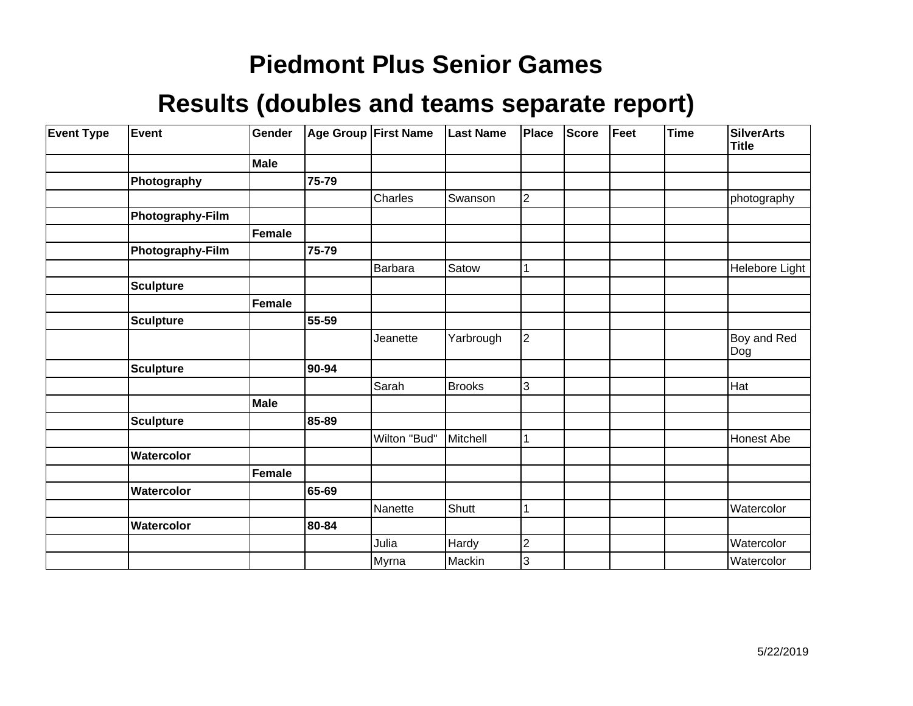# Piedmont Plus Senior Games

## Results (doubles and teams separate report)

| Event Type | Event | Gender | Age Group | First Name | Last Name | Place | Score | Feet | Time | SilverArts Title |
|---|---|---|---|---|---|---|---|---|---|---|
| | | **Male** | | | | | | | | |
| | **Photography** | | **75-79** | | | | | | | |
| | | | | Charles | Swanson | 2 | | | | photography |
| | **Photography-Film** | | | | | | | | | |
| | | **Female** | | | | | | | | |
| | **Photography-Film** | | **75-79** | | | | | | | |
| | | | | Barbara | Satow | 1 | | | | Helebore Light |
| | **Sculpture** | | | | | | | | | |
| | | **Female** | | | | | | | | |
| | **Sculpture** | | **55-59** | | | | | | | |
| | | | | Jeanette | Yarbrough | 2 | | | | Boy and Red Dog |
| | **Sculpture** | | **90-94** | | | | | | | |
| | | | | Sarah | Brooks | 3 | | | | Hat |
| | | **Male** | | | | | | | | |
| | **Sculpture** | | **85-89** | | | | | | | |
| | | | | Wilton "Bud" | Mitchell | 1 | | | | Honest Abe |
| | **Watercolor** | | | | | | | | | |
| | | **Female** | | | | | | | | |
| | **Watercolor** | | **65-69** | | | | | | | |
| | | | | Nanette | Shutt | 1 | | | | Watercolor |
| | **Watercolor** | | **80-84** | | | | | | | |
| | | | | Julia | Hardy | 2 | | | | Watercolor |
| | | | | Myrna | Mackin | 3 | | | | Watercolor |

5/22/2019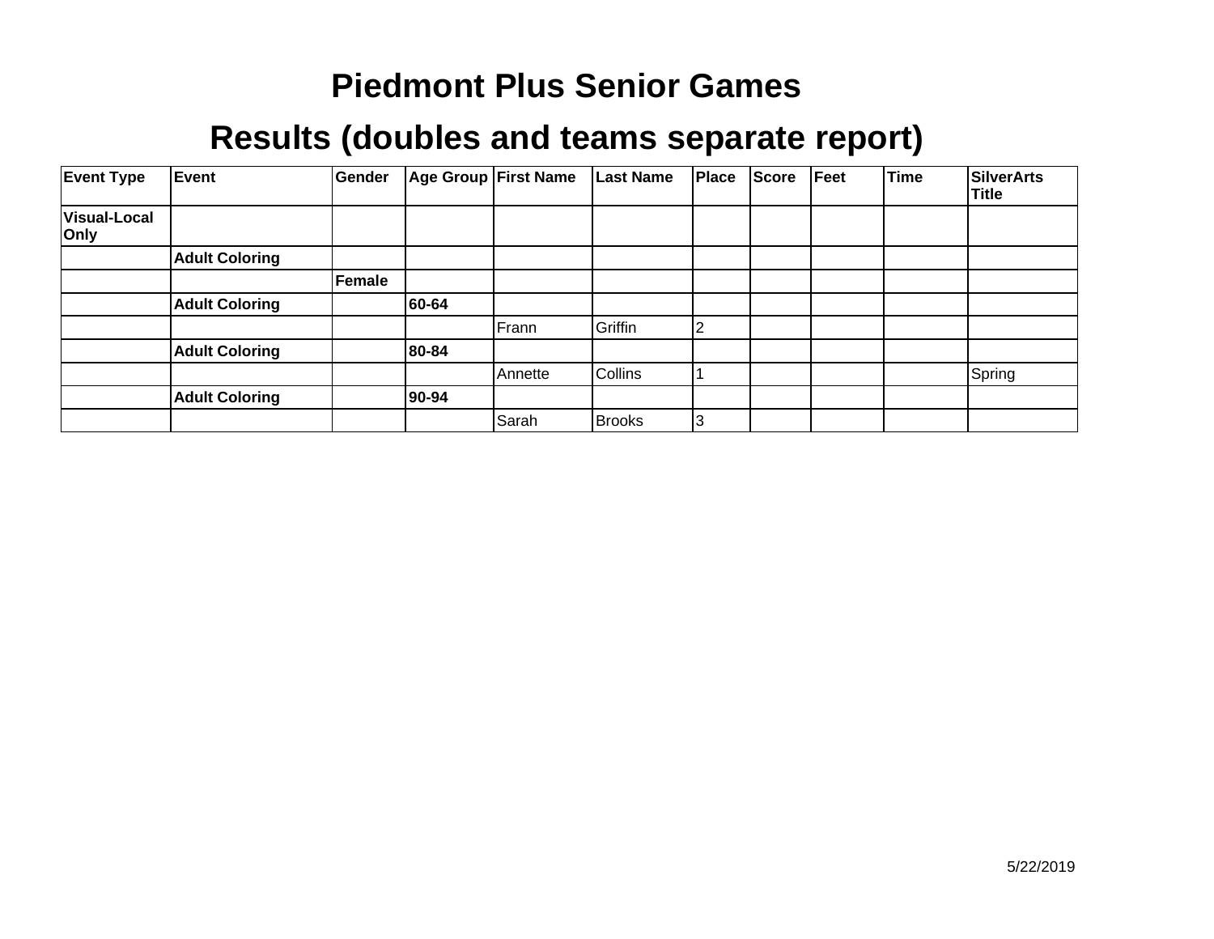# Piedmont Plus Senior Games

## Results (doubles and teams separate report)

| Event Type | Event | Gender | Age Group | First Name | Last Name | Place | Score | Feet | Time | SilverArts Title |
|---|---|---|---|---|---|---|---|---|---|---|
| **Visual-Local Only** | | | | | | | | | | |
| | **Adult Coloring** | | | | | | | | | |
| | | **Female** | | | | | | | | |
| | **Adult Coloring** | | **60-64** | | | | | | | |
| | | | | Frann | Griffin | 2 | | | | |
| | **Adult Coloring** | | **80-84** | | | | | | | |
| | | | | Annette | Collins | 1 | | | | Spring |
| | **Adult Coloring** | | **90-94** | | | | | | | |
| | | | | Sarah | Brooks | 3 | | | | |

5/22/2019